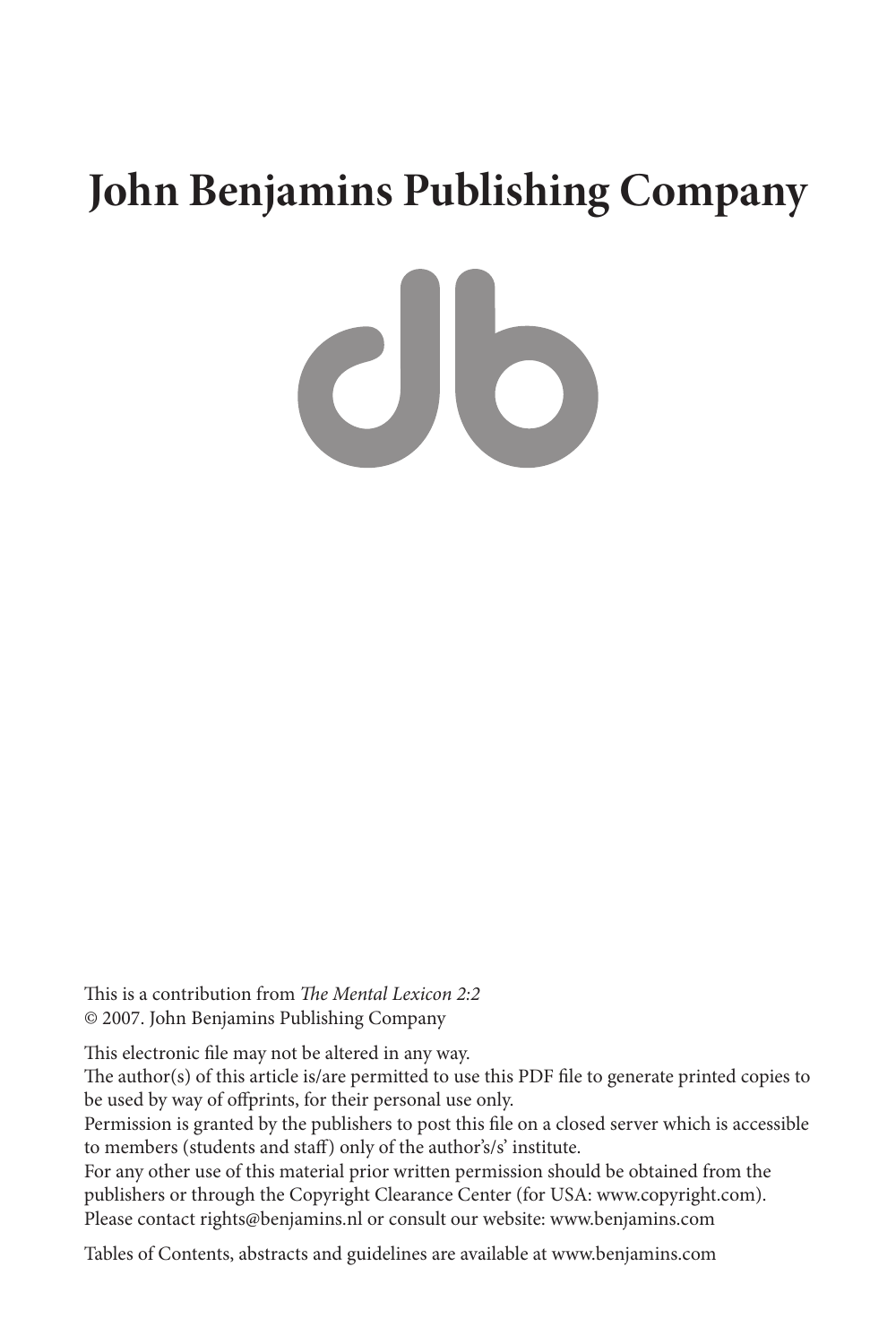# John Benjamins Publishing Company

This is a contribution from *The Mental Lexicon 2:2*
© 2007. John Benjamins Publishing Company

This electronic file may not be altered in any way.
The author(s) of this article is/are permitted to use this PDF file to generate printed copies to be used by way of offprints, for their personal use only.
Permission is granted by the publishers to post this file on a closed server which is accessible to members (students and staff) only of the author's/s' institute.
For any other use of this material prior written permission should be obtained from the publishers or through the Copyright Clearance Center (for USA: www.copyright.com).
Please contact rights@benjamins.nl or consult our website: www.benjamins.com

Tables of Contents, abstracts and guidelines are available at www.benjamins.com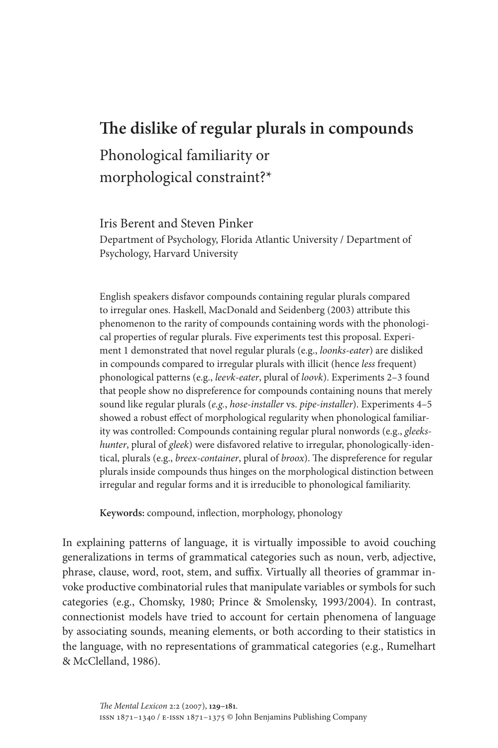# The dislike of regular plurals in compounds

## Phonological familiarity or morphological constraint?*

Iris Berent and Steven Pinker

Department of Psychology, Florida Atlantic University / Department of Psychology, Harvard University

English speakers disfavor compounds containing regular plurals compared to irregular ones. Haskell, MacDonald and Seidenberg (2003) attribute this phenomenon to the rarity of compounds containing words with the phonological properties of regular plurals. Five experiments test this proposal. Experiment 1 demonstrated that novel regular plurals (e.g., *loonks-eater*) are disliked in compounds compared to irregular plurals with illicit (hence *less* frequent) phonological patterns (e.g., *leevk-eater*, plural of *loovk*). Experiments 2–3 found that people show no dispreference for compounds containing nouns that merely sound like regular plurals (*e.g.*, *hose-installer* vs. *pipe-installer*). Experiments 4–5 showed a robust effect of morphological regularity when phonological familiarity was controlled: Compounds containing regular plural nonwords (e.g., *gleeks-hunter*, plural of *gleek*) were disfavored relative to irregular, phonologically-identical, plurals (e.g., *breex-container*, plural of *broox*). The dispreference for regular plurals inside compounds thus hinges on the morphological distinction between irregular and regular forms and it is irreducible to phonological familiarity.

**Keywords:** compound, inflection, morphology, phonology

In explaining patterns of language, it is virtually impossible to avoid couching generalizations in terms of grammatical categories such as noun, verb, adjective, phrase, clause, word, root, stem, and suffix. Virtually all theories of grammar invoke productive combinatorial rules that manipulate variables or symbols for such categories (e.g., Chomsky, 1980; Prince & Smolensky, 1993/2004). In contrast, connectionist models have tried to account for certain phenomena of language by associating sounds, meaning elements, or both according to their statistics in the language, with no representations of grammatical categories (e.g., Rumelhart & McClelland, 1986).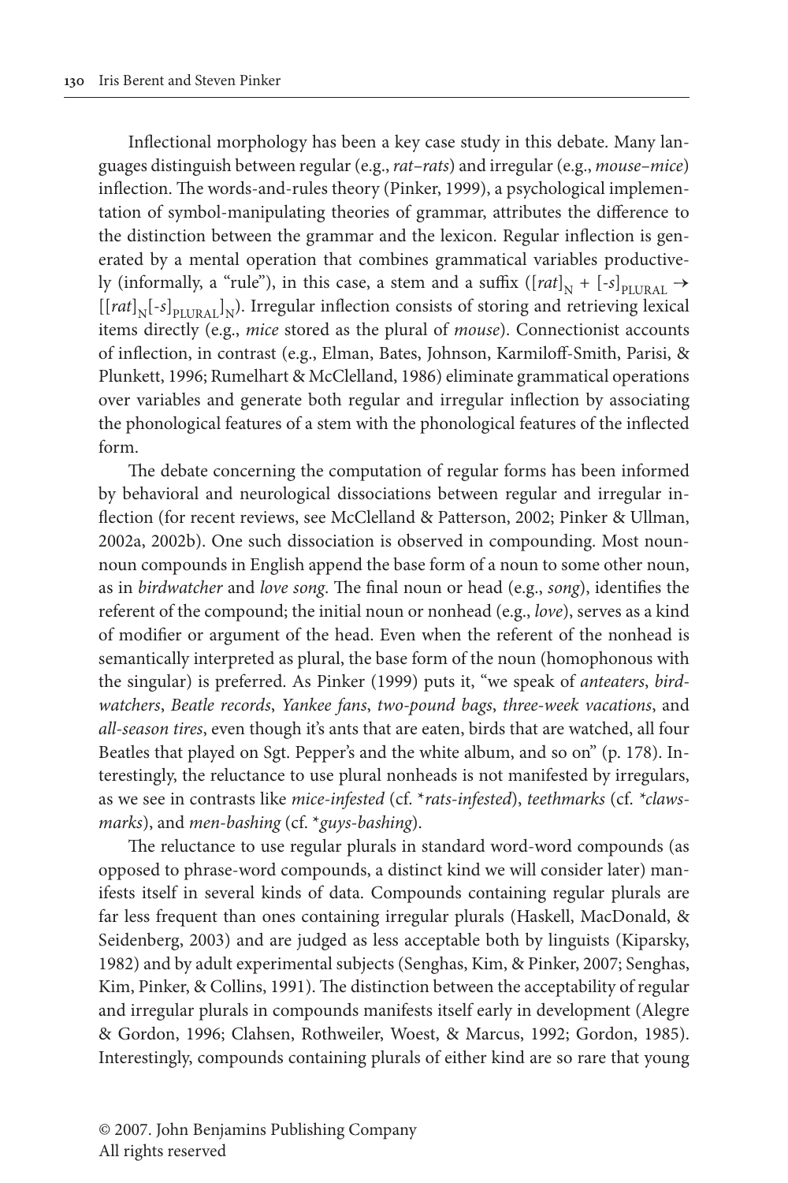Inflectional morphology has been a key case study in this debate. Many languages distinguish between regular (e.g., *rat–rats*) and irregular (e.g., *mouse–mice*) inflection. The words-and-rules theory (Pinker, 1999), a psychological implementation of symbol-manipulating theories of grammar, attributes the difference to the distinction between the grammar and the lexicon. Regular inflection is generated by a mental operation that combines grammatical variables productively (informally, a "rule"), in this case, a stem and a suffix ($[rat]_N + [\text{-}s]_{PLURAL} \rightarrow [[rat]_N[\text{-}s]_{PLURAL}]_N$). Irregular inflection consists of storing and retrieving lexical items directly (e.g., *mice* stored as the plural of *mouse*). Connectionist accounts of inflection, in contrast (e.g., Elman, Bates, Johnson, Karmiloff-Smith, Parisi, & Plunkett, 1996; Rumelhart & McClelland, 1986) eliminate grammatical operations over variables and generate both regular and irregular inflection by associating the phonological features of a stem with the phonological features of the inflected form.

The debate concerning the computation of regular forms has been informed by behavioral and neurological dissociations between regular and irregular inflection (for recent reviews, see McClelland & Patterson, 2002; Pinker & Ullman, 2002a, 2002b). One such dissociation is observed in compounding. Most noun-noun compounds in English append the base form of a noun to some other noun, as in *birdwatcher* and *love song*. The final noun or head (e.g., *song*), identifies the referent of the compound; the initial noun or nonhead (e.g., *love*), serves as a kind of modifier or argument of the head. Even when the referent of the nonhead is semantically interpreted as plural, the base form of the noun (homophonous with the singular) is preferred. As Pinker (1999) puts it, "we speak of *anteaters*, *birdwatchers*, *Beatle records*, *Yankee fans*, *two-pound bags*, *three-week vacations*, and *all-season tires*, even though it's ants that are eaten, birds that are watched, all four Beatles that played on Sgt. Pepper's and the white album, and so on" (p. 178). Interestingly, the reluctance to use plural nonheads is not manifested by irregulars, as we see in contrasts like *mice-infested* (cf. **rats-infested*), *teethmarks* (cf. **clawsmarks*), and *men-bashing* (cf. **guys-bashing*).

The reluctance to use regular plurals in standard word-word compounds (as opposed to phrase-word compounds, a distinct kind we will consider later) manifests itself in several kinds of data. Compounds containing regular plurals are far less frequent than ones containing irregular plurals (Haskell, MacDonald, & Seidenberg, 2003) and are judged as less acceptable both by linguists (Kiparsky, 1982) and by adult experimental subjects (Senghas, Kim, & Pinker, 2007; Senghas, Kim, Pinker, & Collins, 1991). The distinction between the acceptability of regular and irregular plurals in compounds manifests itself early in development (Alegre & Gordon, 1996; Clahsen, Rothweiler, Woest, & Marcus, 1992; Gordon, 1985). Interestingly, compounds containing plurals of either kind are so rare that young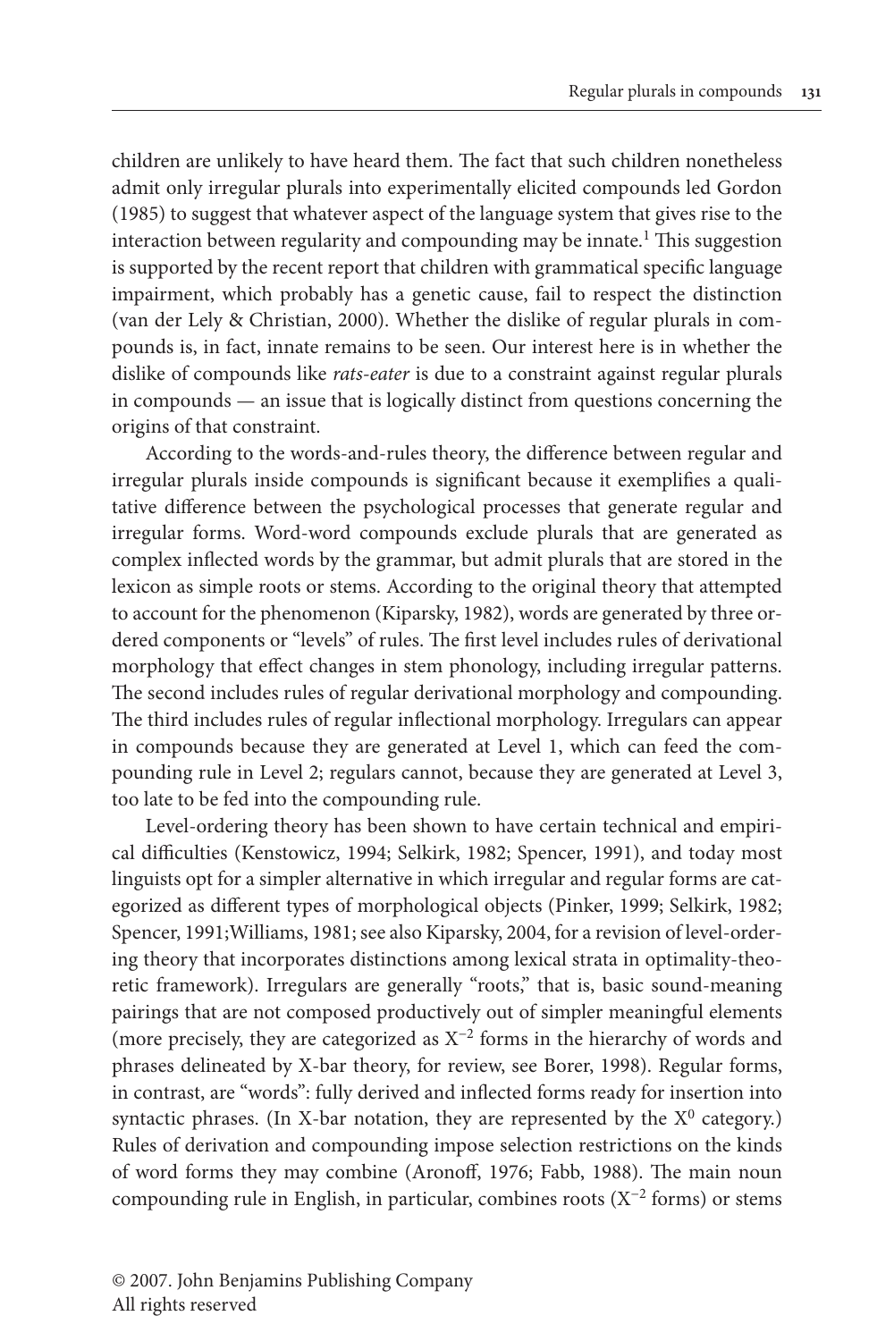children are unlikely to have heard them. The fact that such children nonetheless admit only irregular plurals into experimentally elicited compounds led Gordon (1985) to suggest that whatever aspect of the language system that gives rise to the interaction between regularity and compounding may be innate.[1] This suggestion is supported by the recent report that children with grammatical specific language impairment, which probably has a genetic cause, fail to respect the distinction (van der Lely & Christian, 2000). Whether the dislike of regular plurals in compounds is, in fact, innate remains to be seen. Our interest here is in whether the dislike of compounds like *rats-eater* is due to a constraint against regular plurals in compounds — an issue that is logically distinct from questions concerning the origins of that constraint.

According to the words-and-rules theory, the difference between regular and irregular plurals inside compounds is significant because it exemplifies a qualitative difference between the psychological processes that generate regular and irregular forms. Word-word compounds exclude plurals that are generated as complex inflected words by the grammar, but admit plurals that are stored in the lexicon as simple roots or stems. According to the original theory that attempted to account for the phenomenon (Kiparsky, 1982), words are generated by three ordered components or "levels" of rules. The first level includes rules of derivational morphology that effect changes in stem phonology, including irregular patterns. The second includes rules of regular derivational morphology and compounding. The third includes rules of regular inflectional morphology. Irregulars can appear in compounds because they are generated at Level 1, which can feed the compounding rule in Level 2; regulars cannot, because they are generated at Level 3, too late to be fed into the compounding rule.

Level-ordering theory has been shown to have certain technical and empirical difficulties (Kenstowicz, 1994; Selkirk, 1982; Spencer, 1991), and today most linguists opt for a simpler alternative in which irregular and regular forms are categorized as different types of morphological objects (Pinker, 1999; Selkirk, 1982; Spencer, 1991; Williams, 1981; see also Kiparsky, 2004, for a revision of level-ordering theory that incorporates distinctions among lexical strata in optimality-theoretic framework). Irregulars are generally "roots," that is, basic sound-meaning pairings that are not composed productively out of simpler meaningful elements (more precisely, they are categorized as $X^{-2}$ forms in the hierarchy of words and phrases delineated by X-bar theory, for review, see Borer, 1998). Regular forms, in contrast, are "words": fully derived and inflected forms ready for insertion into syntactic phrases. (In X-bar notation, they are represented by the $X^0$ category.) Rules of derivation and compounding impose selection restrictions on the kinds of word forms they may combine (Aronoff, 1976; Fabb, 1988). The main noun compounding rule in English, in particular, combines roots ($X^{-2}$ forms) or stems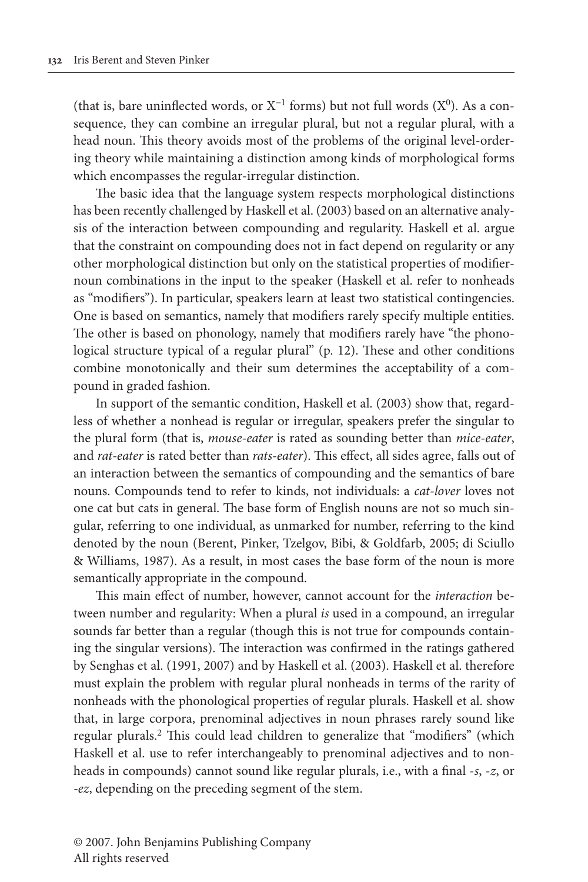(that is, bare uninflected words, or $X^{-1}$ forms) but not full words ($X^0$). As a consequence, they can combine an irregular plural, but not a regular plural, with a head noun. This theory avoids most of the problems of the original level-ordering theory while maintaining a distinction among kinds of morphological forms which encompasses the regular-irregular distinction.

The basic idea that the language system respects morphological distinctions has been recently challenged by Haskell et al. (2003) based on an alternative analysis of the interaction between compounding and regularity. Haskell et al. argue that the constraint on compounding does not in fact depend on regularity or any other morphological distinction but only on the statistical properties of modifier-noun combinations in the input to the speaker (Haskell et al. refer to nonheads as "modifiers"). In particular, speakers learn at least two statistical contingencies. One is based on semantics, namely that modifiers rarely specify multiple entities. The other is based on phonology, namely that modifiers rarely have "the phonological structure typical of a regular plural" (p. 12). These and other conditions combine monotonically and their sum determines the acceptability of a compound in graded fashion.

In support of the semantic condition, Haskell et al. (2003) show that, regardless of whether a nonhead is regular or irregular, speakers prefer the singular to the plural form (that is, *mouse-eater* is rated as sounding better than *mice-eater*, and *rat-eater* is rated better than *rats-eater*). This effect, all sides agree, falls out of an interaction between the semantics of compounding and the semantics of bare nouns. Compounds tend to refer to kinds, not individuals: a *cat-lover* loves not one cat but cats in general. The base form of English nouns are not so much singular, referring to one individual, as unmarked for number, referring to the kind denoted by the noun (Berent, Pinker, Tzelgov, Bibi, & Goldfarb, 2005; di Sciullo & Williams, 1987). As a result, in most cases the base form of the noun is more semantically appropriate in the compound.

This main effect of number, however, cannot account for the *interaction* between number and regularity: When a plural *is* used in a compound, an irregular sounds far better than a regular (though this is not true for compounds containing the singular versions). The interaction was confirmed in the ratings gathered by Senghas et al. (1991, 2007) and by Haskell et al. (2003). Haskell et al. therefore must explain the problem with regular plural nonheads in terms of the rarity of nonheads with the phonological properties of regular plurals. Haskell et al. show that, in large corpora, prenominal adjectives in noun phrases rarely sound like regular plurals.[2] This could lead children to generalize that "modifiers" (which Haskell et al. use to refer interchangeably to prenominal adjectives and to nonheads in compounds) cannot sound like regular plurals, i.e., with a final *-s*, *-z*, or *-ez*, depending on the preceding segment of the stem.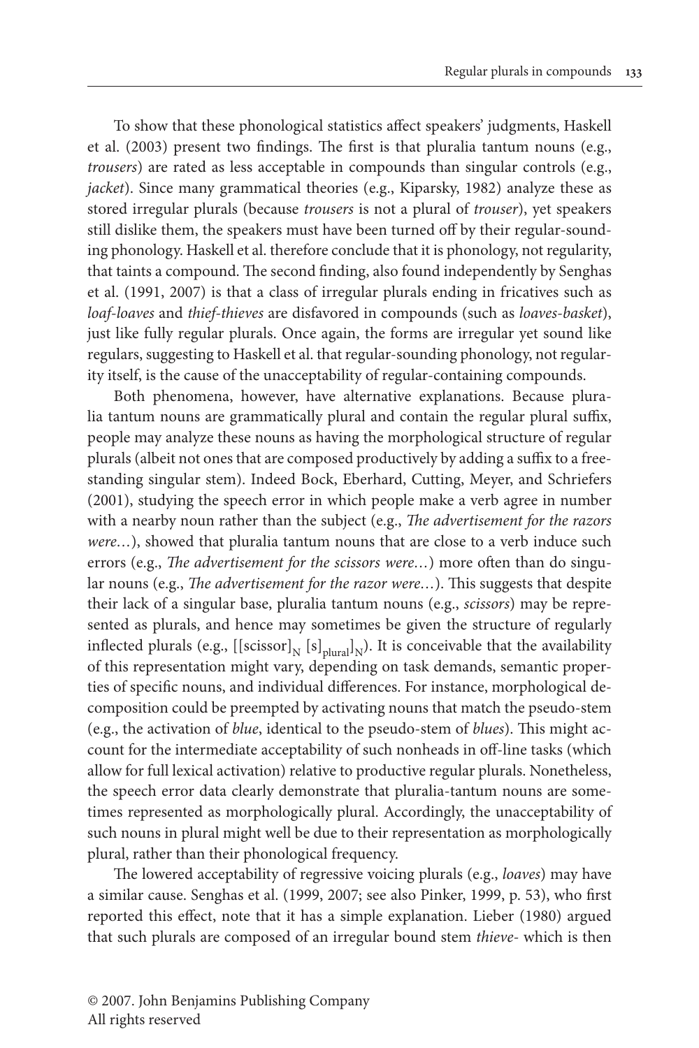To show that these phonological statistics affect speakers' judgments, Haskell et al. (2003) present two findings. The first is that pluralia tantum nouns (e.g., *trousers*) are rated as less acceptable in compounds than singular controls (e.g., *jacket*). Since many grammatical theories (e.g., Kiparsky, 1982) analyze these as stored irregular plurals (because *trousers* is not a plural of *trouser*), yet speakers still dislike them, the speakers must have been turned off by their regular-sounding phonology. Haskell et al. therefore conclude that it is phonology, not regularity, that taints a compound. The second finding, also found independently by Senghas et al. (1991, 2007) is that a class of irregular plurals ending in fricatives such as *loaf-loaves* and *thief-thieves* are disfavored in compounds (such as *loaves-basket*), just like fully regular plurals. Once again, the forms are irregular yet sound like regulars, suggesting to Haskell et al. that regular-sounding phonology, not regularity itself, is the cause of the unacceptability of regular-containing compounds.

Both phenomena, however, have alternative explanations. Because pluralia tantum nouns are grammatically plural and contain the regular plural suffix, people may analyze these nouns as having the morphological structure of regular plurals (albeit not ones that are composed productively by adding a suffix to a free-standing singular stem). Indeed Bock, Eberhard, Cutting, Meyer, and Schriefers (2001), studying the speech error in which people make a verb agree in number with a nearby noun rather than the subject (e.g., *The advertisement for the razors were…*), showed that pluralia tantum nouns that are close to a verb induce such errors (e.g., *The advertisement for the scissors were…*) more often than do singular nouns (e.g., *The advertisement for the razor were…*). This suggests that despite their lack of a singular base, pluralia tantum nouns (e.g., *scissors*) may be represented as plurals, and hence may sometimes be given the structure of regularly inflected plurals (e.g., $[[\text{scissor}]_N\ [\text{s}]_{\text{plural}}]_N$). It is conceivable that the availability of this representation might vary, depending on task demands, semantic properties of specific nouns, and individual differences. For instance, morphological decomposition could be preempted by activating nouns that match the pseudo-stem (e.g., the activation of *blue*, identical to the pseudo-stem of *blues*). This might account for the intermediate acceptability of such nonheads in off-line tasks (which allow for full lexical activation) relative to productive regular plurals. Nonetheless, the speech error data clearly demonstrate that pluralia-tantum nouns are sometimes represented as morphologically plural. Accordingly, the unacceptability of such nouns in plural might well be due to their representation as morphologically plural, rather than their phonological frequency.

The lowered acceptability of regressive voicing plurals (e.g., *loaves*) may have a similar cause. Senghas et al. (1999, 2007; see also Pinker, 1999, p. 53), who first reported this effect, note that it has a simple explanation. Lieber (1980) argued that such plurals are composed of an irregular bound stem *thieve-* which is then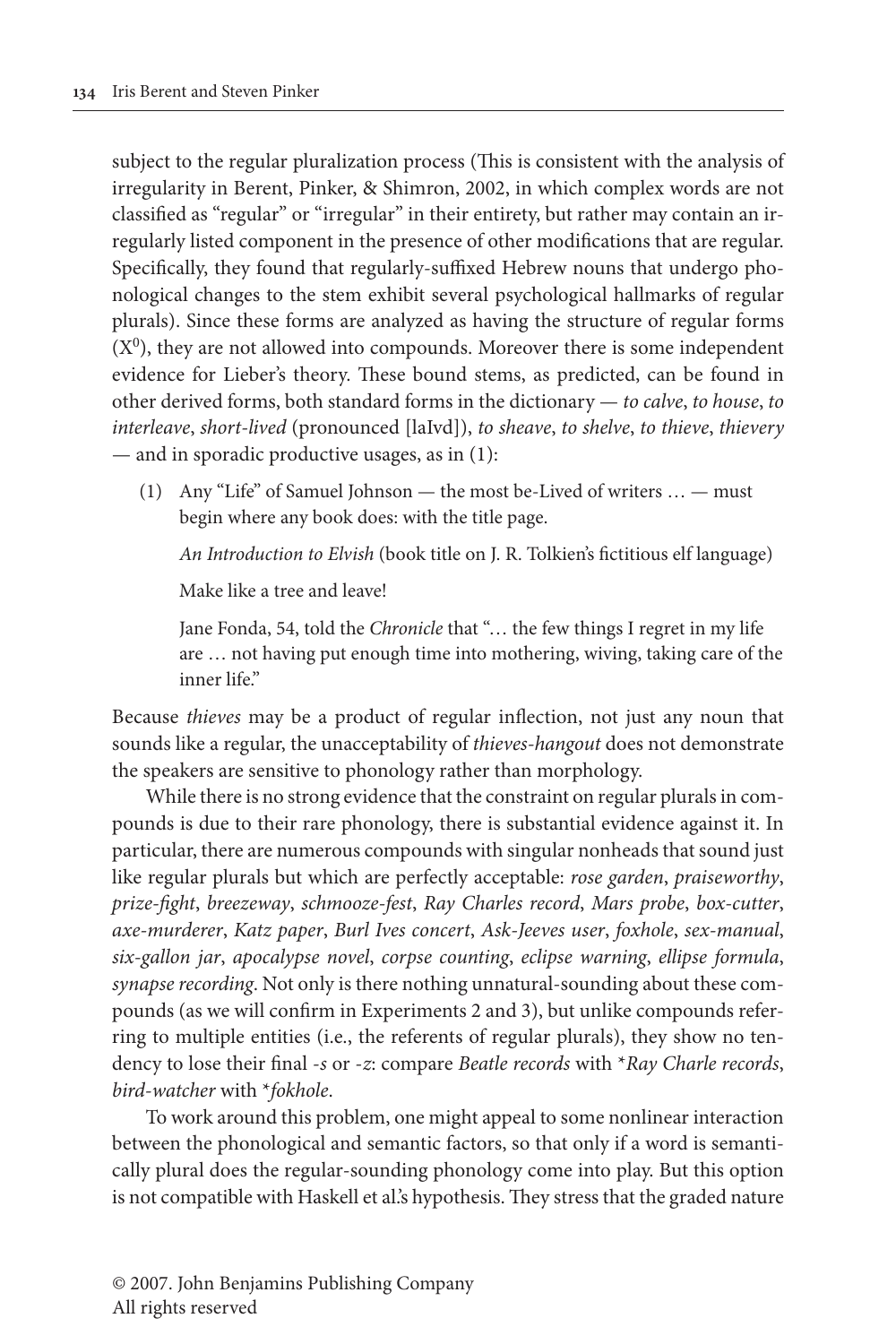subject to the regular pluralization process (This is consistent with the analysis of irregularity in Berent, Pinker, & Shimron, 2002, in which complex words are not classified as "regular" or "irregular" in their entirety, but rather may contain an irregularly listed component in the presence of other modifications that are regular. Specifically, they found that regularly-suffixed Hebrew nouns that undergo phonological changes to the stem exhibit several psychological hallmarks of regular plurals). Since these forms are analyzed as having the structure of regular forms ($X^0$), they are not allowed into compounds. Moreover there is some independent evidence for Lieber's theory. These bound stems, as predicted, can be found in other derived forms, both standard forms in the dictionary — *to calve*, *to house*, *to interleave*, *short-lived* (pronounced [laIvd]), *to sheave*, *to shelve*, *to thieve*, *thievery* — and in sporadic productive usages, as in (1):

(1) Any "Life" of Samuel Johnson — the most be-Lived of writers … — must begin where any book does: with the title page.

*An Introduction to Elvish* (book title on J. R. Tolkien's fictitious elf language)

Make like a tree and leave!

Jane Fonda, 54, told the *Chronicle* that "… the few things I regret in my life are … not having put enough time into mothering, wiving, taking care of the inner life."

Because *thieves* may be a product of regular inflection, not just any noun that sounds like a regular, the unacceptability of *thieves-hangout* does not demonstrate the speakers are sensitive to phonology rather than morphology.

While there is no strong evidence that the constraint on regular plurals in compounds is due to their rare phonology, there is substantial evidence against it. In particular, there are numerous compounds with singular nonheads that sound just like regular plurals but which are perfectly acceptable: *rose garden*, *praiseworthy*, *prize-fight*, *breezeway*, *schmooze-fest*, *Ray Charles record*, *Mars probe*, *box-cutter*, *axe-murderer*, *Katz paper*, *Burl Ives concert*, *Ask-Jeeves user*, *foxhole*, *sex-manual*, *six-gallon jar*, *apocalypse novel*, *corpse counting*, *eclipse warning*, *ellipse formula*, *synapse recording*. Not only is there nothing unnatural-sounding about these compounds (as we will confirm in Experiments 2 and 3), but unlike compounds referring to multiple entities (i.e., the referents of regular plurals), they show no tendency to lose their final *-s* or *-z*: compare *Beatle records* with *\*Ray Charle records*, *bird-watcher* with *\*fokhole*.

To work around this problem, one might appeal to some nonlinear interaction between the phonological and semantic factors, so that only if a word is semantically plural does the regular-sounding phonology come into play. But this option is not compatible with Haskell et al.'s hypothesis. They stress that the graded nature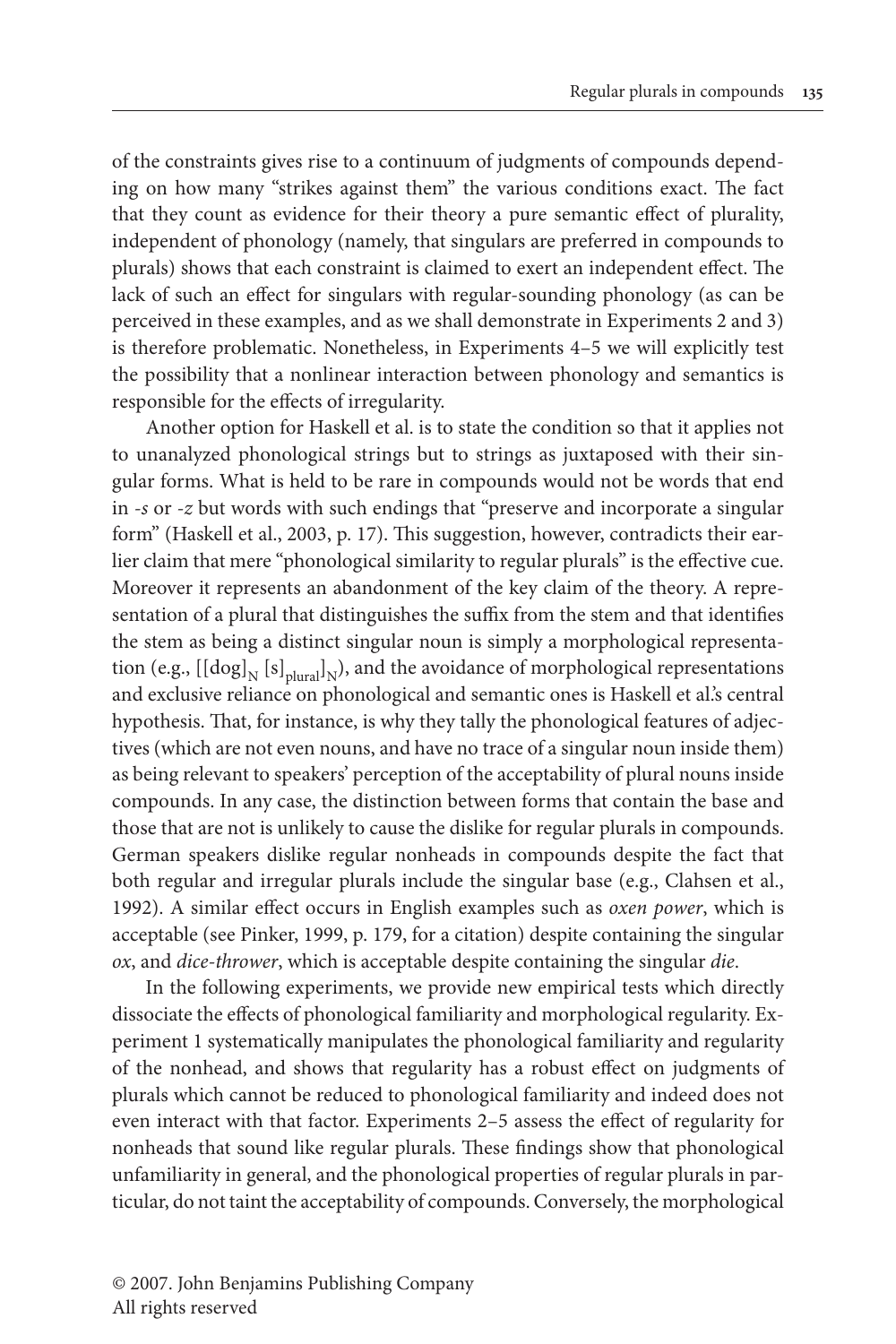of the constraints gives rise to a continuum of judgments of compounds depending on how many "strikes against them" the various conditions exact. The fact that they count as evidence for their theory a pure semantic effect of plurality, independent of phonology (namely, that singulars are preferred in compounds to plurals) shows that each constraint is claimed to exert an independent effect. The lack of such an effect for singulars with regular-sounding phonology (as can be perceived in these examples, and as we shall demonstrate in Experiments 2 and 3) is therefore problematic. Nonetheless, in Experiments 4–5 we will explicitly test the possibility that a nonlinear interaction between phonology and semantics is responsible for the effects of irregularity.

Another option for Haskell et al. is to state the condition so that it applies not to unanalyzed phonological strings but to strings as juxtaposed with their singular forms. What is held to be rare in compounds would not be words that end in *-s* or *-z* but words with such endings that "preserve and incorporate a singular form" (Haskell et al., 2003, p. 17). This suggestion, however, contradicts their earlier claim that mere "phonological similarity to regular plurals" is the effective cue. Moreover it represents an abandonment of the key claim of the theory. A representation of a plural that distinguishes the suffix from the stem and that identifies the stem as being a distinct singular noun is simply a morphological representation (e.g., $[[\text{dog}]_N\ [\text{s}]_{\text{plural}}]_N$), and the avoidance of morphological representations and exclusive reliance on phonological and semantic ones is Haskell et al.'s central hypothesis. That, for instance, is why they tally the phonological features of adjectives (which are not even nouns, and have no trace of a singular noun inside them) as being relevant to speakers' perception of the acceptability of plural nouns inside compounds. In any case, the distinction between forms that contain the base and those that are not is unlikely to cause the dislike for regular plurals in compounds. German speakers dislike regular nonheads in compounds despite the fact that both regular and irregular plurals include the singular base (e.g., Clahsen et al., 1992). A similar effect occurs in English examples such as *oxen power*, which is acceptable (see Pinker, 1999, p. 179, for a citation) despite containing the singular *ox*, and *dice-thrower*, which is acceptable despite containing the singular *die*.

In the following experiments, we provide new empirical tests which directly dissociate the effects of phonological familiarity and morphological regularity. Experiment 1 systematically manipulates the phonological familiarity and regularity of the nonhead, and shows that regularity has a robust effect on judgments of plurals which cannot be reduced to phonological familiarity and indeed does not even interact with that factor. Experiments 2–5 assess the effect of regularity for nonheads that sound like regular plurals. These findings show that phonological unfamiliarity in general, and the phonological properties of regular plurals in particular, do not taint the acceptability of compounds. Conversely, the morphological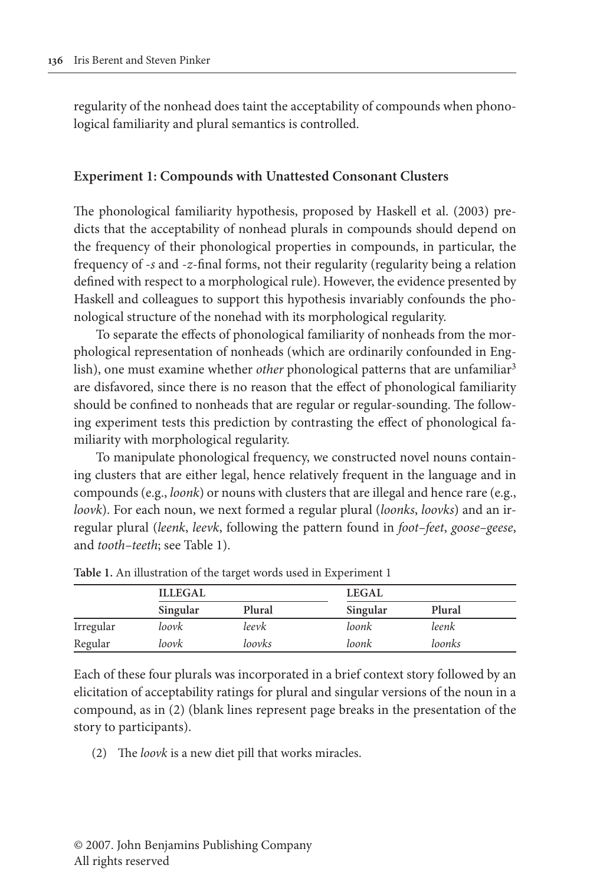regularity of the nonhead does taint the acceptability of compounds when phonological familiarity and plural semantics is controlled.

## Experiment 1: Compounds with Unattested Consonant Clusters

The phonological familiarity hypothesis, proposed by Haskell et al. (2003) predicts that the acceptability of nonhead plurals in compounds should depend on the frequency of their phonological properties in compounds, in particular, the frequency of *-s* and *-z*-final forms, not their regularity (regularity being a relation defined with respect to a morphological rule). However, the evidence presented by Haskell and colleagues to support this hypothesis invariably confounds the phonological structure of the nonehad with its morphological regularity.

To separate the effects of phonological familiarity of nonheads from the morphological representation of nonheads (which are ordinarily confounded in English), one must examine whether *other* phonological patterns that are unfamiliar[3] are disfavored, since there is no reason that the effect of phonological familiarity should be confined to nonheads that are regular or regular-sounding. The following experiment tests this prediction by contrasting the effect of phonological familiarity with morphological regularity.

To manipulate phonological frequency, we constructed novel nouns containing clusters that are either legal, hence relatively frequent in the language and in compounds (e.g., *loonk*) or nouns with clusters that are illegal and hence rare (e.g., *loovk*). For each noun, we next formed a regular plural (*loonks*, *loovks*) and an irregular plural (*leenk*, *leevk*, following the pattern found in *foot–feet*, *goose–geese*, and *tooth–teeth*; see Table 1).

**Table 1.** An illustration of the target words used in Experiment 1

| | ILLEGAL | | LEGAL | |
|---|---|---|---|---|
| | **Singular** | **Plural** | **Singular** | **Plural** |
| Irregular | *loovk* | *leevk* | *loonk* | *leenk* |
| Regular | *loovk* | *loovks* | *loonk* | *loonks* |

Each of these four plurals was incorporated in a brief context story followed by an elicitation of acceptability ratings for plural and singular versions of the noun in a compound, as in (2) (blank lines represent page breaks in the presentation of the story to participants).

(2) The *loovk* is a new diet pill that works miracles.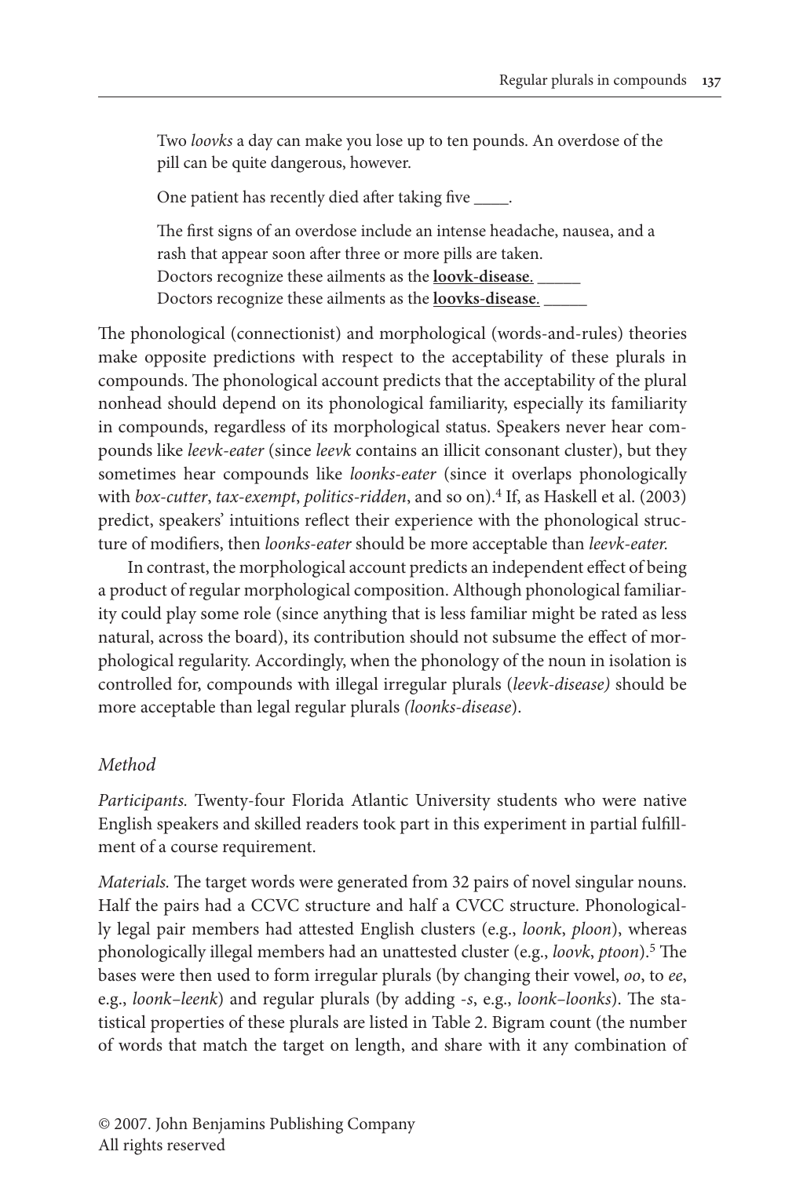Two *loovks* a day can make you lose up to ten pounds. An overdose of the pill can be quite dangerous, however.

One patient has recently died after taking five ____.

The first signs of an overdose include an intense headache, nausea, and a rash that appear soon after three or more pills are taken.
Doctors recognize these ailments as the **loovk-disease**. _____
Doctors recognize these ailments as the **loovks-disease**. _____

The phonological (connectionist) and morphological (words-and-rules) theories make opposite predictions with respect to the acceptability of these plurals in compounds. The phonological account predicts that the acceptability of the plural nonhead should depend on its phonological familiarity, especially its familiarity in compounds, regardless of its morphological status. Speakers never hear compounds like *leevk-eater* (since *leevk* contains an illicit consonant cluster), but they sometimes hear compounds like *loonks-eater* (since it overlaps phonologically with *box-cutter*, *tax-exempt*, *politics-ridden*, and so on).[4] If, as Haskell et al. (2003) predict, speakers' intuitions reflect their experience with the phonological structure of modifiers, then *loonks-eater* should be more acceptable than *leevk-eater.*

In contrast, the morphological account predicts an independent effect of being a product of regular morphological composition. Although phonological familiarity could play some role (since anything that is less familiar might be rated as less natural, across the board), its contribution should not subsume the effect of morphological regularity. Accordingly, when the phonology of the noun in isolation is controlled for, compounds with illegal irregular plurals (*leevk-disease)* should be more acceptable than legal regular plurals *(loonks-disease*).

### *Method*

*Participants.* Twenty-four Florida Atlantic University students who were native English speakers and skilled readers took part in this experiment in partial fulfillment of a course requirement.

*Materials.* The target words were generated from 32 pairs of novel singular nouns. Half the pairs had a CCVC structure and half a CVCC structure. Phonologically legal pair members had attested English clusters (e.g., *loonk*, *ploon*), whereas phonologically illegal members had an unattested cluster (e.g., *loovk*, *ptoon*).[5] The bases were then used to form irregular plurals (by changing their vowel, *oo*, to *ee*, e.g., *loonk–leenk*) and regular plurals (by adding *-s*, e.g., *loonk–loonks*). The statistical properties of these plurals are listed in Table 2. Bigram count (the number of words that match the target on length, and share with it any combination of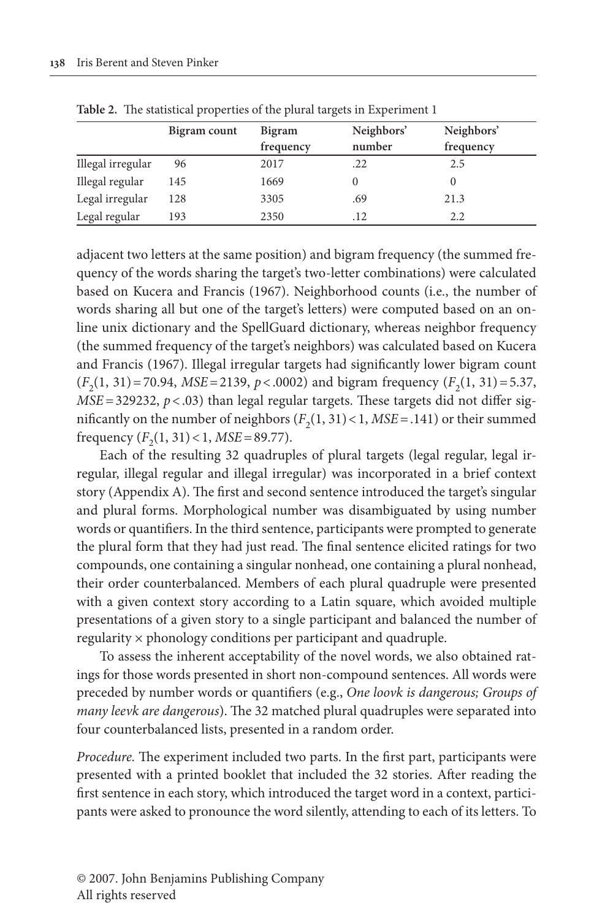**Table 2.** The statistical properties of the plural targets in Experiment 1

| | Bigram count | Bigram frequency | Neighbors' number | Neighbors' frequency |
|---|---|---|---|---|
| Illegal irregular | 96 | 2017 | .22 | 2.5 |
| Illegal regular | 145 | 1669 | 0 | 0 |
| Legal irregular | 128 | 3305 | .69 | 21.3 |
| Legal regular | 193 | 2350 | .12 | 2.2 |

adjacent two letters at the same position) and bigram frequency (the summed frequency of the words sharing the target's two-letter combinations) were calculated based on Kucera and Francis (1967). Neighborhood counts (i.e., the number of words sharing all but one of the target's letters) were computed based on an online unix dictionary and the SpellGuard dictionary, whereas neighbor frequency (the summed frequency of the target's neighbors) was calculated based on Kucera and Francis (1967). Illegal irregular targets had significantly lower bigram count ($F_2(1, 31) = 70.94$, $MSE = 2139$, $p < .0002$) and bigram frequency ($F_2(1, 31) = 5.37$, $MSE = 329232$, $p < .03$) than legal regular targets. These targets did not differ significantly on the number of neighbors ($F_2(1, 31) < 1$, $MSE = .141$) or their summed frequency ($F_2(1, 31) < 1$, $MSE = 89.77$).

Each of the resulting 32 quadruples of plural targets (legal regular, legal irregular, illegal regular and illegal irregular) was incorporated in a brief context story (Appendix A). The first and second sentence introduced the target's singular and plural forms. Morphological number was disambiguated by using number words or quantifiers. In the third sentence, participants were prompted to generate the plural form that they had just read. The final sentence elicited ratings for two compounds, one containing a singular nonhead, one containing a plural nonhead, their order counterbalanced. Members of each plural quadruple were presented with a given context story according to a Latin square, which avoided multiple presentations of a given story to a single participant and balanced the number of regularity × phonology conditions per participant and quadruple.

To assess the inherent acceptability of the novel words, we also obtained ratings for those words presented in short non-compound sentences. All words were preceded by number words or quantifiers (e.g., *One loovk is dangerous; Groups of many leevk are dangerous*). The 32 matched plural quadruples were separated into four counterbalanced lists, presented in a random order.

*Procedure.* The experiment included two parts. In the first part, participants were presented with a printed booklet that included the 32 stories. After reading the first sentence in each story, which introduced the target word in a context, participants were asked to pronounce the word silently, attending to each of its letters. To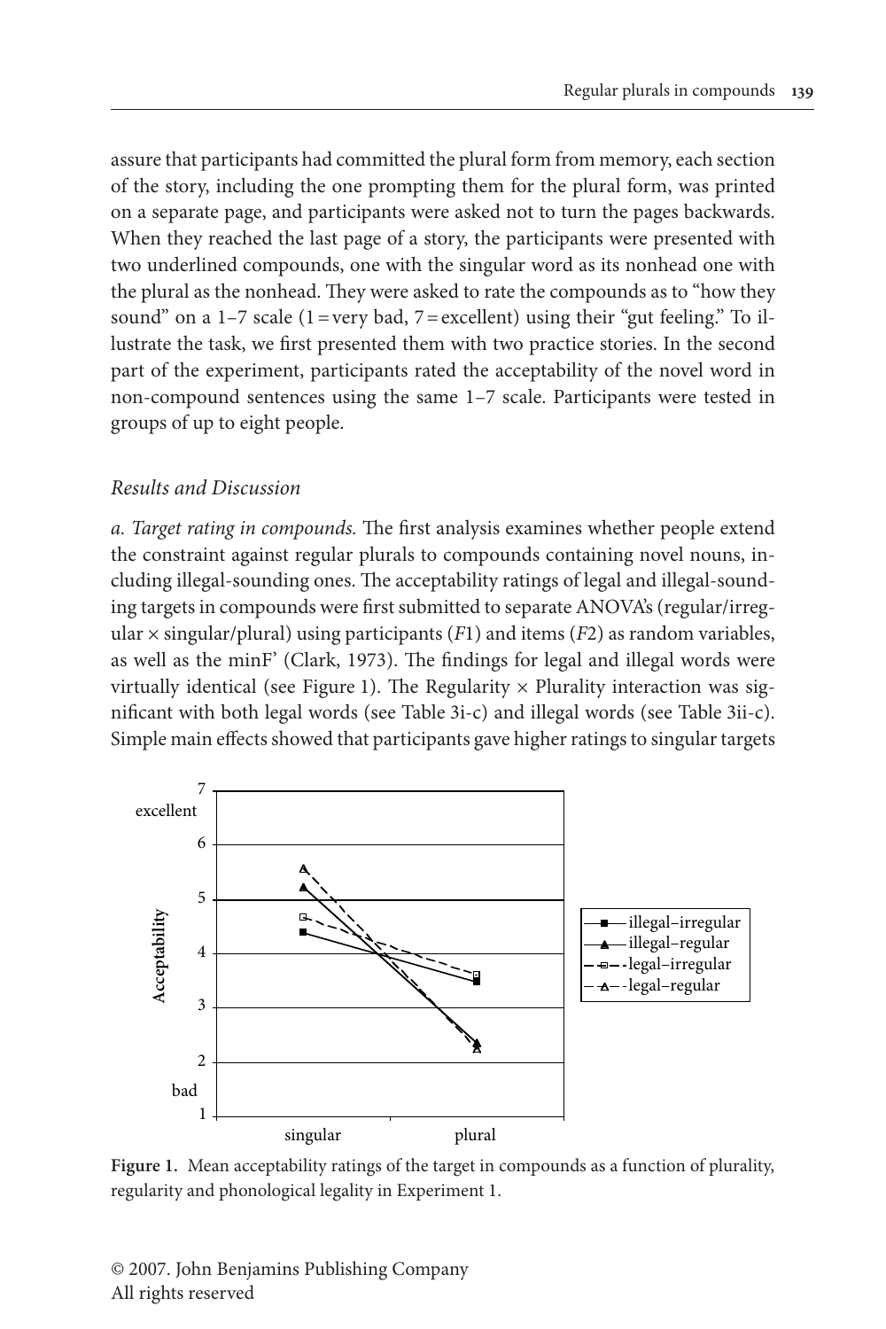assure that participants had committed the plural form from memory, each section of the story, including the one prompting them for the plural form, was printed on a separate page, and participants were asked not to turn the pages backwards. When they reached the last page of a story, the participants were presented with two underlined compounds, one with the singular word as its nonhead one with the plural as the nonhead. They were asked to rate the compounds as to "how they sound" on a 1–7 scale (1 = very bad, 7 = excellent) using their "gut feeling." To illustrate the task, we first presented them with two practice stories. In the second part of the experiment, participants rated the acceptability of the novel word in non-compound sentences using the same 1–7 scale. Participants were tested in groups of up to eight people.

### *Results and Discussion*

*a. Target rating in compounds.* The first analysis examines whether people extend the constraint against regular plurals to compounds containing novel nouns, including illegal-sounding ones. The acceptability ratings of legal and illegal-sounding targets in compounds were first submitted to separate ANOVA's (regular/irregular × singular/plural) using participants (*F*1) and items (*F*2) as random variables, as well as the minF' (Clark, 1973). The findings for legal and illegal words were virtually identical (see Figure 1). The Regularity × Plurality interaction was significant with both legal words (see Table 3i-c) and illegal words (see Table 3ii-c). Simple main effects showed that participants gave higher ratings to singular targets

**Figure 1.** Mean acceptability ratings of the target in compounds as a function of plurality, regularity and phonological legality in Experiment 1.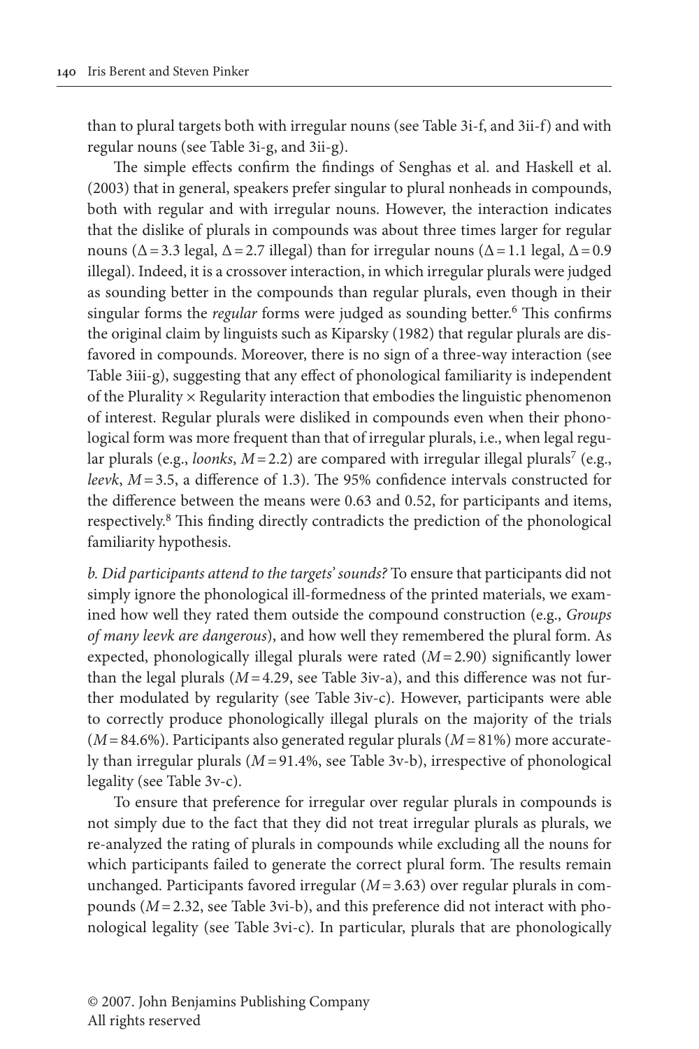than to plural targets both with irregular nouns (see Table 3i-f, and 3ii-f) and with regular nouns (see Table 3i-g, and 3ii-g).

The simple effects confirm the findings of Senghas et al. and Haskell et al. (2003) that in general, speakers prefer singular to plural nonheads in compounds, both with regular and with irregular nouns. However, the interaction indicates that the dislike of plurals in compounds was about three times larger for regular nouns ($\Delta = 3.3$ legal, $\Delta = 2.7$ illegal) than for irregular nouns ($\Delta = 1.1$ legal, $\Delta = 0.9$ illegal). Indeed, it is a crossover interaction, in which irregular plurals were judged as sounding better in the compounds than regular plurals, even though in their singular forms the *regular* forms were judged as sounding better.[6] This confirms the original claim by linguists such as Kiparsky (1982) that regular plurals are disfavored in compounds. Moreover, there is no sign of a three-way interaction (see Table 3iii-g), suggesting that any effect of phonological familiarity is independent of the Plurality × Regularity interaction that embodies the linguistic phenomenon of interest. Regular plurals were disliked in compounds even when their phonological form was more frequent than that of irregular plurals, i.e., when legal regular plurals (e.g., *loonks*, $M = 2.2$) are compared with irregular illegal plurals[7] (e.g., *leevk*, $M = 3.5$, a difference of 1.3). The 95% confidence intervals constructed for the difference between the means were 0.63 and 0.52, for participants and items, respectively.[8] This finding directly contradicts the prediction of the phonological familiarity hypothesis.

*b. Did participants attend to the targets' sounds?* To ensure that participants did not simply ignore the phonological ill-formedness of the printed materials, we examined how well they rated them outside the compound construction (e.g., *Groups of many leevk are dangerous*), and how well they remembered the plural form. As expected, phonologically illegal plurals were rated ($M = 2.90$) significantly lower than the legal plurals ($M = 4.29$, see Table 3iv-a), and this difference was not further modulated by regularity (see Table 3iv-c). However, participants were able to correctly produce phonologically illegal plurals on the majority of the trials ($M = 84.6\%$). Participants also generated regular plurals ($M = 81\%$) more accurately than irregular plurals ($M = 91.4\%$, see Table 3v-b), irrespective of phonological legality (see Table 3v-c).

To ensure that preference for irregular over regular plurals in compounds is not simply due to the fact that they did not treat irregular plurals as plurals, we re-analyzed the rating of plurals in compounds while excluding all the nouns for which participants failed to generate the correct plural form. The results remain unchanged. Participants favored irregular ($M = 3.63$) over regular plurals in compounds ($M = 2.32$, see Table 3vi-b), and this preference did not interact with phonological legality (see Table 3vi-c). In particular, plurals that are phonologically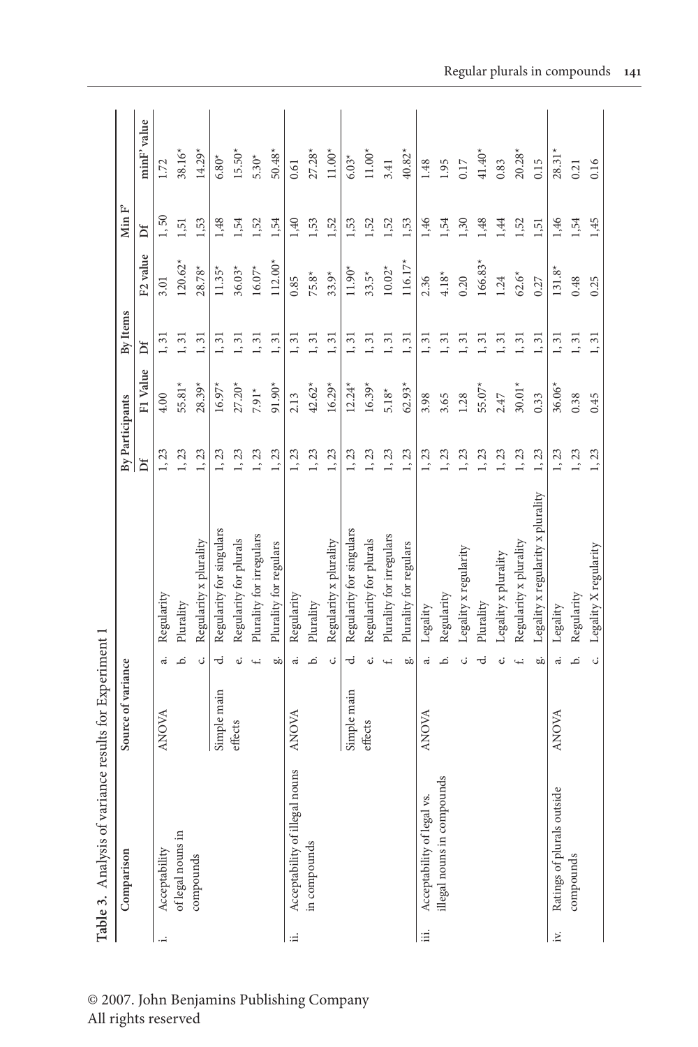**Table 3.** Analysis of variance results for Experiment 1

| Comparison | Source of variance | | By Participants | | By Items | | Min F' | |
|---|---|---|---|---|---|---|---|---|
| | | | Df | F1 Value | Df | F2 value | Df | minF' value |
| i. Acceptability of legal nouns in compounds | ANOVA | a. Regularity | 1, 23 | 4.00 | 1, 31 | 3.01 | 1, 50 | 1.72 |
| | | b. Plurality | 1, 23 | 55.81* | 1, 31 | 120.62* | 1,51 | 38.16* |
| | | c. Regularity x plurality | 1, 23 | 28.39* | 1, 31 | 28.78* | 1,53 | 14.29* |
| | Simple main effects | d. Regularity for singulars | 1, 23 | 16.97* | 1, 31 | 11.35* | 1,48 | 6.80* |
| | | e. Regularity for plurals | 1, 23 | 27.20* | 1, 31 | 36.03* | 1,54 | 15.50* |
| | | f. Plurality for irregulars | 1, 23 | 7.91* | 1, 31 | 16.07* | 1,52 | 5.30* |
| | | g. Plurality for regulars | 1, 23 | 91.90* | 1, 31 | 112.00* | 1,54 | 50.48* |
| ii. Acceptability of illegal nouns in compounds | ANOVA | a. Regularity | 1, 23 | 2.13 | 1, 31 | 0.85 | 1,40 | 0.61 |
| | | b. Plurality | 1, 23 | 42.62* | 1, 31 | 75.8* | 1,53 | 27.28* |
| | | c. Regularity x plurality | 1, 23 | 16.29* | 1, 31 | 33.9* | 1,52 | 11.00* |
| | Simple main effects | d. Regularity for singulars | 1, 23 | 12.24* | 1, 31 | 11.90* | 1,53 | 6.03* |
| | | e. Regularity for plurals | 1, 23 | 16.39* | 1, 31 | 33.5* | 1,52 | 11.00* |
| | | f. Plurality for irregulars | 1, 23 | 5.18* | 1, 31 | 10.02* | 1,52 | 3.41 |
| | | g. Plurality for regulars | 1, 23 | 62.93* | 1, 31 | 116.17* | 1,53 | 40.82* |
| iii. Acceptability of legal vs. illegal nouns in compounds | ANOVA | a. Legality | 1, 23 | 3.98 | 1, 31 | 2.36 | 1,46 | 1.48 |
| | | b. Regularity | 1, 23 | 3.65 | 1, 31 | 4.18* | 1,54 | 1.95 |
| | | c. Legality x regularity | 1, 23 | 1.28 | 1, 31 | 0.20 | 1,30 | 0.17 |
| | | d. Plurality | 1, 23 | 55.07* | 1, 31 | 166.83* | 1,48 | 41.40* |
| | | e. Legality x plurality | 1, 23 | 2.47 | 1, 31 | 1.24 | 1,44 | 0.83 |
| | | f. Regularity x plurality | 1, 23 | 30.01* | 1, 31 | 62.6* | 1,52 | 20.28* |
| | | g. Legality x regularity x plurality | 1, 23 | 0.33 | 1, 31 | 0.27 | 1,51 | 0.15 |
| iv. Ratings of plurals outside compounds | ANOVA | a. Legality | 1, 23 | 36.06* | 1, 31 | 131.8* | 1,46 | 28.31* |
| | | b. Regularity | 1, 23 | 0.38 | 1, 31 | 0.48 | 1,54 | 0.21 |
| | | c. Legality X regularity | 1, 23 | 0.45 | 1, 31 | 0.25 | 1,45 | 0.16 |

© 2007. John Benjamins Publishing Company
All rights reserved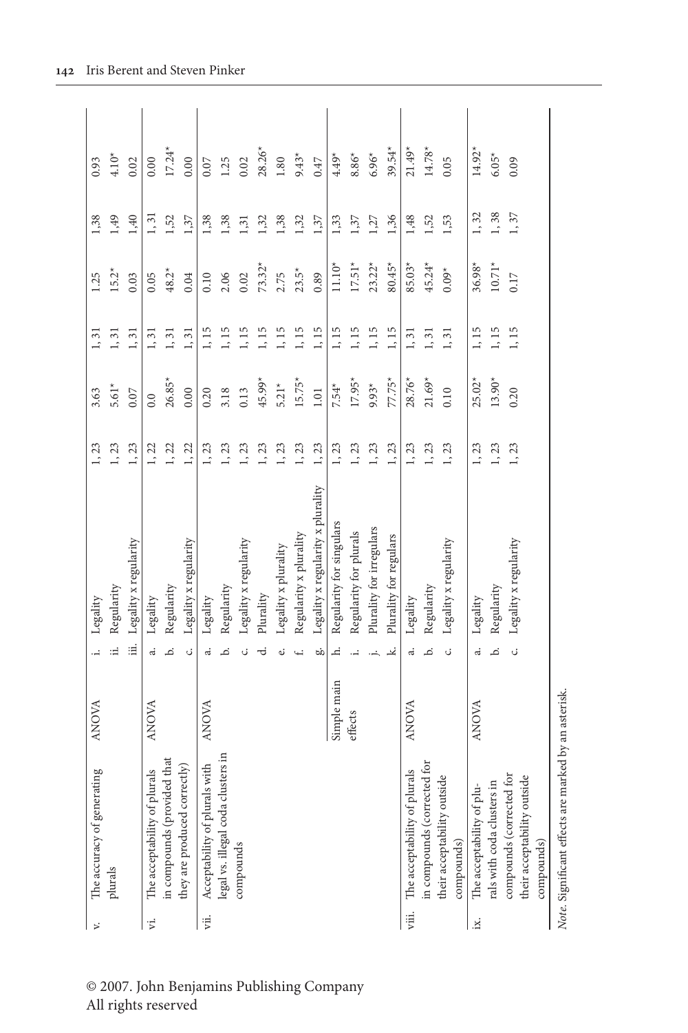| | | | | | | | | | |
|---|---|---|---|---|---|---|---|---|---|
| v. The accuracy of generating plurals | ANOVA | i. | Legality | 1, 23 | 3.63 | 1, 31 | 1.25 | 1,38 | 0.93 |
| | | ii. | Regularity | 1, 23 | 5.61* | 1, 31 | 15.2* | 1,49 | 4.10* |
| | | iii. | Legality x regularity | 1, 23 | 0.07 | 1, 31 | 0.03 | 1,40 | 0.02 |
| vi. The acceptability of plurals in compounds (provided that they are produced correctly) | ANOVA | a. | Legality | 1, 22 | 0.0 | 1, 31 | 0.05 | 1, 31 | 0.00 |
| | | b. | Regularity | 1, 22 | 26.85* | 1, 31 | 48.2* | 1,52 | 17.24* |
| | | c. | Legality x regularity | 1, 22 | 0.00 | 1, 31 | 0.04 | 1,37 | 0.00 |
| vii. Acceptability of plurals with legal vs. illegal coda clusters in compounds | ANOVA | a. | Legality | 1, 23 | 0.20 | 1, 15 | 0.10 | 1,38 | 0.07 |
| | | b. | Regularity | 1, 23 | 3.18 | 1, 15 | 2.06 | 1,38 | 1.25 |
| | | c. | Legality x regularity | 1, 23 | 0.13 | 1, 15 | 0.02 | 1,31 | 0.02 |
| | | d. | Plurality | 1, 23 | 45.99* | 1, 15 | 73.32* | 1,32 | 28.26* |
| | | e. | Legality x plurality | 1, 23 | 5.21* | 1, 15 | 2.75 | 1,38 | 1.80 |
| | | f. | Regularity x plurality | 1, 23 | 15.75* | 1, 15 | 23.5* | 1,32 | 9.43* |
| | | g. | Legality x regularity x plurality | 1, 23 | 1.01 | 1, 15 | 0.89 | 1,37 | 0.47 |
| | Simple main effects | h. | Regularity for singulars | 1, 23 | 7.54* | 1, 15 | 11.10* | 1,33 | 4.49* |
| | | i. | Regularity for plurals | 1, 23 | 17.95* | 1, 15 | 17.51* | 1,37 | 8.86* |
| | | j. | Plurality for irregulars | 1, 23 | 9.93* | 1, 15 | 23.22* | 1,27 | 6.96* |
| | | k. | Plurality for regulars | 1, 23 | 77.75* | 1, 15 | 80.45* | 1,36 | 39.54* |
| viii. The acceptability of plurals in compounds (corrected for their acceptability outside compounds) | ANOVA | a. | Legality | 1, 23 | 28.76* | 1, 31 | 85.03* | 1,48 | 21.49* |
| | | b. | Regularity | 1, 23 | 21.69* | 1, 31 | 45.24* | 1,52 | 14.78* |
| | | c. | Legality x regularity | 1, 23 | 0.10 | 1, 31 | 0.09* | 1,53 | 0.05 |
| ix. The acceptability of plurals with coda clusters in compounds (corrected for their acceptability outside compounds) | ANOVA | a. | Legality | 1, 23 | 25.02* | 1, 15 | 36.98* | 1, 32 | 14.92* |
| | | b. | Regularity | 1, 23 | 13.90* | 1, 15 | 10.71* | 1, 38 | 6.05* |
| | | c. | Legality x regularity | 1, 23 | 0.20 | 1, 15 | 0.17 | 1, 37 | 0.09 |

*Note.* Significant effects are marked by an asterisk.

© 2007. John Benjamins Publishing Company
All rights reserved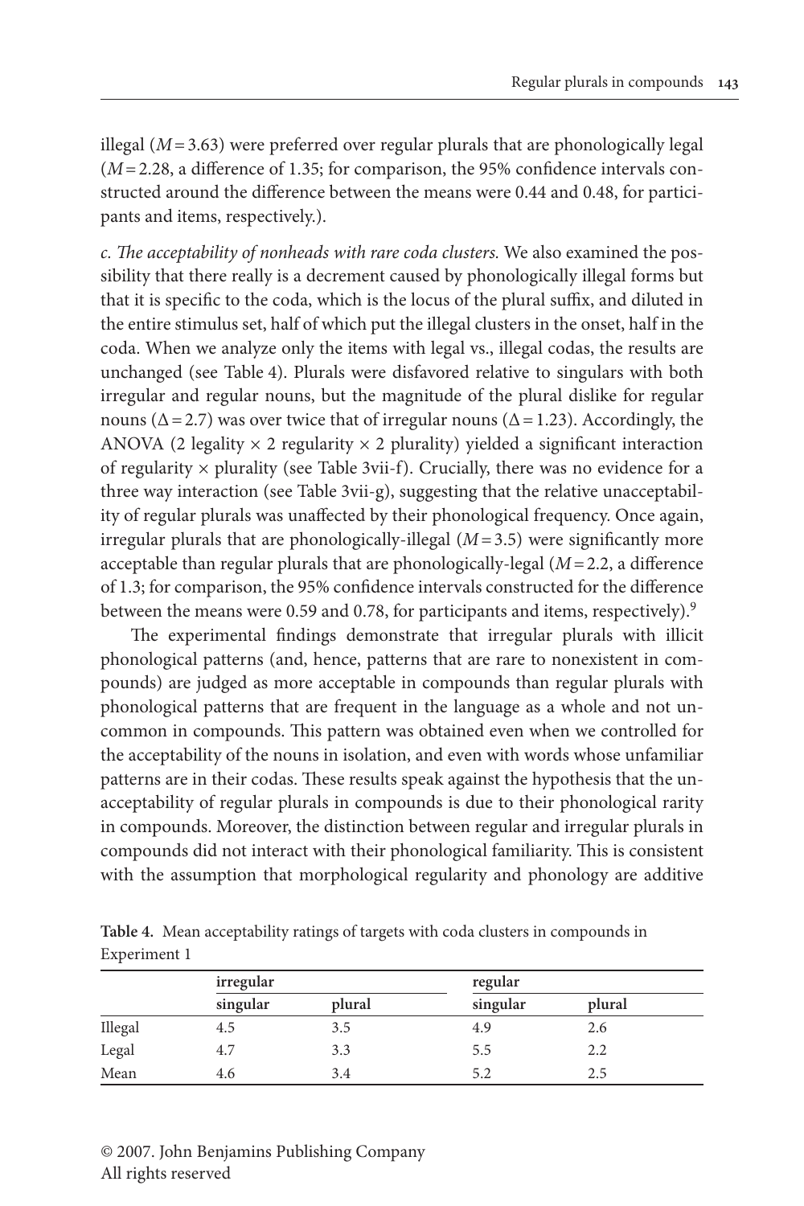illegal ($M = 3.63$) were preferred over regular plurals that are phonologically legal ($M = 2.28$, a difference of 1.35; for comparison, the 95% confidence intervals constructed around the difference between the means were 0.44 and 0.48, for participants and items, respectively.).

*c. The acceptability of nonheads with rare coda clusters.* We also examined the possibility that there really is a decrement caused by phonologically illegal forms but that it is specific to the coda, which is the locus of the plural suffix, and diluted in the entire stimulus set, half of which put the illegal clusters in the onset, half in the coda. When we analyze only the items with legal vs., illegal codas, the results are unchanged (see Table 4). Plurals were disfavored relative to singulars with both irregular and regular nouns, but the magnitude of the plural dislike for regular nouns ($\Delta = 2.7$) was over twice that of irregular nouns ($\Delta = 1.23$). Accordingly, the ANOVA (2 legality × 2 regularity × 2 plurality) yielded a significant interaction of regularity × plurality (see Table 3vii-f). Crucially, there was no evidence for a three way interaction (see Table 3vii-g), suggesting that the relative unacceptability of regular plurals was unaffected by their phonological frequency. Once again, irregular plurals that are phonologically-illegal ($M = 3.5$) were significantly more acceptable than regular plurals that are phonologically-legal ($M = 2.2$, a difference of 1.3; for comparison, the 95% confidence intervals constructed for the difference between the means were 0.59 and 0.78, for participants and items, respectively).[9]

The experimental findings demonstrate that irregular plurals with illicit phonological patterns (and, hence, patterns that are rare to nonexistent in compounds) are judged as more acceptable in compounds than regular plurals with phonological patterns that are frequent in the language as a whole and not uncommon in compounds. This pattern was obtained even when we controlled for the acceptability of the nouns in isolation, and even with words whose unfamiliar patterns are in their codas. These results speak against the hypothesis that the unacceptability of regular plurals in compounds is due to their phonological rarity in compounds. Moreover, the distinction between regular and irregular plurals in compounds did not interact with their phonological familiarity. This is consistent with the assumption that morphological regularity and phonology are additive

**Table 4.** Mean acceptability ratings of targets with coda clusters in compounds in Experiment 1

| | irregular | | regular | |
|---|---|---|---|---|
| | singular | plural | singular | plural |
| Illegal | 4.5 | 3.5 | 4.9 | 2.6 |
| Legal | 4.7 | 3.3 | 5.5 | 2.2 |
| Mean | 4.6 | 3.4 | 5.2 | 2.5 |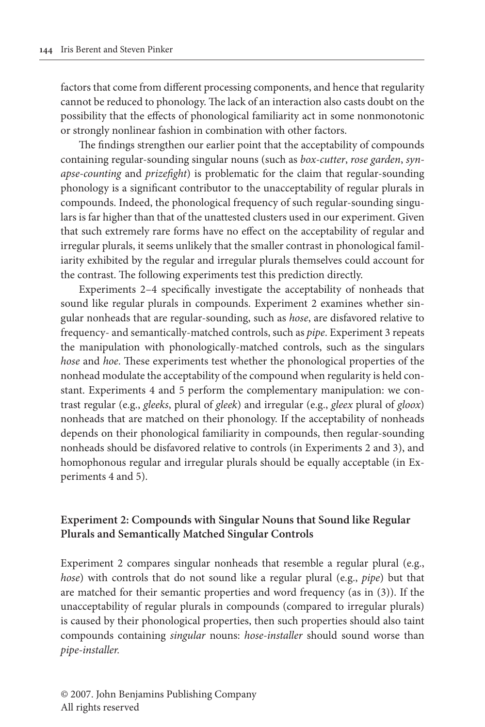factors that come from different processing components, and hence that regularity cannot be reduced to phonology. The lack of an interaction also casts doubt on the possibility that the effects of phonological familiarity act in some nonmonotonic or strongly nonlinear fashion in combination with other factors.

The findings strengthen our earlier point that the acceptability of compounds containing regular-sounding singular nouns (such as *box-cutter*, *rose garden*, *synapse-counting* and *prizefight*) is problematic for the claim that regular-sounding phonology is a significant contributor to the unacceptability of regular plurals in compounds. Indeed, the phonological frequency of such regular-sounding singulars is far higher than that of the unattested clusters used in our experiment. Given that such extremely rare forms have no effect on the acceptability of regular and irregular plurals, it seems unlikely that the smaller contrast in phonological familiarity exhibited by the regular and irregular plurals themselves could account for the contrast. The following experiments test this prediction directly.

Experiments 2–4 specifically investigate the acceptability of nonheads that sound like regular plurals in compounds. Experiment 2 examines whether singular nonheads that are regular-sounding, such as *hose*, are disfavored relative to frequency- and semantically-matched controls, such as *pipe*. Experiment 3 repeats the manipulation with phonologically-matched controls, such as the singulars *hose* and *hoe*. These experiments test whether the phonological properties of the nonhead modulate the acceptability of the compound when regularity is held constant. Experiments 4 and 5 perform the complementary manipulation: we contrast regular (e.g., *gleeks*, plural of *gleek*) and irregular (e.g., *gleex* plural of *gloox*) nonheads that are matched on their phonology. If the acceptability of nonheads depends on their phonological familiarity in compounds, then regular-sounding nonheads should be disfavored relative to controls (in Experiments 2 and 3), and homophonous regular and irregular plurals should be equally acceptable (in Experiments 4 and 5).

### Experiment 2: Compounds with Singular Nouns that Sound like Regular Plurals and Semantically Matched Singular Controls

Experiment 2 compares singular nonheads that resemble a regular plural (e.g., *hose*) with controls that do not sound like a regular plural (e.g., *pipe*) but that are matched for their semantic properties and word frequency (as in (3)). If the unacceptability of regular plurals in compounds (compared to irregular plurals) is caused by their phonological properties, then such properties should also taint compounds containing *singular* nouns: *hose-installer* should sound worse than *pipe-installer*.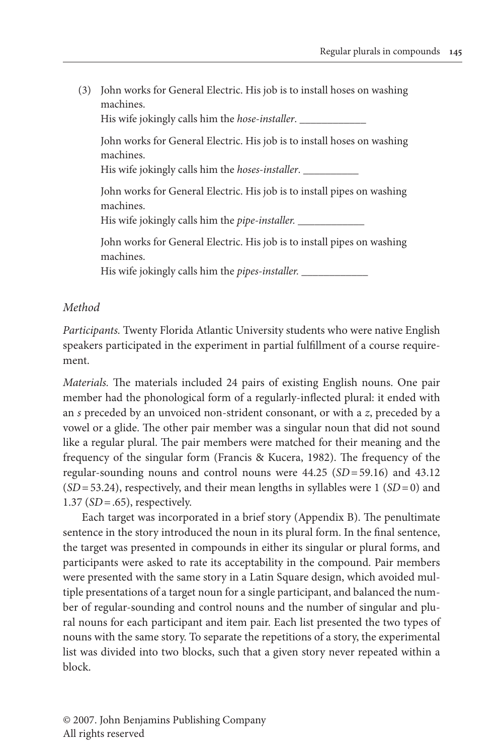(3) John works for General Electric. His job is to install hoses on washing machines.
His wife jokingly calls him the *hose-installer*. ____________

John works for General Electric. His job is to install hoses on washing machines.
His wife jokingly calls him the *hoses-installer*. __________

John works for General Electric. His job is to install pipes on washing machines.
His wife jokingly calls him the *pipe-installer.* ____________

John works for General Electric. His job is to install pipes on washing machines.
His wife jokingly calls him the *pipes-installer.* ____________

### *Method*

*Participants.* Twenty Florida Atlantic University students who were native English speakers participated in the experiment in partial fulfillment of a course requirement.

*Materials.* The materials included 24 pairs of existing English nouns. One pair member had the phonological form of a regularly-inflected plural: it ended with an *s* preceded by an unvoiced non-strident consonant, or with a *z*, preceded by a vowel or a glide. The other pair member was a singular noun that did not sound like a regular plural. The pair members were matched for their meaning and the frequency of the singular form (Francis & Kucera, 1982). The frequency of the regular-sounding nouns and control nouns were 44.25 ($SD = 59.16$) and 43.12 ($SD = 53.24$), respectively, and their mean lengths in syllables were 1 ($SD = 0$) and 1.37 ($SD = .65$), respectively.

Each target was incorporated in a brief story (Appendix B). The penultimate sentence in the story introduced the noun in its plural form. In the final sentence, the target was presented in compounds in either its singular or plural forms, and participants were asked to rate its acceptability in the compound. Pair members were presented with the same story in a Latin Square design, which avoided multiple presentations of a target noun for a single participant, and balanced the number of regular-sounding and control nouns and the number of singular and plural nouns for each participant and item pair. Each list presented the two types of nouns with the same story. To separate the repetitions of a story, the experimental list was divided into two blocks, such that a given story never repeated within a block.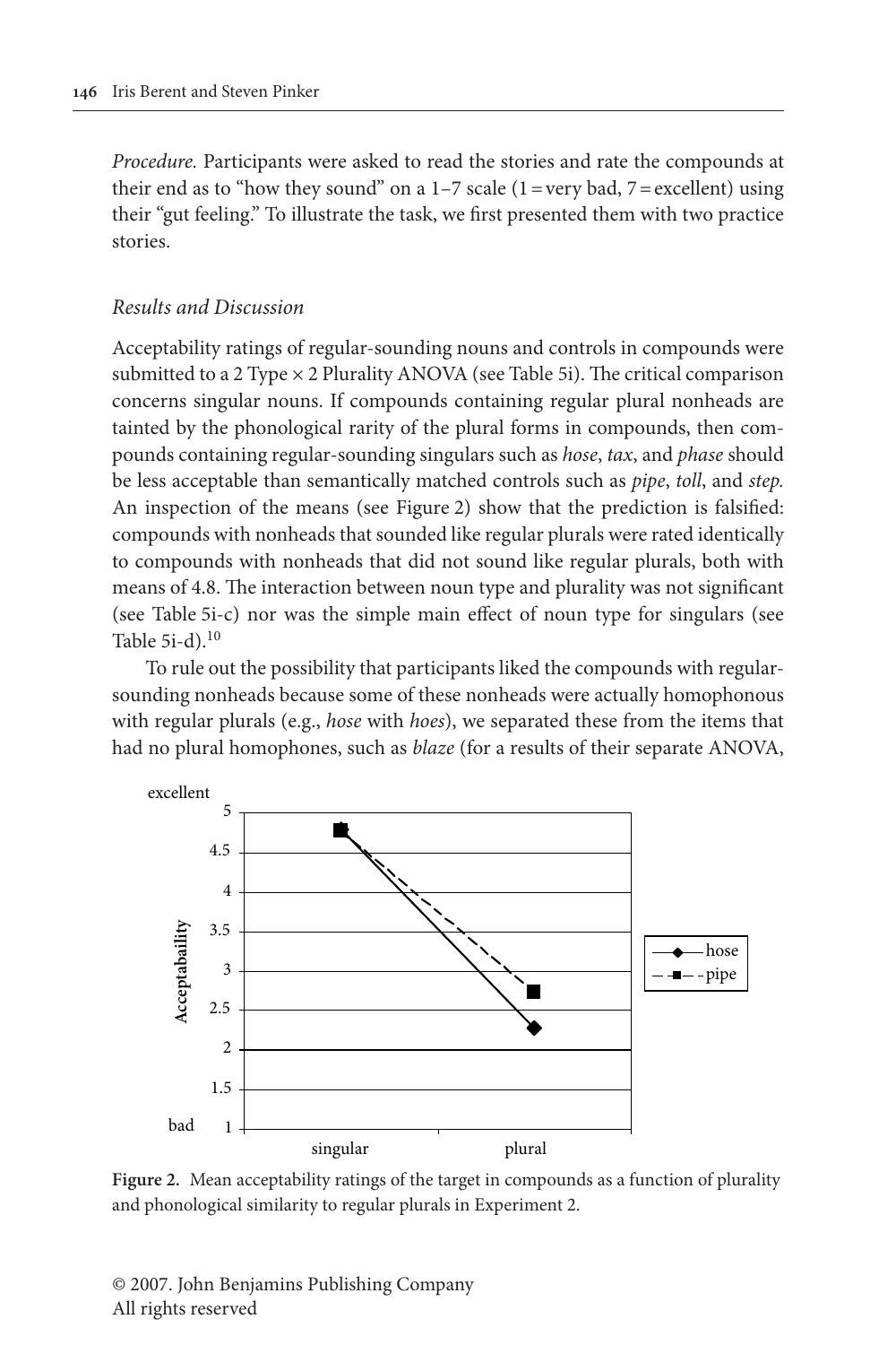*Procedure.* Participants were asked to read the stories and rate the compounds at their end as to "how they sound" on a 1–7 scale (1 = very bad, 7 = excellent) using their "gut feeling." To illustrate the task, we first presented them with two practice stories.

### *Results and Discussion*

Acceptability ratings of regular-sounding nouns and controls in compounds were submitted to a 2 Type × 2 Plurality ANOVA (see Table 5i). The critical comparison concerns singular nouns. If compounds containing regular plural nonheads are tainted by the phonological rarity of the plural forms in compounds, then compounds containing regular-sounding singulars such as *hose*, *tax*, and *phase* should be less acceptable than semantically matched controls such as *pipe*, *toll*, and *step.* An inspection of the means (see Figure 2) show that the prediction is falsified: compounds with nonheads that sounded like regular plurals were rated identically to compounds with nonheads that did not sound like regular plurals, both with means of 4.8. The interaction between noun type and plurality was not significant (see Table 5i-c) nor was the simple main effect of noun type for singulars (see Table 5i-d).[10]

To rule out the possibility that participants liked the compounds with regular-sounding nonheads because some of these nonheads were actually homophonous with regular plurals (e.g., *hose* with *hoes*), we separated these from the items that had no plural homophones, such as *blaze* (for a results of their separate ANOVA,

**Figure 2.** Mean acceptability ratings of the target in compounds as a function of plurality and phonological similarity to regular plurals in Experiment 2.

© 2007. John Benjamins Publishing Company
All rights reserved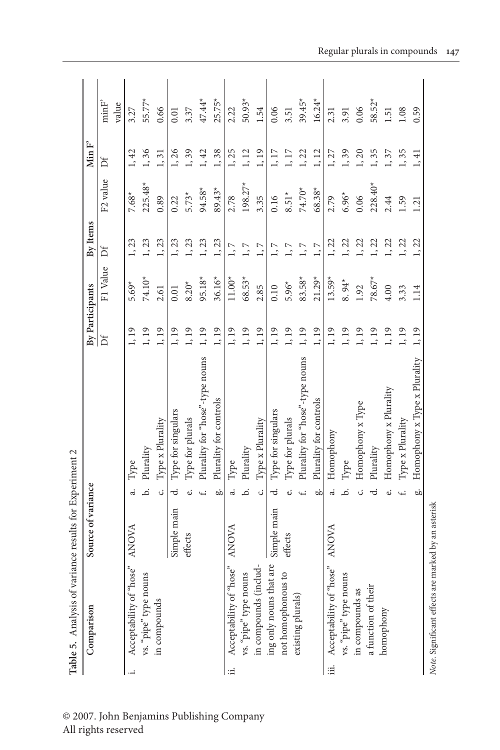**Table 5.** Analysis of variance results for Experiment 2

| Comparison | Source of variance | | By Participants | | By Items | | Min F' | |
|---|---|---|---|---|---|---|---|---|
| | | | Df | F1 Value | Df | F2 value | Df | minF' value |
| i. Acceptability of "hose" vs. "pipe" type nouns in compounds | ANOVA | a. Type | 1, 19 | 5.69* | 1, 23 | 7.68* | 1, 42 | 3.27 |
| | | b. Plurality | 1, 19 | 74.10* | 1, 23 | 225.48* | 1, 36 | 55.77* |
| | | c. Type x Plurality | 1, 19 | 2.61 | 1, 23 | 0.89 | 1, 31 | 0.66 |
| | Simple main effects | d. Type for singulars | 1, 19 | 0.01 | 1, 23 | 0.22 | 1, 26 | 0.01 |
| | | e. Type for plurals | 1, 19 | 8.20* | 1, 23 | 5.73* | 1, 39 | 3.37 |
| | | f. Plurality for "hose"-type nouns | 1, 19 | 95.18* | 1, 23 | 94.58* | 1, 42 | 47.44* |
| | | g. Plurality for controls | 1, 19 | 36.16* | 1, 23 | 89.43* | 1, 38 | 25.75* |
| ii. Acceptability of "hose" vs. "pipe" type nouns in compounds (including only nouns that are not homophonous to existing plurals) | ANOVA | a. Type | 1, 19 | 11.00* | 1, 7 | 2.78 | 1, 25 | 2.22 |
| | | b. Plurality | 1, 19 | 68.53* | 1, 7 | 198.27* | 1, 12 | 50.93* |
| | | c. Type x Plurality | 1, 19 | 2.85 | 1, 7 | 3.35 | 1, 19 | 1.54 |
| | Simple main effects | d. Type for singulars | 1, 19 | 0.10 | 1, 7 | 0.16 | 1, 17 | 0.06 |
| | | e. Type for plurals | 1, 19 | 5.96* | 1, 7 | 8.51* | 1, 17 | 3.51 |
| | | f. Plurality for "hose"-type nouns | 1, 19 | 83.58* | 1, 7 | 74.70* | 1, 22 | 39.45* |
| | | g. Plurality for controls | 1, 19 | 21.29* | 1, 7 | 68.38* | 1, 12 | 16.24* |
| iii. Acceptability of "hose" vs. "pipe" type nouns in compounds as a function of their homophony | ANOVA | a. Homophony | 1, 19 | 13.59* | 1, 22 | 2.79 | 1, 27 | 2.31 |
| | | b. Type | 1, 19 | 8. 94* | 1, 22 | 6.96* | 1, 39 | 3.91 |
| | | c. Homophony x Type | 1, 19 | 1.92 | 1, 22 | 0.06 | 1, 20 | 0.06 |
| | | d. Plurality | 1, 19 | 78.67* | 1, 22 | 228.40* | 1, 35 | 58.52* |
| | | e. Homophony x Plurality | 1, 19 | 4.00 | 1, 22 | 2.44 | 1, 37 | 1.51 |
| | | f. Type x Plurality | 1, 19 | 3.33 | 1, 22 | 1.59 | 1, 35 | 1.08 |
| | | g. Homophony x Type x Plurality | 1, 19 | 1.14 | 1, 22 | 1.21 | 1, 41 | 0.59 |

*Note.* Significant effects are marked by an asterisk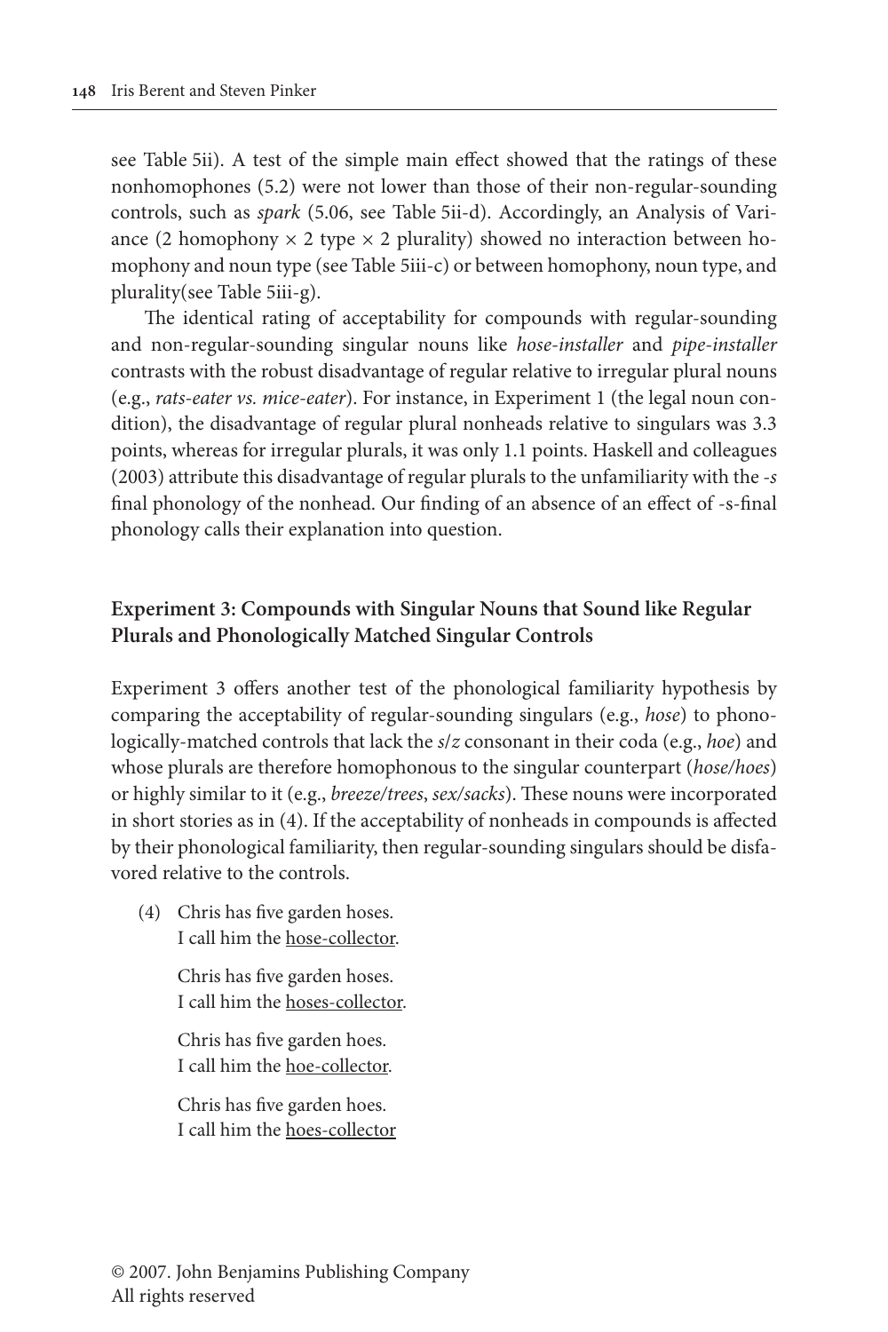see Table 5ii). A test of the simple main effect showed that the ratings of these nonhomophones (5.2) were not lower than those of their non-regular-sounding controls, such as *spark* (5.06, see Table 5ii-d). Accordingly, an Analysis of Variance (2 homophony × 2 type × 2 plurality) showed no interaction between homophony and noun type (see Table 5iii-c) or between homophony, noun type, and plurality(see Table 5iii-g).

The identical rating of acceptability for compounds with regular-sounding and non-regular-sounding singular nouns like *hose-installer* and *pipe-installer* contrasts with the robust disadvantage of regular relative to irregular plural nouns (e.g., *rats-eater vs. mice-eater*). For instance, in Experiment 1 (the legal noun condition), the disadvantage of regular plural nonheads relative to singulars was 3.3 points, whereas for irregular plurals, it was only 1.1 points. Haskell and colleagues (2003) attribute this disadvantage of regular plurals to the unfamiliarity with the *-s* final phonology of the nonhead. Our finding of an absence of an effect of -s-final phonology calls their explanation into question.

### Experiment 3: Compounds with Singular Nouns that Sound like Regular Plurals and Phonologically Matched Singular Controls

Experiment 3 offers another test of the phonological familiarity hypothesis by comparing the acceptability of regular-sounding singulars (e.g., *hose*) to phonologically-matched controls that lack the *s/z* consonant in their coda (e.g., *hoe*) and whose plurals are therefore homophonous to the singular counterpart (*hose/hoes*) or highly similar to it (e.g., *breeze/trees*, *sex/sacks*). These nouns were incorporated in short stories as in (4). If the acceptability of nonheads in compounds is affected by their phonological familiarity, then regular-sounding singulars should be disfavored relative to the controls.

(4) Chris has five garden hoses.
I call him the <u>hose-collector</u>.

Chris has five garden hoses.
I call him the <u>hoses-collector</u>.

Chris has five garden hoes.
I call him the <u>hoe-collector</u>.

Chris has five garden hoes.
I call him the <u>hoes-collector</u>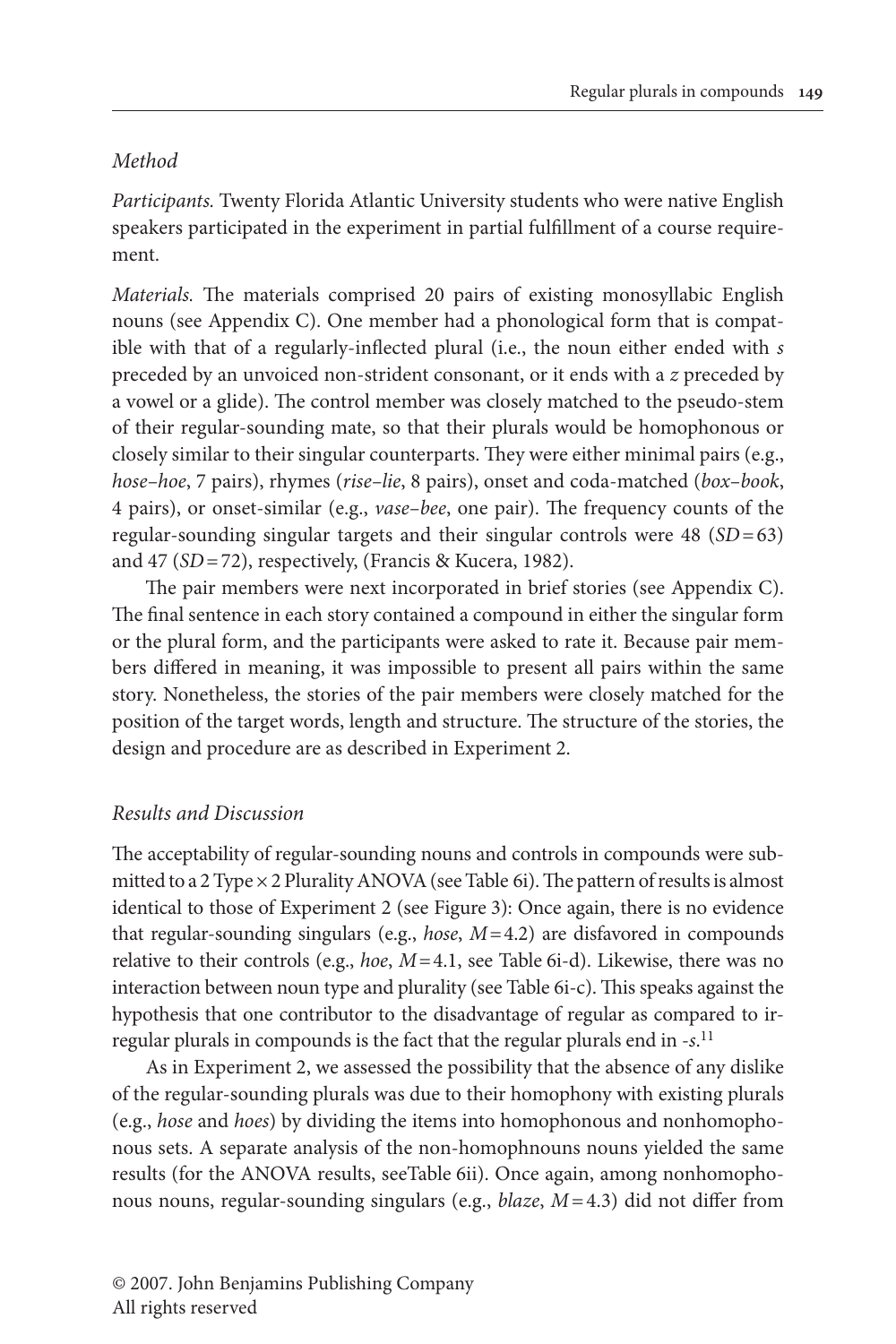*Method*

*Participants.* Twenty Florida Atlantic University students who were native English speakers participated in the experiment in partial fulfillment of a course requirement.

*Materials.* The materials comprised 20 pairs of existing monosyllabic English nouns (see Appendix C). One member had a phonological form that is compatible with that of a regularly-inflected plural (i.e., the noun either ended with *s* preceded by an unvoiced non-strident consonant, or it ends with a *z* preceded by a vowel or a glide). The control member was closely matched to the pseudo-stem of their regular-sounding mate, so that their plurals would be homophonous or closely similar to their singular counterparts. They were either minimal pairs (e.g., *hose–hoe*, 7 pairs), rhymes (*rise–lie*, 8 pairs), onset and coda-matched (*box–book*, 4 pairs), or onset-similar (e.g., *vase–bee*, one pair). The frequency counts of the regular-sounding singular targets and their singular controls were 48 ($SD = 63$) and 47 ($SD = 72$), respectively, (Francis & Kucera, 1982).

The pair members were next incorporated in brief stories (see Appendix C). The final sentence in each story contained a compound in either the singular form or the plural form, and the participants were asked to rate it. Because pair members differed in meaning, it was impossible to present all pairs within the same story. Nonetheless, the stories of the pair members were closely matched for the position of the target words, length and structure. The structure of the stories, the design and procedure are as described in Experiment 2.

*Results and Discussion*

The acceptability of regular-sounding nouns and controls in compounds were submitted to a 2 Type × 2 Plurality ANOVA (see Table 6i). The pattern of results is almost identical to those of Experiment 2 (see Figure 3): Once again, there is no evidence that regular-sounding singulars (e.g., *hose*, $M = 4.2$) are disfavored in compounds relative to their controls (e.g., *hoe*, $M = 4.1$, see Table 6i-d). Likewise, there was no interaction between noun type and plurality (see Table 6i-c). This speaks against the hypothesis that one contributor to the disadvantage of regular as compared to irregular plurals in compounds is the fact that the regular plurals end in *-s*.[11]

As in Experiment 2, we assessed the possibility that the absence of any dislike of the regular-sounding plurals was due to their homophony with existing plurals (e.g., *hose* and *hoes*) by dividing the items into homophonous and nonhomophonous sets. A separate analysis of the non-homophnouns nouns yielded the same results (for the ANOVA results, seeTable 6ii). Once again, among nonhomophonous nouns, regular-sounding singulars (e.g., *blaze*, $M = 4.3$) did not differ from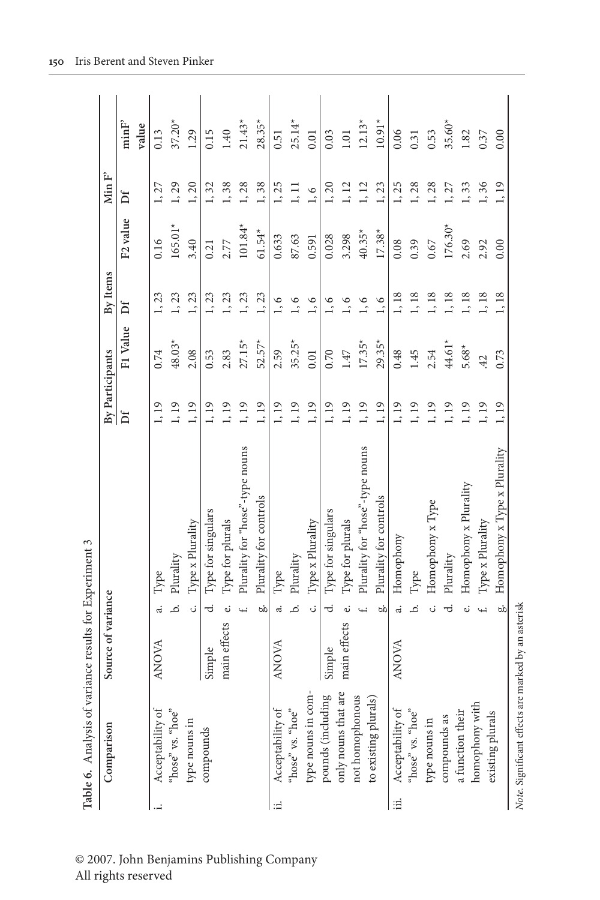**Table 6.** Analysis of variance results for Experiment 3

| Comparison | Source of variance | | By Participants | | By Items | | Min F' | |
|---|---|---|---|---|---|---|---|---|
| | | | Df | F1 Value | Df | F2 value | Df | minF' value |
| i. Acceptability of "hose" vs. "hoe" type nouns in compounds | ANOVA | a. Type | 1, 19 | 0.74 | 1, 23 | 0.16 | 1, 27 | 0.13 |
| | | b. Plurality | 1, 19 | 48.03* | 1, 23 | 165.01* | 1, 29 | 37.20* |
| | | c. Type x Plurality | 1, 19 | 2.08 | 1, 23 | 3.40 | 1, 20 | 1.29 |
| | Simple main effects | d. Type for singulars | 1, 19 | 0.53 | 1, 23 | 0.21 | 1, 32 | 0.15 |
| | | e. Type for plurals | 1, 19 | 2.83 | 1, 23 | 2.77 | 1, 38 | 1.40 |
| | | f. Plurality for "hose"-type nouns | 1, 19 | 27.15* | 1, 23 | 101.84* | 1, 28 | 21.43* |
| | | g. Plurality for controls | 1, 19 | 52.57* | 1, 23 | 61.54* | 1, 38 | 28.35* |
| ii. Acceptability of "hose" vs. "hoe" type nouns in compounds (including only nouns that are not homophonous to existing plurals) | ANOVA | a. Type | 1, 19 | 2.59 | 1, 6 | 0.633 | 1, 25 | 0.51 |
| | | b. Plurality | 1, 19 | 35.25* | 1, 6 | 87.63 | 1, 11 | 25.14* |
| | | c. Type x Plurality | 1, 19 | 0.01 | 1, 6 | 0.591 | 1, 6 | 0.01 |
| | Simple main effects | d. Type for singulars | 1, 19 | 0.70 | 1, 6 | 0.028 | 1, 20 | 0.03 |
| | | e. Type for plurals | 1, 19 | 1.47 | 1, 6 | 3.298 | 1, 12 | 1.01 |
| | | f. Plurality for "hose"-type nouns | 1, 19 | 17.35* | 1, 6 | 40.35* | 1, 12 | 12.13* |
| | | g. Plurality for controls | 1, 19 | 29.35* | 1, 6 | 17.38* | 1, 23 | 10.91* |
| iii. Acceptability of "hose" vs. "hoe" type nouns in compounds as a function their homophony with existing plurals | ANOVA | a. Homophony | 1, 19 | 0.48 | 1, 18 | 0.08 | 1, 25 | 0.06 |
| | | b. Type | 1, 19 | 1.45 | 1, 18 | 0.39 | 1, 28 | 0.31 |
| | | c. Homophony x Type | 1, 19 | 2.54 | 1, 18 | 0.67 | 1, 28 | 0.53 |
| | | d. Plurality | 1, 19 | 44.61* | 1, 18 | 176.30* | 1, 27 | 35.60* |
| | | e. Homophony x Plurality | 1, 19 | 5.68* | 1, 18 | 2.69 | 1, 33 | 1.82 |
| | | f. Type x Plurality | 1, 19 | .42 | 1, 18 | 2.92 | 1, 36 | 0.37 |
| | | g. Homophony x Type x Plurality | 1, 19 | 0.73 | 1, 18 | 0.00 | 1, 19 | 0.00 |

*Note.* Significant effects are marked by an asterisk

© 2007. John Benjamins Publishing Company
All rights reserved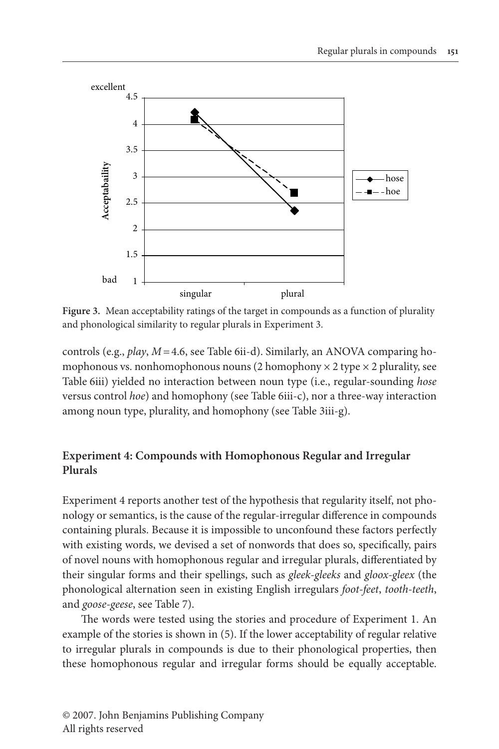**Figure 3.** Mean acceptability ratings of the target in compounds as a function of plurality and phonological similarity to regular plurals in Experiment 3.

controls (e.g., *play*, $M = 4.6$, see Table 6ii-d). Similarly, an ANOVA comparing homophonous vs. nonhomophonous nouns (2 homophony × 2 type × 2 plurality, see Table 6iii) yielded no interaction between noun type (i.e., regular-sounding *hose* versus control *hoe*) and homophony (see Table 6iii-c), nor a three-way interaction among noun type, plurality, and homophony (see Table 3iii-g).

## Experiment 4: Compounds with Homophonous Regular and Irregular Plurals

Experiment 4 reports another test of the hypothesis that regularity itself, not phonology or semantics, is the cause of the regular-irregular difference in compounds containing plurals. Because it is impossible to unconfound these factors perfectly with existing words, we devised a set of nonwords that does so, specifically, pairs of novel nouns with homophonous regular and irregular plurals, differentiated by their singular forms and their spellings, such as *gleek-gleeks* and *gloox-gleex* (the phonological alternation seen in existing English irregulars *foot-feet*, *tooth-teeth*, and *goose-geese*, see Table 7).

The words were tested using the stories and procedure of Experiment 1. An example of the stories is shown in (5). If the lower acceptability of regular relative to irregular plurals in compounds is due to their phonological properties, then these homophonous regular and irregular forms should be equally acceptable.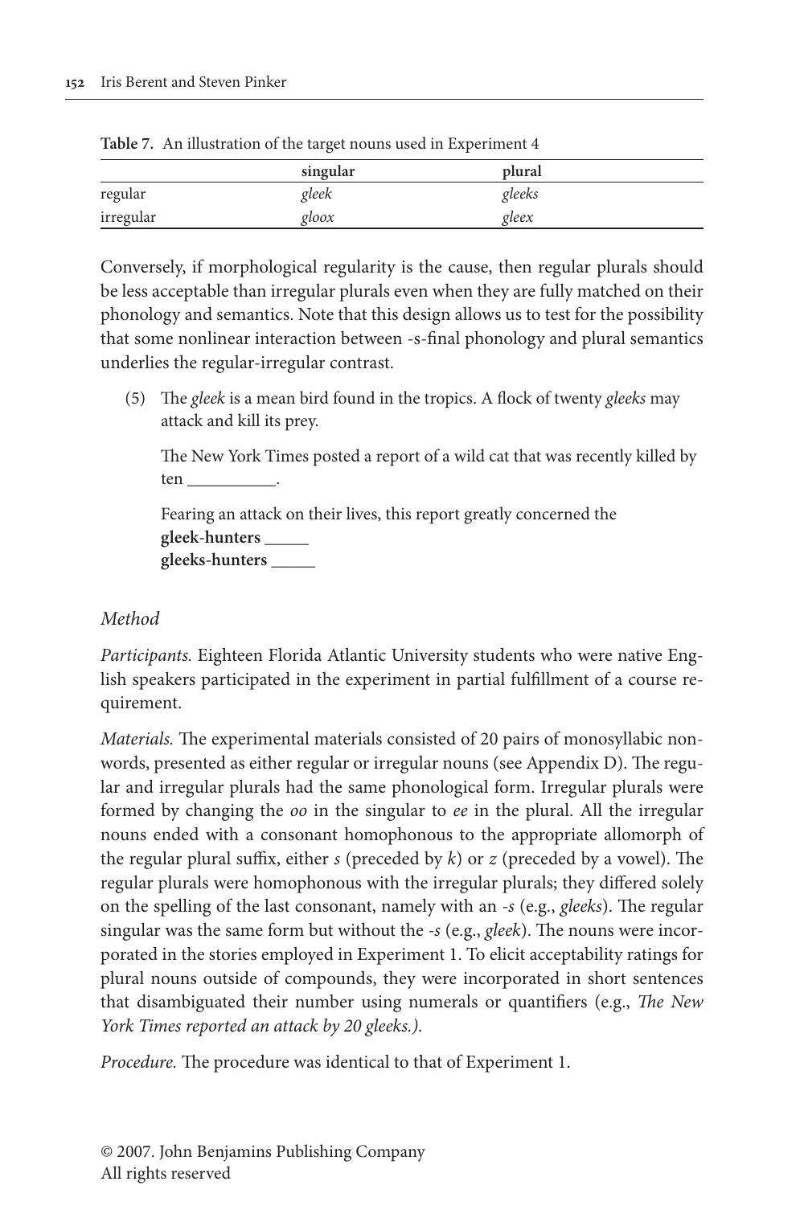**Table 7.** An illustration of the target nouns used in Experiment 4

| | singular | plural |
|---|---|---|
| regular | *gleek* | *gleeks* |
| irregular | *gloox* | *gleex* |

Conversely, if morphological regularity is the cause, then regular plurals should be less acceptable than irregular plurals even when they are fully matched on their phonology and semantics. Note that this design allows us to test for the possibility that some nonlinear interaction between -s-final phonology and plural semantics underlies the regular-irregular contrast.

(5) The *gleek* is a mean bird found in the tropics. A flock of twenty *gleeks* may attack and kill its prey.

The New York Times posted a report of a wild cat that was recently killed by ten __________.

Fearing an attack on their lives, this report greatly concerned the
**gleek-hunters** _____
**gleeks-hunters** _____

### *Method*

*Participants.* Eighteen Florida Atlantic University students who were native English speakers participated in the experiment in partial fulfillment of a course requirement.

*Materials.* The experimental materials consisted of 20 pairs of monosyllabic nonwords, presented as either regular or irregular nouns (see Appendix D). The regular and irregular plurals had the same phonological form. Irregular plurals were formed by changing the *oo* in the singular to *ee* in the plural. All the irregular nouns ended with a consonant homophonous to the appropriate allomorph of the regular plural suffix, either *s* (preceded by *k*) or *z* (preceded by a vowel). The regular plurals were homophonous with the irregular plurals; they differed solely on the spelling of the last consonant, namely with an *-s* (e.g., *gleeks*). The regular singular was the same form but without the *-s* (e.g., *gleek*). The nouns were incorporated in the stories employed in Experiment 1. To elicit acceptability ratings for plural nouns outside of compounds, they were incorporated in short sentences that disambiguated their number using numerals or quantifiers (e.g., *The New York Times reported an attack by 20 gleeks.)*.

*Procedure.* The procedure was identical to that of Experiment 1.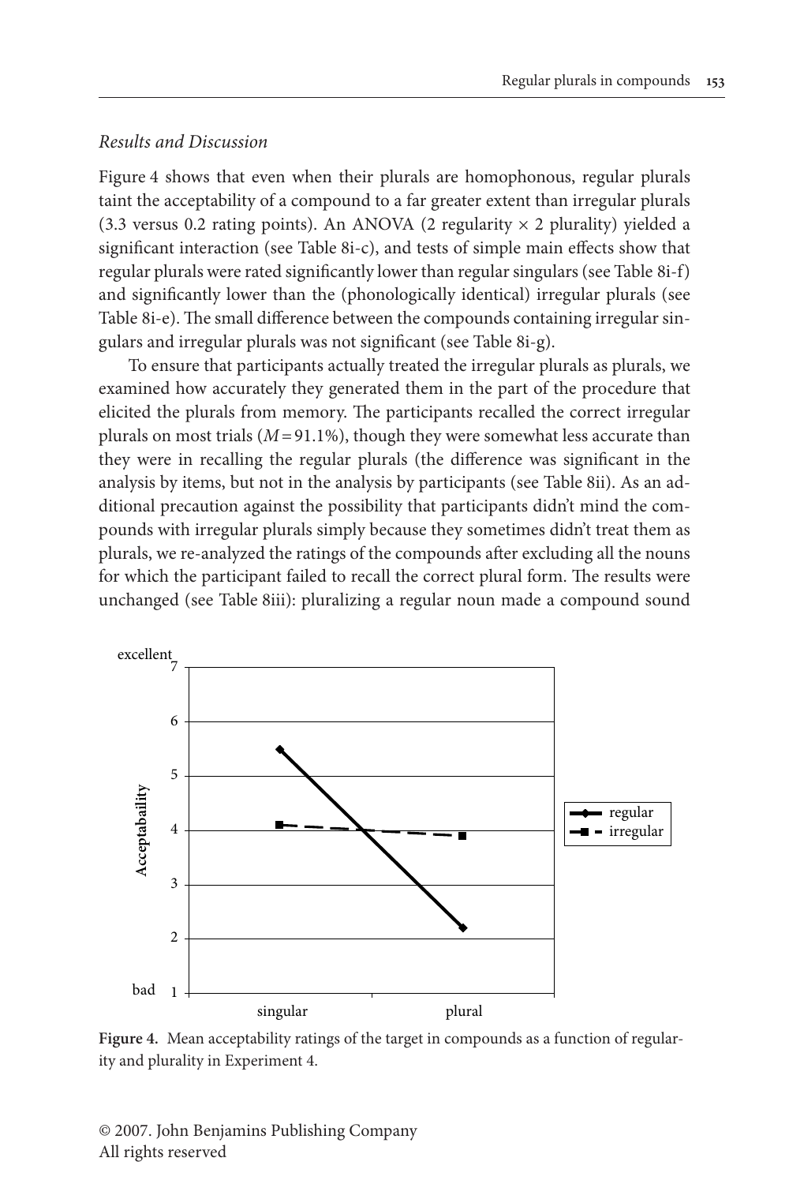*Results and Discussion*

Figure 4 shows that even when their plurals are homophonous, regular plurals taint the acceptability of a compound to a far greater extent than irregular plurals (3.3 versus 0.2 rating points). An ANOVA (2 regularity × 2 plurality) yielded a significant interaction (see Table 8i-c), and tests of simple main effects show that regular plurals were rated significantly lower than regular singulars (see Table 8i-f) and significantly lower than the (phonologically identical) irregular plurals (see Table 8i-e). The small difference between the compounds containing irregular singulars and irregular plurals was not significant (see Table 8i-g).

To ensure that participants actually treated the irregular plurals as plurals, we examined how accurately they generated them in the part of the procedure that elicited the plurals from memory. The participants recalled the correct irregular plurals on most trials ($M = 91.1\%$), though they were somewhat less accurate than they were in recalling the regular plurals (the difference was significant in the analysis by items, but not in the analysis by participants (see Table 8ii). As an additional precaution against the possibility that participants didn't mind the compounds with irregular plurals simply because they sometimes didn't treat them as plurals, we re-analyzed the ratings of the compounds after excluding all the nouns for which the participant failed to recall the correct plural form. The results were unchanged (see Table 8iii): pluralizing a regular noun made a compound sound

**Figure 4.** Mean acceptability ratings of the target in compounds as a function of regularity and plurality in Experiment 4.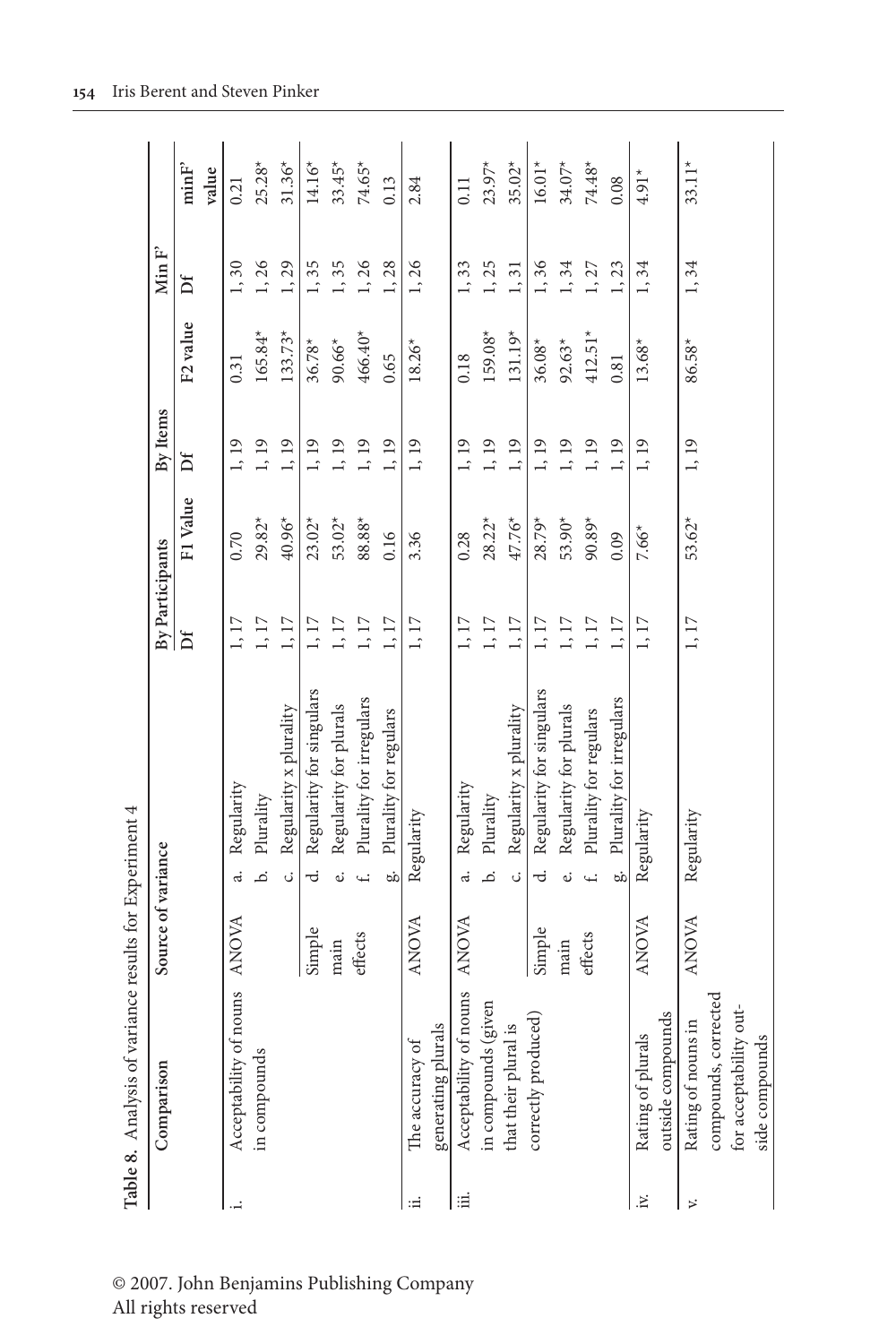**Table 8.** Analysis of variance results for Experiment 4

| | Comparison | Source of variance | | By Participants | | By Items | | Min F' | |
|---|---|---|---|---|---|---|---|---|---|
| | | | | Df | F1 Value | Df | F2 value | Df | minF' value |
| i. | Acceptability of nouns in compounds | ANOVA | a. Regularity | 1, 17 | 0.70 | 1, 19 | 0.31 | 1, 30 | 0.21 |
| | | | b. Plurality | 1, 17 | 29.82* | 1, 19 | 165.84* | 1, 26 | 25.28* |
| | | | c. Regularity x plurality | 1, 17 | 40.96* | 1, 19 | 133.73* | 1, 29 | 31.36* |
| | | Simple main effects | d. Regularity for singulars | 1, 17 | 23.02* | 1, 19 | 36.78* | 1, 35 | 14.16* |
| | | | e. Regularity for plurals | 1, 17 | 53.02* | 1, 19 | 90.66* | 1, 35 | 33.45* |
| | | | f. Plurality for irregulars | 1, 17 | 88.88* | 1, 19 | 466.40* | 1, 26 | 74.65* |
| | | | g. Plurality for regulars | 1, 17 | 0.16 | 1, 19 | 0.65 | 1, 28 | 0.13 |
| ii. | The accuracy of generating plurals | ANOVA | Regularity | 1, 17 | 3.36 | 1, 19 | 18.26* | 1, 26 | 2.84 |
| iii. | Acceptability of nouns in compounds (given that their plural is correctly produced) | ANOVA | a. Regularity | 1, 17 | 0.28 | 1, 19 | 0.18 | 1, 33 | 0.11 |
| | | | b. Plurality | 1, 17 | 28.22* | 1, 19 | 159.08* | 1, 25 | 23.97* |
| | | | c. Regularity x plurality | 1, 17 | 47.76* | 1, 19 | 131.19* | 1, 31 | 35.02* |
| | | Simple main effects | d. Regularity for singulars | 1, 17 | 28.79* | 1, 19 | 36.08* | 1, 36 | 16.01* |
| | | | e. Regularity for plurals | 1, 17 | 53.90* | 1, 19 | 92.63* | 1, 34 | 34.07* |
| | | | f. Plurality for regulars | 1, 17 | 90.89* | 1, 19 | 412.51* | 1, 27 | 74.48* |
| | | | g. Plurality for irregulars | 1, 17 | 0.09 | 1, 19 | 0.81 | 1, 23 | 0.08 |
| iv. | Rating of plurals outside compounds | ANOVA | Regularity | 1, 17 | 7.66* | 1, 19 | 13.68* | 1, 34 | 4.91* |
| v. | Rating of nouns in compounds, corrected for acceptability outside compounds | ANOVA | Regularity | 1, 17 | 53.62* | 1, 19 | 86.58* | 1, 34 | 33.11* |

© 2007. John Benjamins Publishing Company
All rights reserved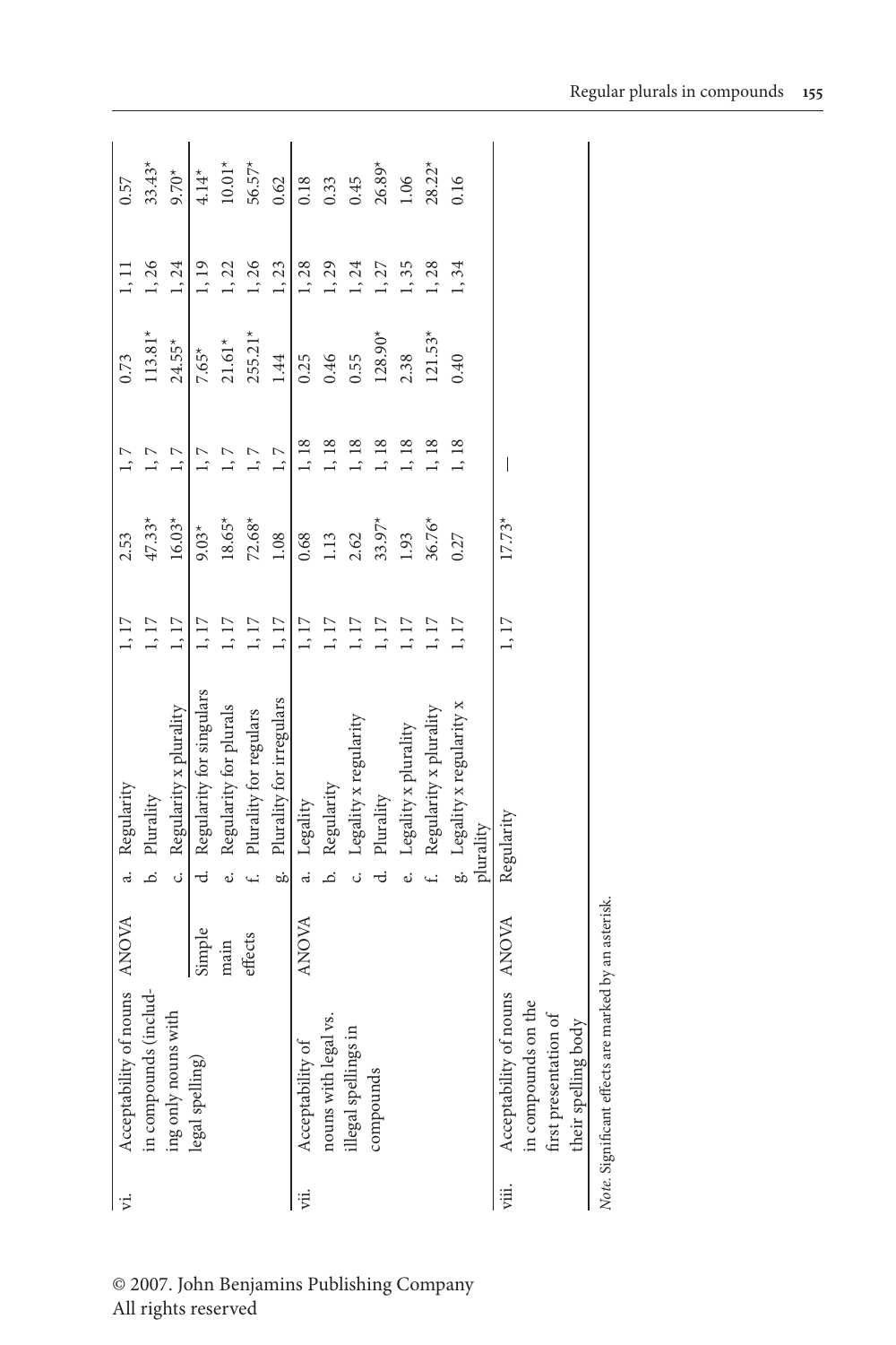| | | | | | | | | |
|---|---|---|---|---|---|---|---|---|
| vi. Acceptability of nouns in compounds (including only nouns with legal spelling) | ANOVA | a. Regularity | 1, 17 | 2.53 | 1, 7 | 0.73 | 1, 11 | 0.57 |
| | | b. Plurality | 1, 17 | 47.33* | 1, 7 | 113.81* | 1, 26 | 33.43* |
| | | c. Regularity x plurality | 1, 17 | 16.03* | 1, 7 | 24.55* | 1, 24 | 9.70* |
| | Simple main effects | d. Regularity for singulars | 1, 17 | 9.03* | 1, 7 | 7.65* | 1, 19 | 4.14* |
| | | e. Regularity for plurals | 1, 17 | 18.65* | 1, 7 | 21.61* | 1, 22 | 10.01* |
| | | f. Plurality for regulars | 1, 17 | 72.68* | 1, 7 | 255.21* | 1, 26 | 56.57* |
| | | g. Plurality for irregulars | 1, 17 | 1.08 | 1, 7 | 1.44 | 1, 23 | 0.62 |
| vii. Acceptability of nouns with legal vs. illegal spellings in compounds | ANOVA | a. Legality | 1, 17 | 0.68 | 1, 18 | 0.25 | 1, 28 | 0.18 |
| | | b. Regularity | 1, 17 | 1.13 | 1, 18 | 0.46 | 1, 29 | 0.33 |
| | | c. Legality x regularity | 1, 17 | 2.62 | 1, 18 | 0.55 | 1, 24 | 0.45 |
| | | d. Plurality | 1, 17 | 33.97* | 1, 18 | 128.90* | 1, 27 | 26.89* |
| | | e. Legality x plurality | 1, 17 | 1.93 | 1, 18 | 2.38 | 1, 35 | 1.06 |
| | | f. Regularity x plurality | 1, 17 | 36.76* | 1, 18 | 121.53* | 1, 28 | 28.22* |
| | | g. Legality x regularity x plurality | 1, 17 | 0.27 | 1, 18 | 0.40 | 1, 34 | 0.16 |
| viii. Acceptability of nouns in compounds on the first presentation of their spelling body | ANOVA | Regularity | 1, 17 | 17.73* | — | | | |

*Note*. Significant effects are marked by an asterisk.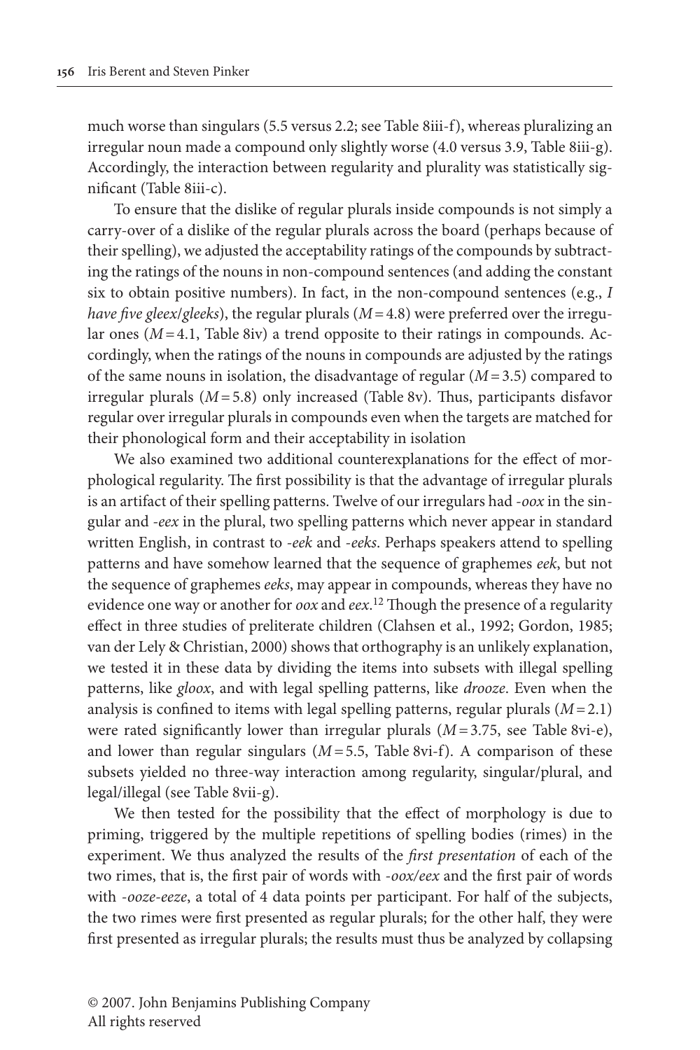much worse than singulars (5.5 versus 2.2; see Table 8iii-f), whereas pluralizing an irregular noun made a compound only slightly worse (4.0 versus 3.9, Table 8iii-g). Accordingly, the interaction between regularity and plurality was statistically significant (Table 8iii-c).

To ensure that the dislike of regular plurals inside compounds is not simply a carry-over of a dislike of the regular plurals across the board (perhaps because of their spelling), we adjusted the acceptability ratings of the compounds by subtracting the ratings of the nouns in non-compound sentences (and adding the constant six to obtain positive numbers). In fact, in the non-compound sentences (e.g., *I have five gleex/gleeks*), the regular plurals ($M = 4.8$) were preferred over the irregular ones ($M = 4.1$, Table 8iv) a trend opposite to their ratings in compounds. Accordingly, when the ratings of the nouns in compounds are adjusted by the ratings of the same nouns in isolation, the disadvantage of regular ($M = 3.5$) compared to irregular plurals ($M = 5.8$) only increased (Table 8v). Thus, participants disfavor regular over irregular plurals in compounds even when the targets are matched for their phonological form and their acceptability in isolation

We also examined two additional counterexplanations for the effect of morphological regularity. The first possibility is that the advantage of irregular plurals is an artifact of their spelling patterns. Twelve of our irregulars had *-oox* in the singular and *-eex* in the plural, two spelling patterns which never appear in standard written English, in contrast to *-eek* and *-eeks*. Perhaps speakers attend to spelling patterns and have somehow learned that the sequence of graphemes *eek*, but not the sequence of graphemes *eeks*, may appear in compounds, whereas they have no evidence one way or another for *oox* and *eex*.[12] Though the presence of a regularity effect in three studies of preliterate children (Clahsen et al., 1992; Gordon, 1985; van der Lely & Christian, 2000) shows that orthography is an unlikely explanation, we tested it in these data by dividing the items into subsets with illegal spelling patterns, like *gloox*, and with legal spelling patterns, like *drooze*. Even when the analysis is confined to items with legal spelling patterns, regular plurals ($M = 2.1$) were rated significantly lower than irregular plurals ($M = 3.75$, see Table 8vi-e), and lower than regular singulars ($M = 5.5$, Table 8vi-f). A comparison of these subsets yielded no three-way interaction among regularity, singular/plural, and legal/illegal (see Table 8vii-g).

We then tested for the possibility that the effect of morphology is due to priming, triggered by the multiple repetitions of spelling bodies (rimes) in the experiment. We thus analyzed the results of the *first presentation* of each of the two rimes, that is, the first pair of words with *-oox/eex* and the first pair of words with *-ooze-eeze*, a total of 4 data points per participant. For half of the subjects, the two rimes were first presented as regular plurals; for the other half, they were first presented as irregular plurals; the results must thus be analyzed by collapsing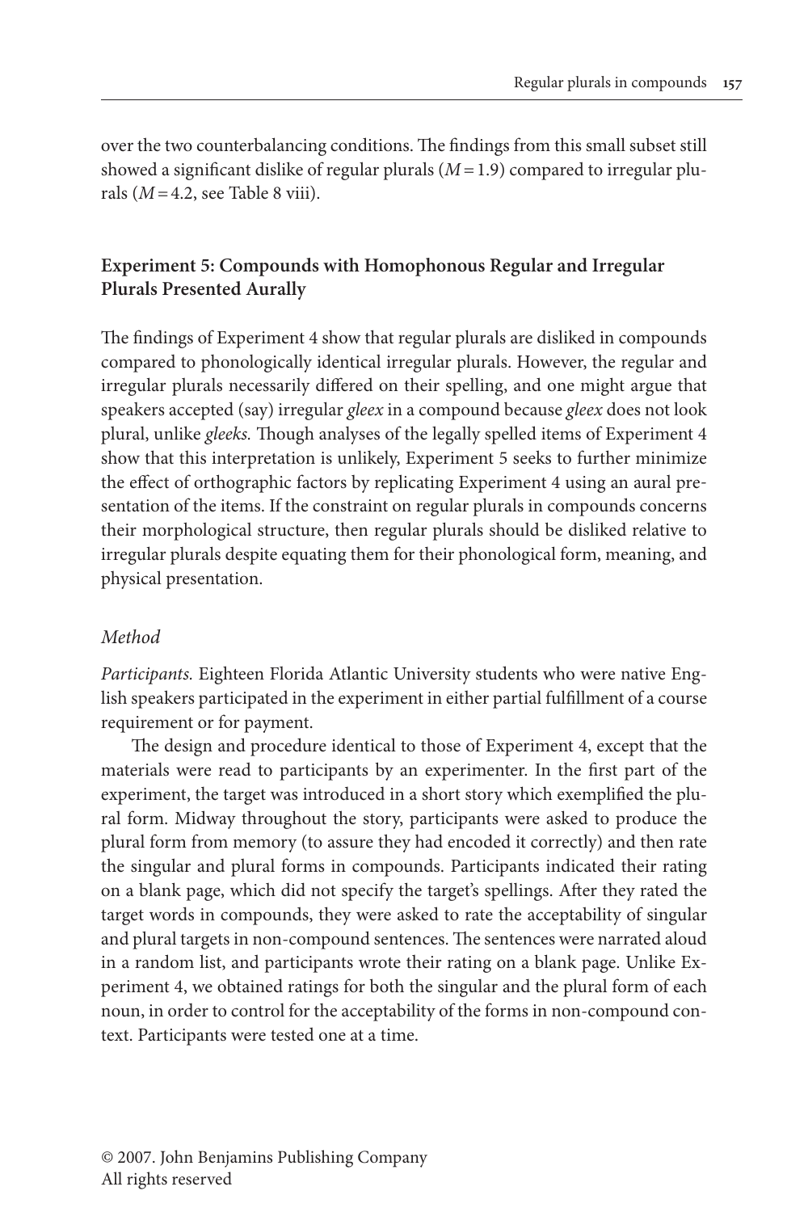over the two counterbalancing conditions. The findings from this small subset still showed a significant dislike of regular plurals ($M=1.9$) compared to irregular plurals ($M=4.2$, see Table 8 viii).

### Experiment 5: Compounds with Homophonous Regular and Irregular Plurals Presented Aurally

The findings of Experiment 4 show that regular plurals are disliked in compounds compared to phonologically identical irregular plurals. However, the regular and irregular plurals necessarily differed on their spelling, and one might argue that speakers accepted (say) irregular *gleex* in a compound because *gleex* does not look plural, unlike *gleeks.* Though analyses of the legally spelled items of Experiment 4 show that this interpretation is unlikely, Experiment 5 seeks to further minimize the effect of orthographic factors by replicating Experiment 4 using an aural presentation of the items. If the constraint on regular plurals in compounds concerns their morphological structure, then regular plurals should be disliked relative to irregular plurals despite equating them for their phonological form, meaning, and physical presentation.

#### *Method*

*Participants.* Eighteen Florida Atlantic University students who were native English speakers participated in the experiment in either partial fulfillment of a course requirement or for payment.

The design and procedure identical to those of Experiment 4, except that the materials were read to participants by an experimenter. In the first part of the experiment, the target was introduced in a short story which exemplified the plural form. Midway throughout the story, participants were asked to produce the plural form from memory (to assure they had encoded it correctly) and then rate the singular and plural forms in compounds. Participants indicated their rating on a blank page, which did not specify the target's spellings. After they rated the target words in compounds, they were asked to rate the acceptability of singular and plural targets in non-compound sentences. The sentences were narrated aloud in a random list, and participants wrote their rating on a blank page. Unlike Experiment 4, we obtained ratings for both the singular and the plural form of each noun, in order to control for the acceptability of the forms in non-compound context. Participants were tested one at a time.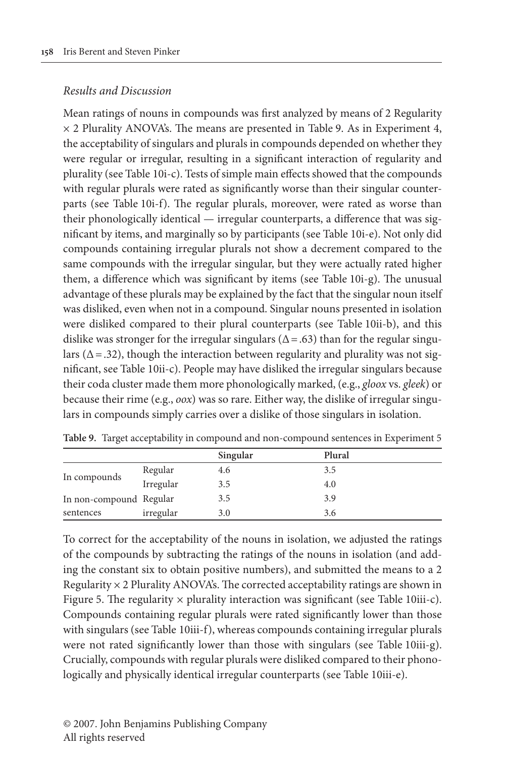*Results and Discussion*

Mean ratings of nouns in compounds was first analyzed by means of 2 Regularity × 2 Plurality ANOVA's. The means are presented in Table 9. As in Experiment 4, the acceptability of singulars and plurals in compounds depended on whether they were regular or irregular, resulting in a significant interaction of regularity and plurality (see Table 10i-c). Tests of simple main effects showed that the compounds with regular plurals were rated as significantly worse than their singular counterparts (see Table 10i-f). The regular plurals, moreover, were rated as worse than their phonologically identical — irregular counterparts, a difference that was significant by items, and marginally so by participants (see Table 10i-e). Not only did compounds containing irregular plurals not show a decrement compared to the same compounds with the irregular singular, but they were actually rated higher them, a difference which was significant by items (see Table 10i-g). The unusual advantage of these plurals may be explained by the fact that the singular noun itself was disliked, even when not in a compound. Singular nouns presented in isolation were disliked compared to their plural counterparts (see Table 10ii-b), and this dislike was stronger for the irregular singulars ($\Delta = .63$) than for the regular singulars ($\Delta = .32$), though the interaction between regularity and plurality was not significant, see Table 10ii-c). People may have disliked the irregular singulars because their coda cluster made them more phonologically marked, (e.g., *gloox* vs. *gleek*) or because their rime (e.g., *oox*) was so rare. Either way, the dislike of irregular singulars in compounds simply carries over a dislike of those singulars in isolation.

**Table 9.** Target acceptability in compound and non-compound sentences in Experiment 5

| | | Singular | Plural |
|---|---|---|---|
| In compounds | Regular | 4.6 | 3.5 |
| | Irregular | 3.5 | 4.0 |
| In non-compound sentences | Regular | 3.5 | 3.9 |
| | irregular | 3.0 | 3.6 |

To correct for the acceptability of the nouns in isolation, we adjusted the ratings of the compounds by subtracting the ratings of the nouns in isolation (and adding the constant six to obtain positive numbers), and submitted the means to a 2 Regularity × 2 Plurality ANOVA's. The corrected acceptability ratings are shown in Figure 5. The regularity × plurality interaction was significant (see Table 10iii-c). Compounds containing regular plurals were rated significantly lower than those with singulars (see Table 10iii-f), whereas compounds containing irregular plurals were not rated significantly lower than those with singulars (see Table 10iii-g). Crucially, compounds with regular plurals were disliked compared to their phonologically and physically identical irregular counterparts (see Table 10iii-e).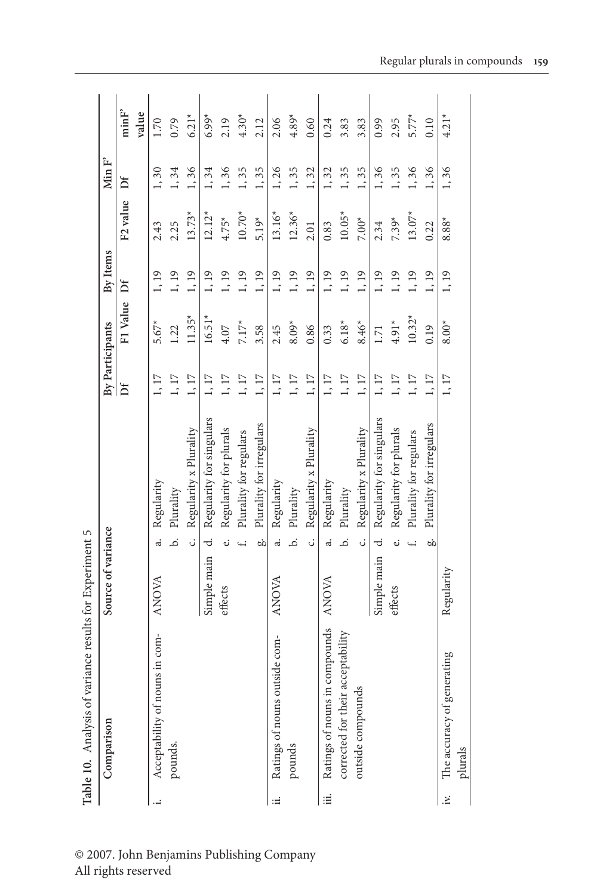**Table 10.** Analysis of variance results for Experiment 5

| Comparison | Source of variance | | By Participants | | By Items | | Min F' | |
|---|---|---|---|---|---|---|---|---|
| | | | Df | F1 Value | Df | F2 value | Df | minF' value |
| i. Acceptability of nouns in compounds. | ANOVA | a. Regularity | 1, 17 | 5.67* | 1, 19 | 2.43 | 1, 30 | 1.70 |
| | | b. Plurality | 1, 17 | 1.22 | 1, 19 | 2.25 | 1, 34 | 0.79 |
| | | c. Regularity x Plurality | 1, 17 | 11.35* | 1, 19 | 13.73* | 1, 36 | 6.21* |
| | Simple main effects | d. Regularity for singulars | 1, 17 | 16.51* | 1, 19 | 12.12* | 1, 34 | 6.99* |
| | | e. Regularity for plurals | 1, 17 | 4.07 | 1, 19 | 4.75* | 1, 36 | 2.19 |
| | | f. Plurality for regulars | 1, 17 | 7.17* | 1, 19 | 10.70* | 1, 35 | 4.30* |
| | | g. Plurality for irregulars | 1, 17 | 3.58 | 1, 19 | 5.19* | 1, 35 | 2.12 |
| ii. Ratings of nouns outside compounds | ANOVA | a. Regularity | 1, 17 | 2.45 | 1, 19 | 13.16* | 1, 26 | 2.06 |
| | | b. Plurality | 1, 17 | 8.09* | 1, 19 | 12.36* | 1, 35 | 4.89* |
| | | c. Regularity x Plurality | 1, 17 | 0.86 | 1, 19 | 2.01 | 1, 32 | 0.60 |
| iii. Ratings of nouns in compounds corrected for their acceptability outside compounds | ANOVA | a. Regularity | 1, 17 | 0.33 | 1, 19 | 0.83 | 1, 32 | 0.24 |
| | | b. Plurality | 1, 17 | 6.18* | 1, 19 | 10.05* | 1, 35 | 3.83 |
| | | c. Regularity x Plurality | 1, 17 | 8.46* | 1, 19 | 7.00* | 1, 35 | 3.83 |
| | Simple main effects | d. Regularity for singulars | 1, 17 | 1.71 | 1, 19 | 2.34 | 1, 36 | 0.99 |
| | | e. Regularity for plurals | 1, 17 | 4.91* | 1, 19 | 7.39* | 1, 35 | 2.95 |
| | | f. Plurality for regulars | 1, 17 | 10.32* | 1, 19 | 13.07* | 1, 36 | 5.77* |
| | | g. Plurality for irregulars | 1, 17 | 0.19 | 1, 19 | 0.22 | 1, 36 | 0.10 |
| iv. The accuracy of generating plurals | Regularity | | 1, 17 | 8.00* | 1, 19 | 8.88* | 1, 36 | 4.21* |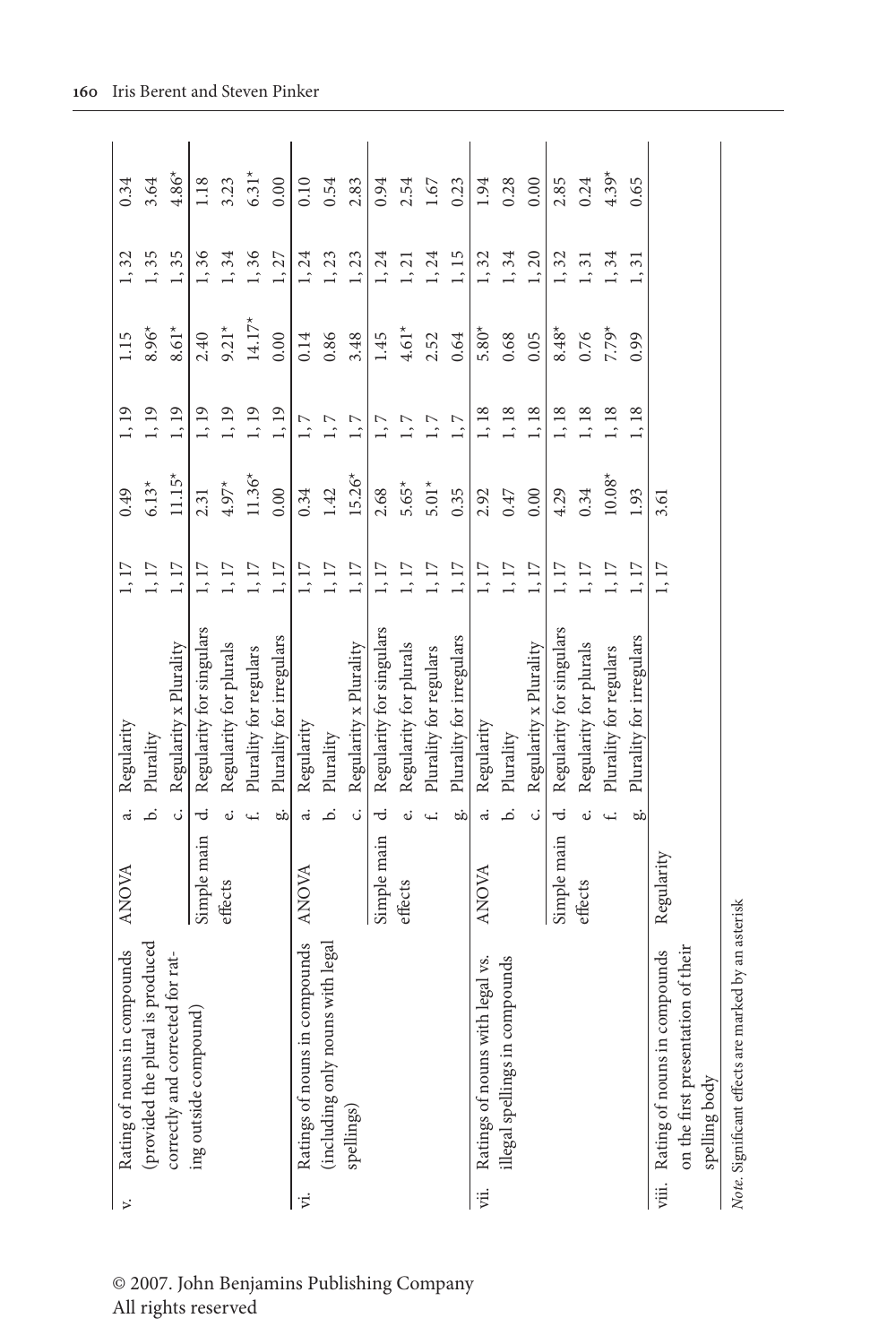| | | | | | | | | | |
|---|---|---|---|---|---|---|---|---|---|
| v. Rating of nouns in compounds (provided the plural is produced correctly and corrected for rating outside compound) | ANOVA | a. Regularity | 1, 17 | 0.49 | 1, 19 | 1.15 | 1, 32 | 0.34 |
| | | b. Plurality | 1, 17 | 6.13* | 1, 19 | 8.96* | 1, 35 | 3.64 |
| | | c. Regularity x Plurality | 1, 17 | 11.15* | 1, 19 | 8.61* | 1, 35 | 4.86* |
| | Simple main effects | d. Regularity for singulars | 1, 17 | 2.31 | 1, 19 | 2.40 | 1, 36 | 1.18 |
| | | e. Regularity for plurals | 1, 17 | 4.97* | 1, 19 | 9.21* | 1, 34 | 3.23 |
| | | f. Plurality for regulars | 1, 17 | 11.36* | 1, 19 | 14.17* | 1, 36 | 6.31* |
| | | g. Plurality for irregulars | 1, 17 | 0.00 | 1, 19 | 0.00 | 1, 27 | 0.00 |
| vi. Ratings of nouns in compounds (including only nouns with legal spellings) | ANOVA | a. Regularity | 1, 17 | 0.34 | 1, 7 | 0.14 | 1, 24 | 0.10 |
| | | b. Plurality | 1, 17 | 1.42 | 1, 7 | 0.86 | 1, 23 | 0.54 |
| | | c. Regularity x Plurality | 1, 17 | 15.26* | 1, 7 | 3.48 | 1, 23 | 2.83 |
| | Simple main effects | d. Regularity for singulars | 1, 17 | 2.68 | 1, 7 | 1.45 | 1, 24 | 0.94 |
| | | e. Regularity for plurals | 1, 17 | 5.65* | 1, 7 | 4.61* | 1, 21 | 2.54 |
| | | f. Plurality for regulars | 1, 17 | 5.01* | 1, 7 | 2.52 | 1, 24 | 1.67 |
| | | g. Plurality for irregulars | 1, 17 | 0.35 | 1, 7 | 0.64 | 1, 15 | 0.23 |
| vii. Ratings of nouns with legal vs. illegal spellings in compounds | ANOVA | a. Regularity | 1, 17 | 2.92 | 1, 18 | 5.80* | 1, 32 | 1.94 |
| | | b. Plurality | 1, 17 | 0.47 | 1, 18 | 0.68 | 1, 34 | 0.28 |
| | | c. Regularity x Plurality | 1, 17 | 0.00 | 1, 18 | 0.05 | 1, 20 | 0.00 |
| | Simple main effects | d. Regularity for singulars | 1, 17 | 4.29 | 1, 18 | 8.48* | 1, 32 | 2.85 |
| | | e. Regularity for plurals | 1, 17 | 0.34 | 1, 18 | 0.76 | 1, 31 | 0.24 |
| | | f. Plurality for regulars | 1, 17 | 10.08* | 1, 18 | 7.79* | 1, 34 | 4.39* |
| | | g. Plurality for irregulars | 1, 17 | 1.93 | 1, 18 | 0.99 | 1, 31 | 0.65 |
| viii. Rating of nouns in compounds on the first presentation of their spelling body | Regularity | | 1, 17 | 3.61 | | | | |

*Note.* Significant effects are marked by an asterisk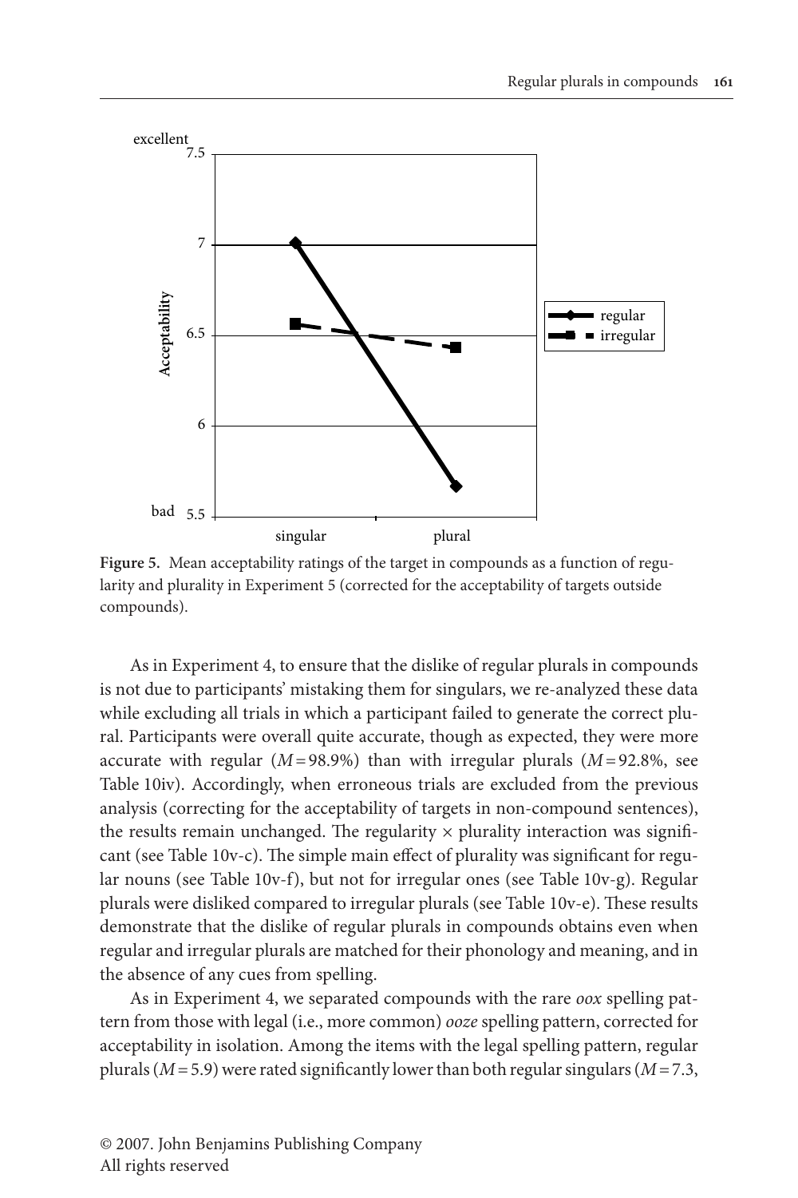Figure 5. Mean acceptability ratings of the target in compounds as a function of regularity and plurality in Experiment 5 (corrected for the acceptability of targets outside compounds).

As in Experiment 4, to ensure that the dislike of regular plurals in compounds is not due to participants' mistaking them for singulars, we re-analyzed these data while excluding all trials in which a participant failed to generate the correct plural. Participants were overall quite accurate, though as expected, they were more accurate with regular ($M = 98.9\%$) than with irregular plurals ($M = 92.8\%$, see Table 10iv). Accordingly, when erroneous trials are excluded from the previous analysis (correcting for the acceptability of targets in non-compound sentences), the results remain unchanged. The regularity × plurality interaction was significant (see Table 10v-c). The simple main effect of plurality was significant for regular nouns (see Table 10v-f), but not for irregular ones (see Table 10v-g). Regular plurals were disliked compared to irregular plurals (see Table 10v-e). These results demonstrate that the dislike of regular plurals in compounds obtains even when regular and irregular plurals are matched for their phonology and meaning, and in the absence of any cues from spelling.

As in Experiment 4, we separated compounds with the rare *oox* spelling pattern from those with legal (i.e., more common) *ooze* spelling pattern, corrected for acceptability in isolation. Among the items with the legal spelling pattern, regular plurals ($M = 5.9$) were rated significantly lower than both regular singulars ($M = 7.3$,

© 2007. John Benjamins Publishing Company
All rights reserved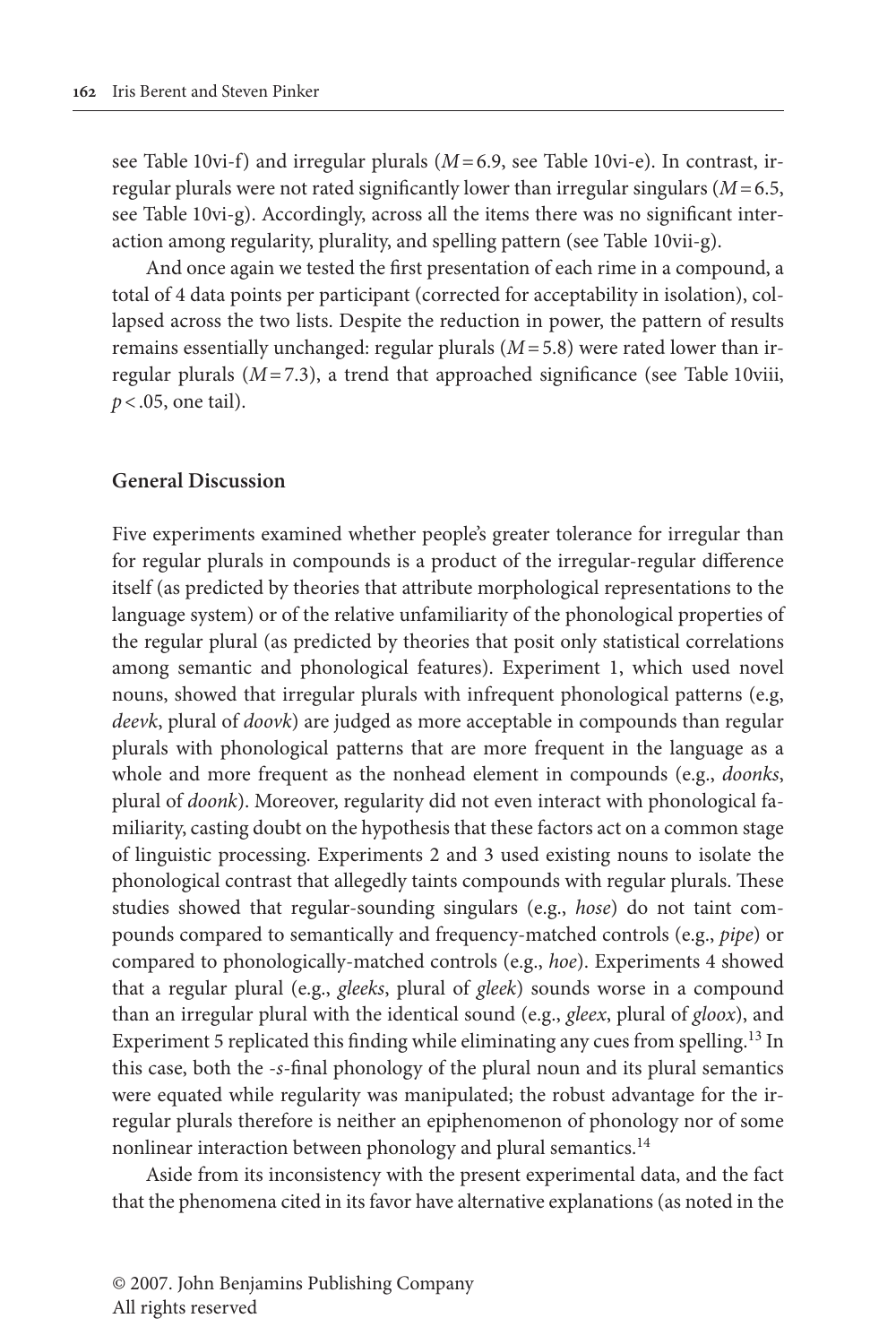see Table 10vi-f) and irregular plurals ($M = 6.9$, see Table 10vi-e). In contrast, irregular plurals were not rated significantly lower than irregular singulars ($M = 6.5$, see Table 10vi-g). Accordingly, across all the items there was no significant interaction among regularity, plurality, and spelling pattern (see Table 10vii-g).

And once again we tested the first presentation of each rime in a compound, a total of 4 data points per participant (corrected for acceptability in isolation), collapsed across the two lists. Despite the reduction in power, the pattern of results remains essentially unchanged: regular plurals ($M = 5.8$) were rated lower than irregular plurals ($M = 7.3$), a trend that approached significance (see Table 10viii, $p < .05$, one tail).

## General Discussion

Five experiments examined whether people's greater tolerance for irregular than for regular plurals in compounds is a product of the irregular-regular difference itself (as predicted by theories that attribute morphological representations to the language system) or of the relative unfamiliarity of the phonological properties of the regular plural (as predicted by theories that posit only statistical correlations among semantic and phonological features). Experiment 1, which used novel nouns, showed that irregular plurals with infrequent phonological patterns (e.g, *deevk*, plural of *doovk*) are judged as more acceptable in compounds than regular plurals with phonological patterns that are more frequent in the language as a whole and more frequent as the nonhead element in compounds (e.g., *doonks*, plural of *doonk*). Moreover, regularity did not even interact with phonological familiarity, casting doubt on the hypothesis that these factors act on a common stage of linguistic processing. Experiments 2 and 3 used existing nouns to isolate the phonological contrast that allegedly taints compounds with regular plurals. These studies showed that regular-sounding singulars (e.g., *hose*) do not taint compounds compared to semantically and frequency-matched controls (e.g., *pipe*) or compared to phonologically-matched controls (e.g., *hoe*). Experiments 4 showed that a regular plural (e.g., *gleeks*, plural of *gleek*) sounds worse in a compound than an irregular plural with the identical sound (e.g., *gleex*, plural of *gloox*), and Experiment 5 replicated this finding while eliminating any cues from spelling.[13] In this case, both the *-s*-final phonology of the plural noun and its plural semantics were equated while regularity was manipulated; the robust advantage for the irregular plurals therefore is neither an epiphenomenon of phonology nor of some nonlinear interaction between phonology and plural semantics.[14]

Aside from its inconsistency with the present experimental data, and the fact that the phenomena cited in its favor have alternative explanations (as noted in the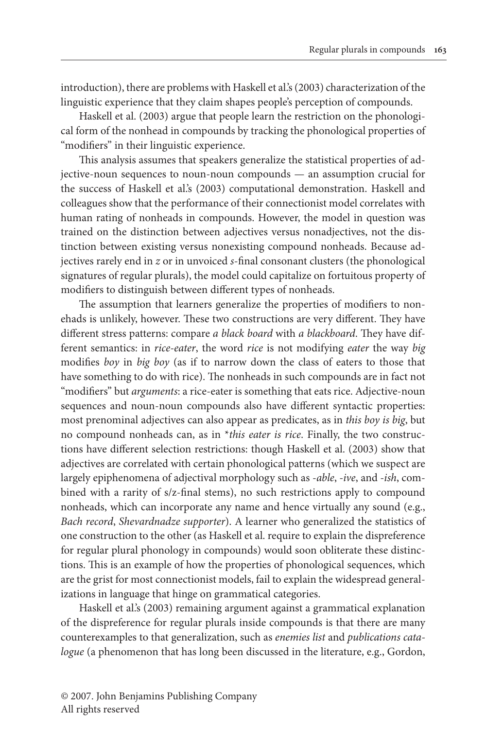introduction), there are problems with Haskell et al.'s (2003) characterization of the linguistic experience that they claim shapes people's perception of compounds.

Haskell et al. (2003) argue that people learn the restriction on the phonological form of the nonhead in compounds by tracking the phonological properties of "modifiers" in their linguistic experience.

This analysis assumes that speakers generalize the statistical properties of adjective-noun sequences to noun-noun compounds — an assumption crucial for the success of Haskell et al.'s (2003) computational demonstration. Haskell and colleagues show that the performance of their connectionist model correlates with human rating of nonheads in compounds. However, the model in question was trained on the distinction between adjectives versus nonadjectives, not the distinction between existing versus nonexisting compound nonheads. Because adjectives rarely end in *z* or in unvoiced *s*-final consonant clusters (the phonological signatures of regular plurals), the model could capitalize on fortuitous property of modifiers to distinguish between different types of nonheads.

The assumption that learners generalize the properties of modifiers to nonehads is unlikely, however. These two constructions are very different. They have different stress patterns: compare *a black board* with *a blackboard*. They have different semantics: in *rice-eater*, the word *rice* is not modifying *eater* the way *big* modifies *boy* in *big boy* (as if to narrow down the class of eaters to those that have something to do with rice). The nonheads in such compounds are in fact not "modifiers" but *arguments*: a rice-eater is something that eats rice. Adjective-noun sequences and noun-noun compounds also have different syntactic properties: most prenominal adjectives can also appear as predicates, as in *this boy is big*, but no compound nonheads can, as in \**this eater is rice*. Finally, the two constructions have different selection restrictions: though Haskell et al. (2003) show that adjectives are correlated with certain phonological patterns (which we suspect are largely epiphenomena of adjectival morphology such as *-able*, *-ive*, and *-ish*, combined with a rarity of s/z-final stems), no such restrictions apply to compound nonheads, which can incorporate any name and hence virtually any sound (e.g., *Bach record*, *Shevardnadze supporter*). A learner who generalized the statistics of one construction to the other (as Haskell et al. require to explain the dispreference for regular plural phonology in compounds) would soon obliterate these distinctions. This is an example of how the properties of phonological sequences, which are the grist for most connectionist models, fail to explain the widespread generalizations in language that hinge on grammatical categories.

Haskell et al.'s (2003) remaining argument against a grammatical explanation of the dispreference for regular plurals inside compounds is that there are many counterexamples to that generalization, such as *enemies list* and *publications catalogue* (a phenomenon that has long been discussed in the literature, e.g., Gordon,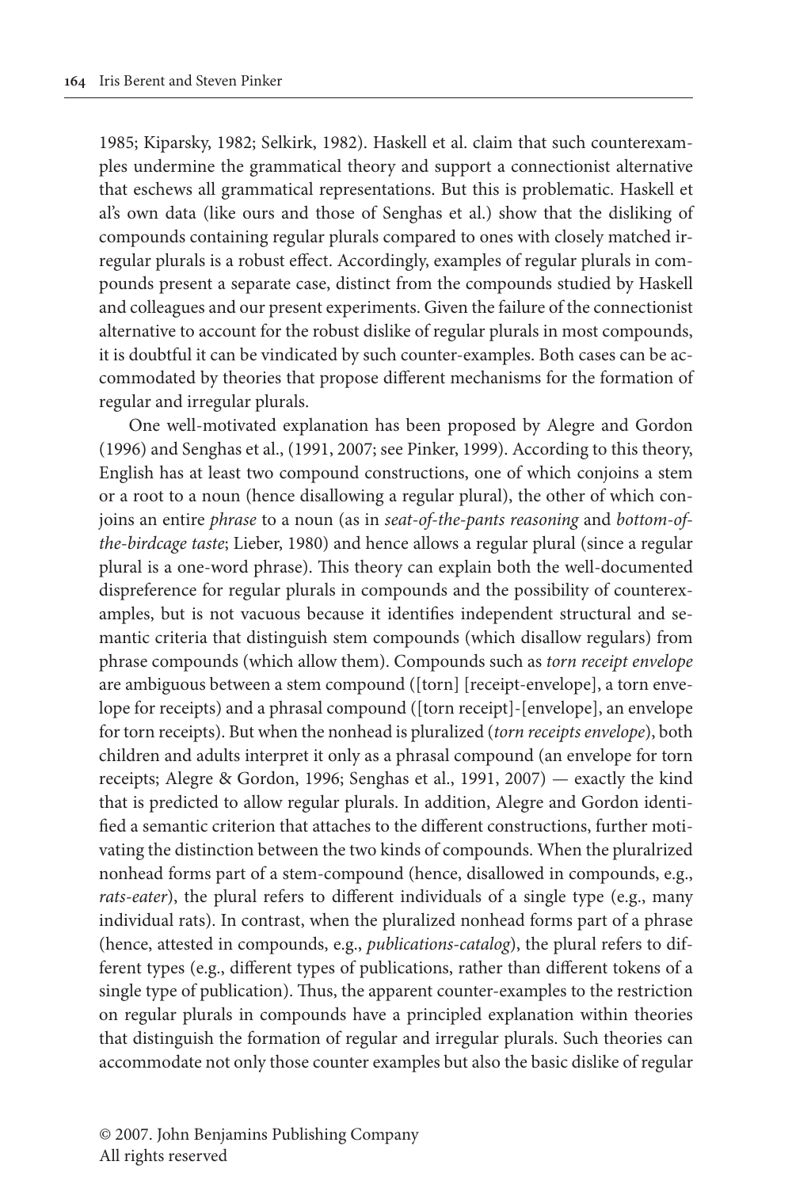1985; Kiparsky, 1982; Selkirk, 1982). Haskell et al. claim that such counterexamples undermine the grammatical theory and support a connectionist alternative that eschews all grammatical representations. But this is problematic. Haskell et al's own data (like ours and those of Senghas et al.) show that the disliking of compounds containing regular plurals compared to ones with closely matched irregular plurals is a robust effect. Accordingly, examples of regular plurals in compounds present a separate case, distinct from the compounds studied by Haskell and colleagues and our present experiments. Given the failure of the connectionist alternative to account for the robust dislike of regular plurals in most compounds, it is doubtful it can be vindicated by such counter-examples. Both cases can be accommodated by theories that propose different mechanisms for the formation of regular and irregular plurals.

One well-motivated explanation has been proposed by Alegre and Gordon (1996) and Senghas et al., (1991, 2007; see Pinker, 1999). According to this theory, English has at least two compound constructions, one of which conjoins a stem or a root to a noun (hence disallowing a regular plural), the other of which conjoins an entire *phrase* to a noun (as in *seat-of-the-pants reasoning* and *bottom-of-the-birdcage taste*; Lieber, 1980) and hence allows a regular plural (since a regular plural is a one-word phrase). This theory can explain both the well-documented dispreference for regular plurals in compounds and the possibility of counterexamples, but is not vacuous because it identifies independent structural and semantic criteria that distinguish stem compounds (which disallow regulars) from phrase compounds (which allow them). Compounds such as *torn receipt envelope* are ambiguous between a stem compound ([torn] [receipt-envelope], a torn envelope for receipts) and a phrasal compound ([torn receipt]-[envelope], an envelope for torn receipts). But when the nonhead is pluralized (*torn receipts envelope*), both children and adults interpret it only as a phrasal compound (an envelope for torn receipts; Alegre & Gordon, 1996; Senghas et al., 1991, 2007) — exactly the kind that is predicted to allow regular plurals. In addition, Alegre and Gordon identified a semantic criterion that attaches to the different constructions, further motivating the distinction between the two kinds of compounds. When the pluralrized nonhead forms part of a stem-compound (hence, disallowed in compounds, e.g., *rats-eater*), the plural refers to different individuals of a single type (e.g., many individual rats). In contrast, when the pluralized nonhead forms part of a phrase (hence, attested in compounds, e.g., *publications-catalog*), the plural refers to different types (e.g., different types of publications, rather than different tokens of a single type of publication). Thus, the apparent counter-examples to the restriction on regular plurals in compounds have a principled explanation within theories that distinguish the formation of regular and irregular plurals. Such theories can accommodate not only those counter examples but also the basic dislike of regular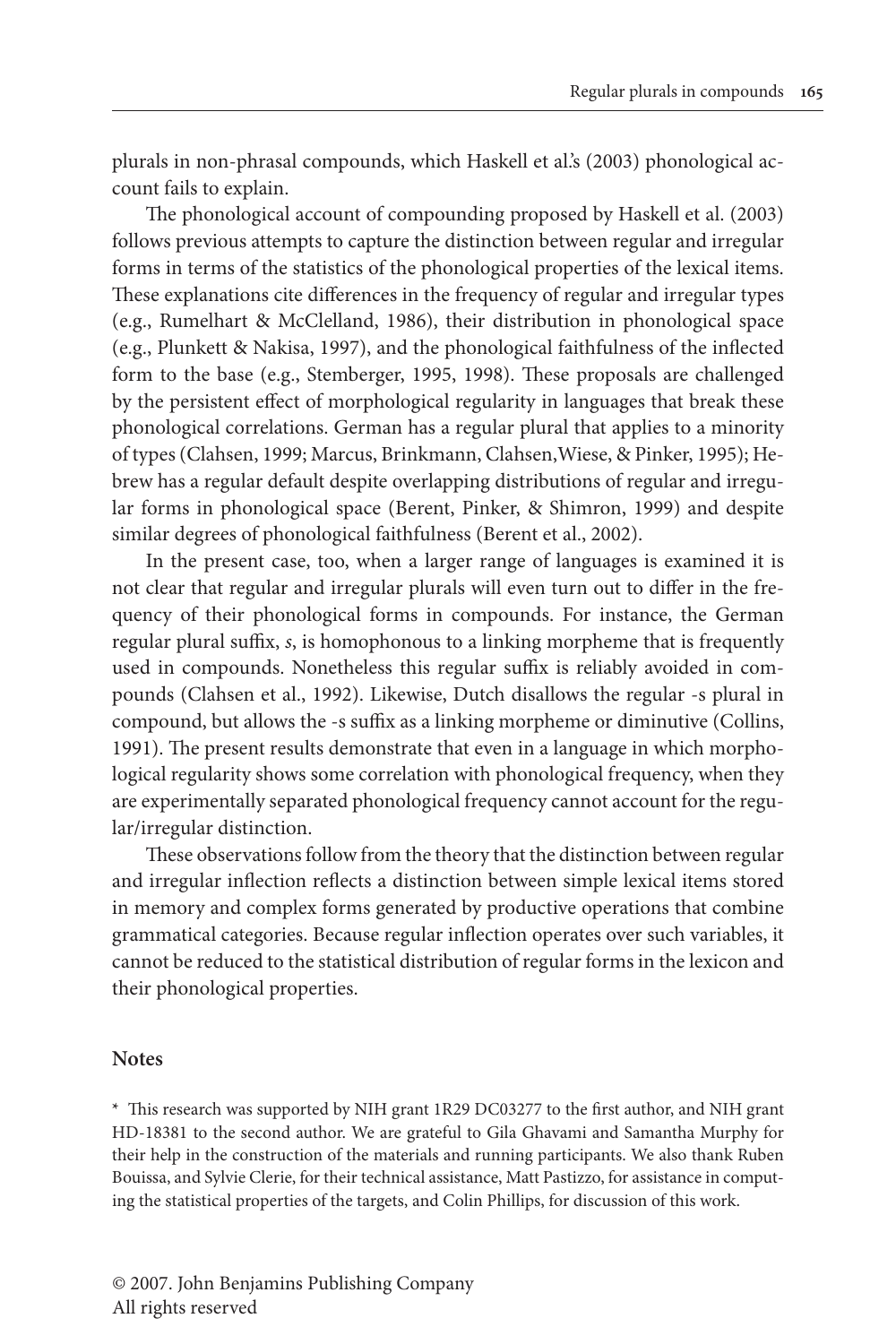plurals in non-phrasal compounds, which Haskell et al.'s (2003) phonological account fails to explain.

The phonological account of compounding proposed by Haskell et al. (2003) follows previous attempts to capture the distinction between regular and irregular forms in terms of the statistics of the phonological properties of the lexical items. These explanations cite differences in the frequency of regular and irregular types (e.g., Rumelhart & McClelland, 1986), their distribution in phonological space (e.g., Plunkett & Nakisa, 1997), and the phonological faithfulness of the inflected form to the base (e.g., Stemberger, 1995, 1998). These proposals are challenged by the persistent effect of morphological regularity in languages that break these phonological correlations. German has a regular plural that applies to a minority of types (Clahsen, 1999; Marcus, Brinkmann, Clahsen,Wiese, & Pinker, 1995); Hebrew has a regular default despite overlapping distributions of regular and irregular forms in phonological space (Berent, Pinker, & Shimron, 1999) and despite similar degrees of phonological faithfulness (Berent et al., 2002).

In the present case, too, when a larger range of languages is examined it is not clear that regular and irregular plurals will even turn out to differ in the frequency of their phonological forms in compounds. For instance, the German regular plural suffix, *s*, is homophonous to a linking morpheme that is frequently used in compounds. Nonetheless this regular suffix is reliably avoided in compounds (Clahsen et al., 1992). Likewise, Dutch disallows the regular -s plural in compound, but allows the -s suffix as a linking morpheme or diminutive (Collins, 1991). The present results demonstrate that even in a language in which morphological regularity shows some correlation with phonological frequency, when they are experimentally separated phonological frequency cannot account for the regular/irregular distinction.

These observations follow from the theory that the distinction between regular and irregular inflection reflects a distinction between simple lexical items stored in memory and complex forms generated by productive operations that combine grammatical categories. Because regular inflection operates over such variables, it cannot be reduced to the statistical distribution of regular forms in the lexicon and their phonological properties.

## Notes

\* This research was supported by NIH grant 1R29 DC03277 to the first author, and NIH grant HD-18381 to the second author. We are grateful to Gila Ghavami and Samantha Murphy for their help in the construction of the materials and running participants. We also thank Ruben Bouissa, and Sylvie Clerie, for their technical assistance, Matt Pastizzo, for assistance in computing the statistical properties of the targets, and Colin Phillips, for discussion of this work.

© 2007. John Benjamins Publishing Company
All rights reserved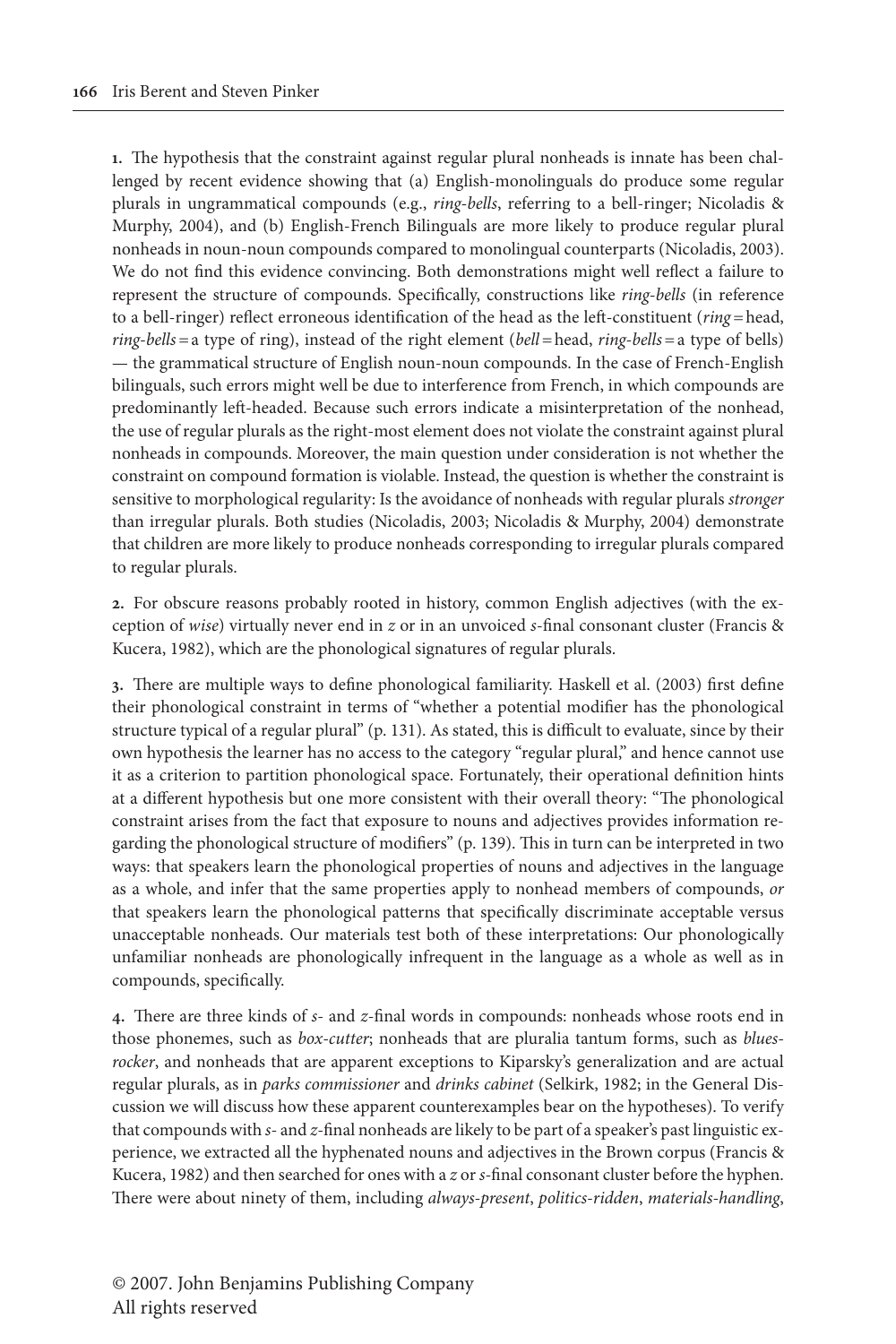**1.** The hypothesis that the constraint against regular plural nonheads is innate has been challenged by recent evidence showing that (a) English-monolinguals do produce some regular plurals in ungrammatical compounds (e.g., *ring-bells*, referring to a bell-ringer; Nicoladis & Murphy, 2004), and (b) English-French Bilinguals are more likely to produce regular plural nonheads in noun-noun compounds compared to monolingual counterparts (Nicoladis, 2003). We do not find this evidence convincing. Both demonstrations might well reflect a failure to represent the structure of compounds. Specifically, constructions like *ring-bells* (in reference to a bell-ringer) reflect erroneous identification of the head as the left-constituent (*ring* = head, *ring-bells* = a type of ring), instead of the right element (*bell* = head, *ring-bells* = a type of bells) — the grammatical structure of English noun-noun compounds. In the case of French-English bilinguals, such errors might well be due to interference from French, in which compounds are predominantly left-headed. Because such errors indicate a misinterpretation of the nonhead, the use of regular plurals as the right-most element does not violate the constraint against plural nonheads in compounds. Moreover, the main question under consideration is not whether the constraint on compound formation is violable. Instead, the question is whether the constraint is sensitive to morphological regularity: Is the avoidance of nonheads with regular plurals *stronger* than irregular plurals. Both studies (Nicoladis, 2003; Nicoladis & Murphy, 2004) demonstrate that children are more likely to produce nonheads corresponding to irregular plurals compared to regular plurals.

**2.** For obscure reasons probably rooted in history, common English adjectives (with the exception of *wise*) virtually never end in *z* or in an unvoiced *s*-final consonant cluster (Francis & Kucera, 1982), which are the phonological signatures of regular plurals.

**3.** There are multiple ways to define phonological familiarity. Haskell et al. (2003) first define their phonological constraint in terms of "whether a potential modifier has the phonological structure typical of a regular plural" (p. 131). As stated, this is difficult to evaluate, since by their own hypothesis the learner has no access to the category "regular plural," and hence cannot use it as a criterion to partition phonological space. Fortunately, their operational definition hints at a different hypothesis but one more consistent with their overall theory: "The phonological constraint arises from the fact that exposure to nouns and adjectives provides information regarding the phonological structure of modifiers" (p. 139). This in turn can be interpreted in two ways: that speakers learn the phonological properties of nouns and adjectives in the language as a whole, and infer that the same properties apply to nonhead members of compounds, *or* that speakers learn the phonological patterns that specifically discriminate acceptable versus unacceptable nonheads. Our materials test both of these interpretations: Our phonologically unfamiliar nonheads are phonologically infrequent in the language as a whole as well as in compounds, specifically.

**4.** There are three kinds of *s*- and *z*-final words in compounds: nonheads whose roots end in those phonemes, such as *box-cutter*; nonheads that are pluralia tantum forms, such as *blues-rocker*, and nonheads that are apparent exceptions to Kiparsky's generalization and are actual regular plurals, as in *parks commissioner* and *drinks cabinet* (Selkirk, 1982; in the General Discussion we will discuss how these apparent counterexamples bear on the hypotheses). To verify that compounds with *s*- and *z*-final nonheads are likely to be part of a speaker's past linguistic experience, we extracted all the hyphenated nouns and adjectives in the Brown corpus (Francis & Kucera, 1982) and then searched for ones with a *z* or *s*-final consonant cluster before the hyphen. There were about ninety of them, including *always-present*, *politics-ridden*, *materials-handling*,

© 2007. John Benjamins Publishing Company
All rights reserved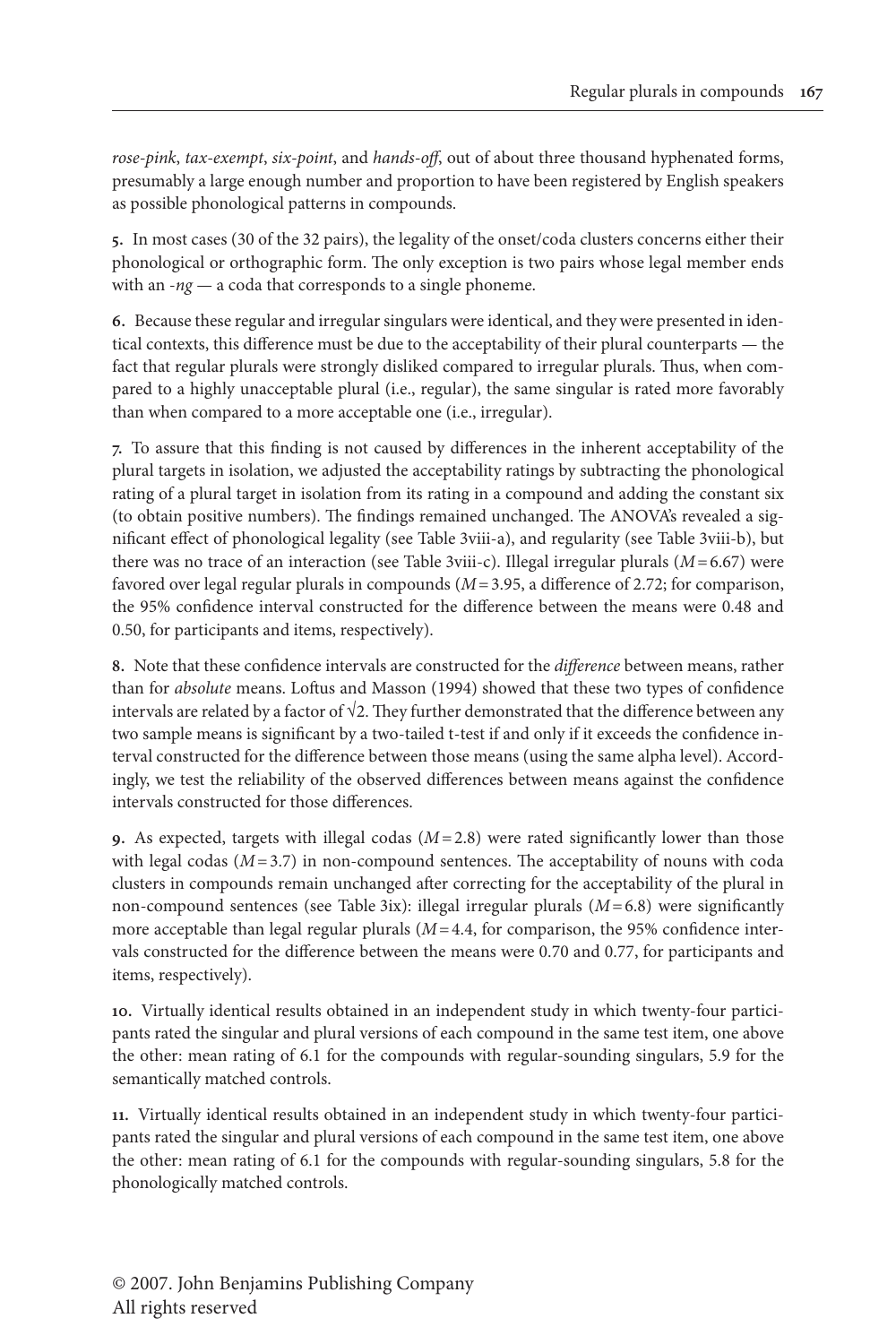*rose-pink*, *tax-exempt*, *six-point*, and *hands-off*, out of about three thousand hyphenated forms, presumably a large enough number and proportion to have been registered by English speakers as possible phonological patterns in compounds.

**5.** In most cases (30 of the 32 pairs), the legality of the onset/coda clusters concerns either their phonological or orthographic form. The only exception is two pairs whose legal member ends with an *-ng* — a coda that corresponds to a single phoneme.

**6.** Because these regular and irregular singulars were identical, and they were presented in identical contexts, this difference must be due to the acceptability of their plural counterparts — the fact that regular plurals were strongly disliked compared to irregular plurals. Thus, when compared to a highly unacceptable plural (i.e., regular), the same singular is rated more favorably than when compared to a more acceptable one (i.e., irregular).

**7.** To assure that this finding is not caused by differences in the inherent acceptability of the plural targets in isolation, we adjusted the acceptability ratings by subtracting the phonological rating of a plural target in isolation from its rating in a compound and adding the constant six (to obtain positive numbers). The findings remained unchanged. The ANOVA's revealed a significant effect of phonological legality (see Table 3viii-a), and regularity (see Table 3viii-b), but there was no trace of an interaction (see Table 3viii-c). Illegal irregular plurals ($M = 6.67$) were favored over legal regular plurals in compounds ($M = 3.95$, a difference of 2.72; for comparison, the 95% confidence interval constructed for the difference between the means were 0.48 and 0.50, for participants and items, respectively).

**8.** Note that these confidence intervals are constructed for the *difference* between means, rather than for *absolute* means. Loftus and Masson (1994) showed that these two types of confidence intervals are related by a factor of $\sqrt{2}$. They further demonstrated that the difference between any two sample means is significant by a two-tailed t-test if and only if it exceeds the confidence interval constructed for the difference between those means (using the same alpha level). Accordingly, we test the reliability of the observed differences between means against the confidence intervals constructed for those differences.

**9.** As expected, targets with illegal codas ($M = 2.8$) were rated significantly lower than those with legal codas ($M = 3.7$) in non-compound sentences. The acceptability of nouns with coda clusters in compounds remain unchanged after correcting for the acceptability of the plural in non-compound sentences (see Table 3ix): illegal irregular plurals ($M = 6.8$) were significantly more acceptable than legal regular plurals ($M = 4.4$, for comparison, the 95% confidence intervals constructed for the difference between the means were 0.70 and 0.77, for participants and items, respectively).

**10.** Virtually identical results obtained in an independent study in which twenty-four participants rated the singular and plural versions of each compound in the same test item, one above the other: mean rating of 6.1 for the compounds with regular-sounding singulars, 5.9 for the semantically matched controls.

**11.** Virtually identical results obtained in an independent study in which twenty-four participants rated the singular and plural versions of each compound in the same test item, one above the other: mean rating of 6.1 for the compounds with regular-sounding singulars, 5.8 for the phonologically matched controls.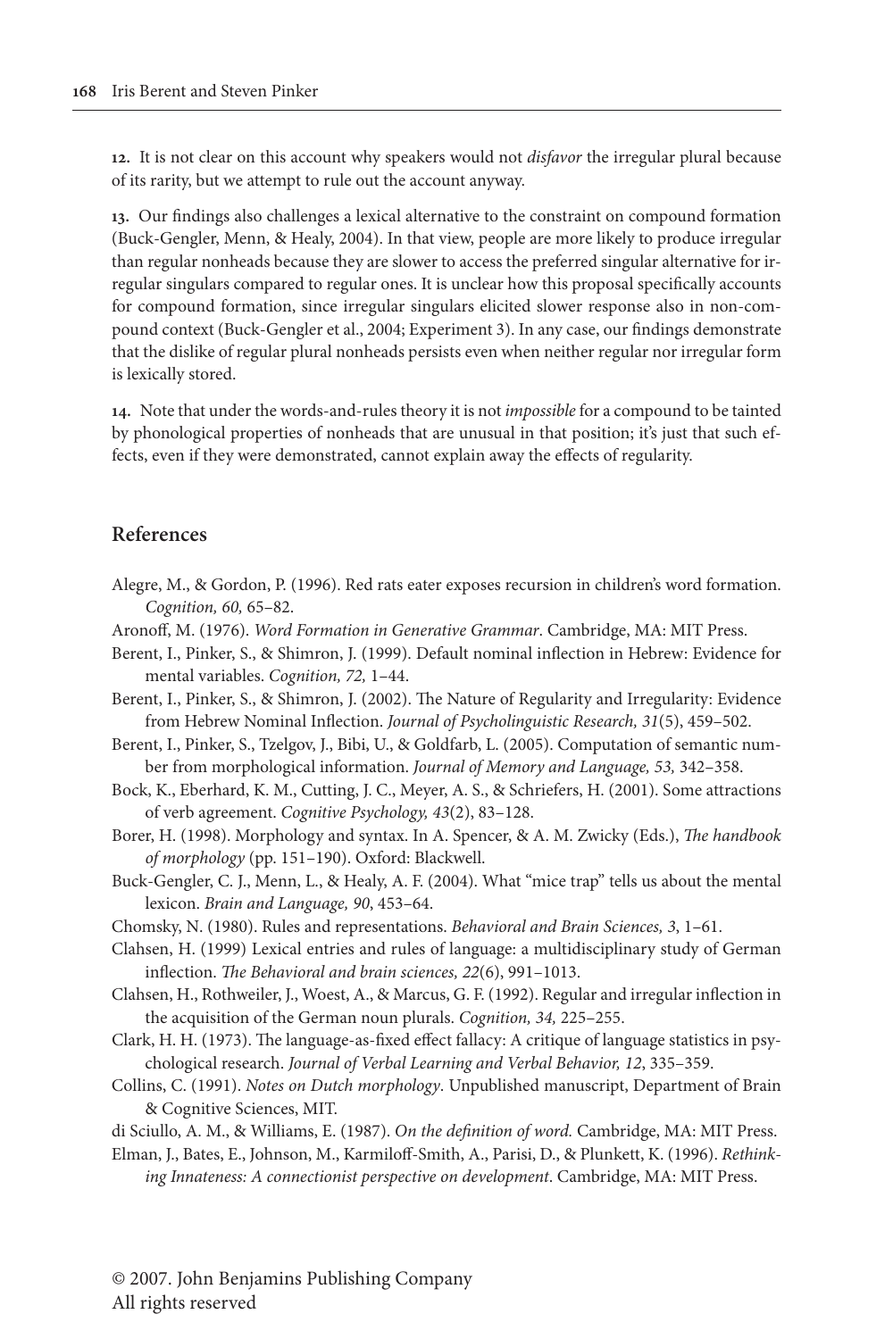**12.** It is not clear on this account why speakers would not *disfavor* the irregular plural because of its rarity, but we attempt to rule out the account anyway.

**13.** Our findings also challenges a lexical alternative to the constraint on compound formation (Buck-Gengler, Menn, & Healy, 2004). In that view, people are more likely to produce irregular than regular nonheads because they are slower to access the preferred singular alternative for irregular singulars compared to regular ones. It is unclear how this proposal specifically accounts for compound formation, since irregular singulars elicited slower response also in non-compound context (Buck-Gengler et al., 2004; Experiment 3). In any case, our findings demonstrate that the dislike of regular plural nonheads persists even when neither regular nor irregular form is lexically stored.

**14.** Note that under the words-and-rules theory it is not *impossible* for a compound to be tainted by phonological properties of nonheads that are unusual in that position; it's just that such effects, even if they were demonstrated, cannot explain away the effects of regularity.

## References

Alegre, M., & Gordon, P. (1996). Red rats eater exposes recursion in children's word formation. *Cognition, 60,* 65–82.

Aronoff, M. (1976). *Word Formation in Generative Grammar*. Cambridge, MA: MIT Press.

Berent, I., Pinker, S., & Shimron, J. (1999). Default nominal inflection in Hebrew: Evidence for mental variables. *Cognition, 72,* 1–44.

Berent, I., Pinker, S., & Shimron, J. (2002). The Nature of Regularity and Irregularity: Evidence from Hebrew Nominal Inflection. *Journal of Psycholinguistic Research, 31*(5), 459–502.

Berent, I., Pinker, S., Tzelgov, J., Bibi, U., & Goldfarb, L. (2005). Computation of semantic number from morphological information. *Journal of Memory and Language, 53*, 342–358.

Bock, K., Eberhard, K. M., Cutting, J. C., Meyer, A. S., & Schriefers, H. (2001). Some attractions of verb agreement. *Cognitive Psychology, 43*(2), 83–128.

Borer, H. (1998). Morphology and syntax. In A. Spencer, & A. M. Zwicky (Eds.), *The handbook of morphology* (pp. 151–190). Oxford: Blackwell.

Buck-Gengler, C. J., Menn, L., & Healy, A. F. (2004). What "mice trap" tells us about the mental lexicon. *Brain and Language, 90*, 453–64.

Chomsky, N. (1980). Rules and representations. *Behavioral and Brain Sciences, 3*, 1–61.

Clahsen, H. (1999) Lexical entries and rules of language: a multidisciplinary study of German inflection. *The Behavioral and brain sciences, 22*(6), 991–1013.

Clahsen, H., Rothweiler, J., Woest, A., & Marcus, G. F. (1992). Regular and irregular inflection in the acquisition of the German noun plurals. *Cognition, 34,* 225–255.

Clark, H. H. (1973). The language-as-fixed effect fallacy: A critique of language statistics in psychological research. *Journal of Verbal Learning and Verbal Behavior, 12*, 335–359.

Collins, C. (1991). *Notes on Dutch morphology*. Unpublished manuscript, Department of Brain & Cognitive Sciences, MIT.

di Sciullo, A. M., & Williams, E. (1987). *On the definition of word.* Cambridge, MA: MIT Press.

Elman, J., Bates, E., Johnson, M., Karmiloff-Smith, A., Parisi, D., & Plunkett, K. (1996). *Rethinking Innateness: A connectionist perspective on development*. Cambridge, MA: MIT Press.

© 2007. John Benjamins Publishing Company
All rights reserved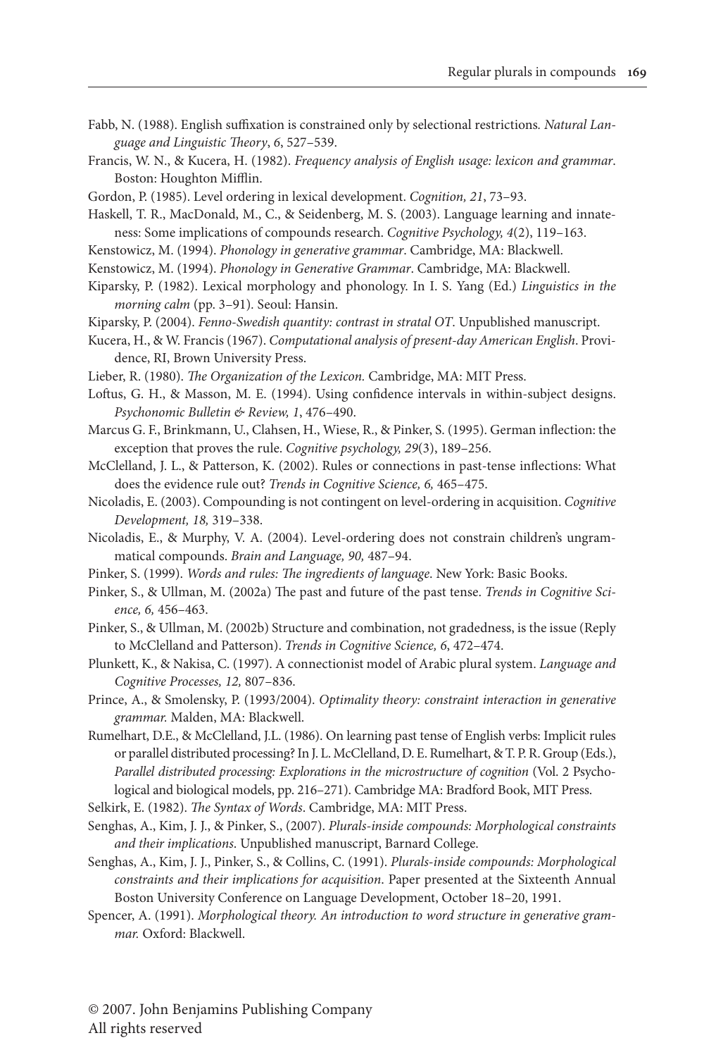Fabb, N. (1988). English suffixation is constrained only by selectional restrictions. *Natural Language and Linguistic Theory*, *6*, 527–539.

Francis, W. N., & Kucera, H. (1982). *Frequency analysis of English usage: lexicon and grammar*. Boston: Houghton Mifflin.

Gordon, P. (1985). Level ordering in lexical development. *Cognition, 21*, 73–93.

Haskell, T. R., MacDonald, M., C., & Seidenberg, M. S. (2003). Language learning and innateness: Some implications of compounds research. *Cognitive Psychology, 4*(2), 119–163.

Kenstowicz, M. (1994). *Phonology in generative grammar*. Cambridge, MA: Blackwell.

Kenstowicz, M. (1994). *Phonology in Generative Grammar*. Cambridge, MA: Blackwell.

Kiparsky, P. (1982). Lexical morphology and phonology. In I. S. Yang (Ed.) *Linguistics in the morning calm* (pp. 3–91). Seoul: Hansin.

Kiparsky, P. (2004). *Fenno-Swedish quantity: contrast in stratal OT*. Unpublished manuscript.

Kucera, H., & W. Francis (1967). *Computational analysis of present-day American English*. Providence, RI, Brown University Press.

Lieber, R. (1980). *The Organization of the Lexicon.* Cambridge, MA: MIT Press.

Loftus, G. H., & Masson, M. E. (1994). Using confidence intervals in within-subject designs. *Psychonomic Bulletin & Review, 1*, 476–490.

Marcus G. F., Brinkmann, U., Clahsen, H., Wiese, R., & Pinker, S. (1995). German inflection: the exception that proves the rule. *Cognitive psychology, 29*(3), 189–256.

McClelland, J. L., & Patterson, K. (2002). Rules or connections in past-tense inflections: What does the evidence rule out? *Trends in Cognitive Science, 6,* 465–475.

Nicoladis, E. (2003). Compounding is not contingent on level-ordering in acquisition. *Cognitive Development, 18,* 319–338.

Nicoladis, E., & Murphy, V. A. (2004). Level-ordering does not constrain children's ungrammatical compounds. *Brain and Language, 90,* 487–94.

Pinker, S. (1999). *Words and rules: The ingredients of language*. New York: Basic Books.

Pinker, S., & Ullman, M. (2002a) The past and future of the past tense. *Trends in Cognitive Science, 6,* 456–463.

Pinker, S., & Ullman, M. (2002b) Structure and combination, not gradedness, is the issue (Reply to McClelland and Patterson). *Trends in Cognitive Science, 6*, 472–474.

Plunkett, K., & Nakisa, C. (1997). A connectionist model of Arabic plural system. *Language and Cognitive Processes, 12,* 807–836.

Prince, A., & Smolensky, P. (1993/2004). *Optimality theory: constraint interaction in generative grammar.* Malden, MA: Blackwell.

Rumelhart, D.E., & McClelland, J.L. (1986). On learning past tense of English verbs: Implicit rules or parallel distributed processing? In J. L. McClelland, D. E. Rumelhart, & T. P. R. Group (Eds.), *Parallel distributed processing: Explorations in the microstructure of cognition* (Vol. 2 Psychological and biological models, pp. 216–271). Cambridge MA: Bradford Book, MIT Press.

Selkirk, E. (1982). *The Syntax of Words*. Cambridge, MA: MIT Press.

Senghas, A., Kim, J. J., & Pinker, S., (2007). *Plurals-inside compounds: Morphological constraints and their implications*. Unpublished manuscript, Barnard College.

Senghas, A., Kim, J. J., Pinker, S., & Collins, C. (1991). *Plurals-inside compounds: Morphological constraints and their implications for acquisition*. Paper presented at the Sixteenth Annual Boston University Conference on Language Development, October 18–20, 1991.

Spencer, A. (1991). *Morphological theory. An introduction to word structure in generative grammar.* Oxford: Blackwell.

© 2007. John Benjamins Publishing Company
All rights reserved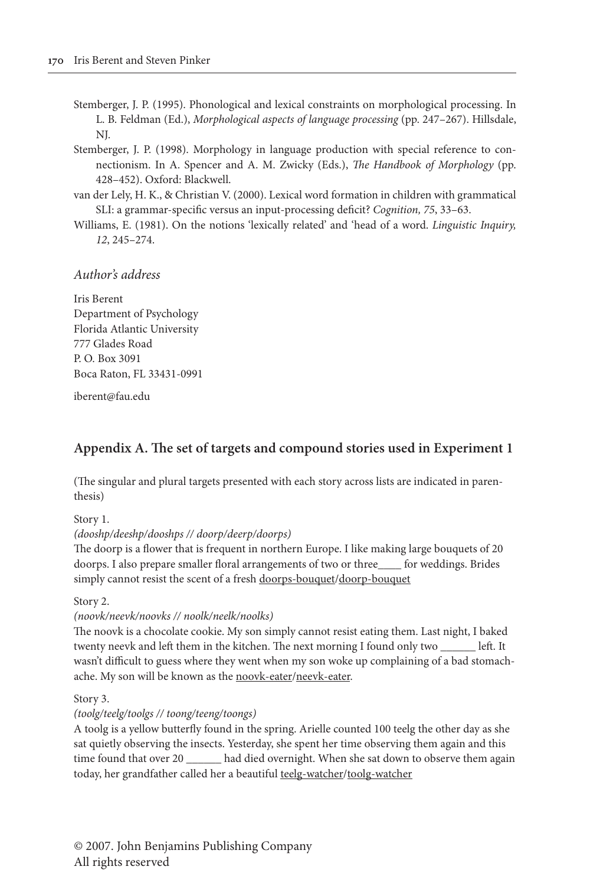Stemberger, J. P. (1995). Phonological and lexical constraints on morphological processing. In L. B. Feldman (Ed.), *Morphological aspects of language processing* (pp. 247–267). Hillsdale, NJ.

Stemberger, J. P. (1998). Morphology in language production with special reference to connectionism. In A. Spencer and A. M. Zwicky (Eds.), *The Handbook of Morphology* (pp. 428–452). Oxford: Blackwell.

van der Lely, H. K., & Christian V. (2000). Lexical word formation in children with grammatical SLI: a grammar-specific versus an input-processing deficit? *Cognition, 75*, 33–63.

Williams, E. (1981). On the notions 'lexically related' and 'head of a word. *Linguistic Inquiry, 12*, 245–274.

*Author's address*

Iris Berent
Department of Psychology
Florida Atlantic University
777 Glades Road
P. O. Box 3091
Boca Raton, FL 33431-0991

iberent@fau.edu

## Appendix A. The set of targets and compound stories used in Experiment 1

(The singular and plural targets presented with each story across lists are indicated in parenthesis)

Story 1.
*(dooshp/deeshp/dooshps // doorp/deerp/doorps)*
The doorp is a flower that is frequent in northern Europe. I like making large bouquets of 20 doorps. I also prepare smaller floral arrangements of two or three____ for weddings. Brides simply cannot resist the scent of a fresh doorps-bouquet/doorp-bouquet

Story 2.
*(noovk/neevk/noovks // noolk/neelk/noolks)*
The noovk is a chocolate cookie. My son simply cannot resist eating them. Last night, I baked twenty neevk and left them in the kitchen. The next morning I found only two ______ left. It wasn't difficult to guess where they went when my son woke up complaining of a bad stomachache. My son will be known as the noovk-eater/neevk-eater.

Story 3.
*(toolg/teelg/toolgs // toong/teeng/toongs)*
A toolg is a yellow butterfly found in the spring. Arielle counted 100 teelg the other day as she sat quietly observing the insects. Yesterday, she spent her time observing them again and this time found that over 20 ______ had died overnight. When she sat down to observe them again today, her grandfather called her a beautiful teelg-watcher/toolg-watcher

© 2007. John Benjamins Publishing Company
All rights reserved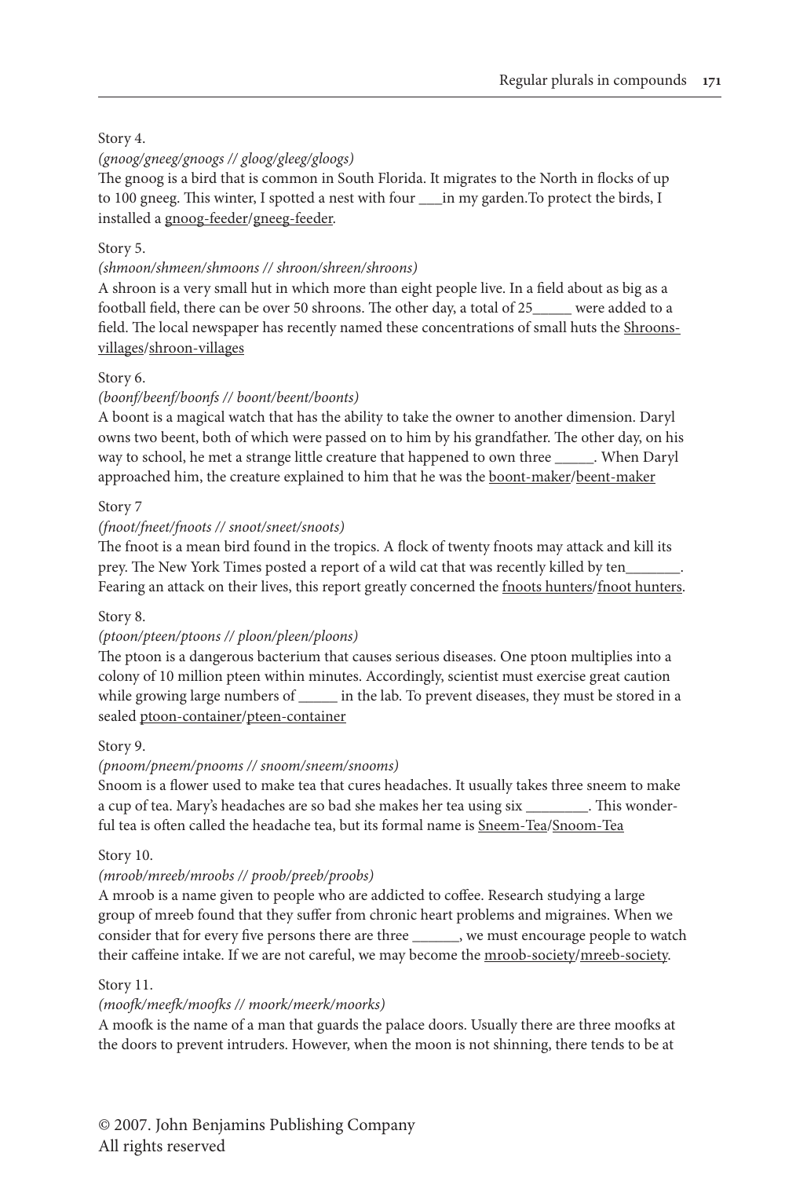Story 4.

*(gnoog/gneeg/gnoogs // gloog/gleeg/gloogs)*

The gnoog is a bird that is common in South Florida. It migrates to the North in flocks of up to 100 gneeg. This winter, I spotted a nest with four ___in my garden.To protect the birds, I installed a <u>gnoog-feeder</u>/<u>gneeg-feeder</u>.

Story 5.

*(shmoon/shmeen/shmoons // shroon/shreen/shroons)*

A shroon is a very small hut in which more than eight people live. In a field about as big as a football field, there can be over 50 shroons. The other day, a total of 25_____ were added to a field. The local newspaper has recently named these concentrations of small huts the <u>Shroons-villages</u>/<u>shroon-villages</u>

Story 6.

*(boonf/beenf/boonfs // boont/beent/boonts)*

A boont is a magical watch that has the ability to take the owner to another dimension. Daryl owns two beent, both of which were passed on to him by his grandfather. The other day, on his way to school, he met a strange little creature that happened to own three _____. When Daryl approached him, the creature explained to him that he was the <u>boont-maker</u>/<u>beent-maker</u>

Story 7

*(fnoot/fneet/fnoots // snoot/sneet/snoots)*

The fnoot is a mean bird found in the tropics. A flock of twenty fnoots may attack and kill its prey. The New York Times posted a report of a wild cat that was recently killed by ten_______. Fearing an attack on their lives, this report greatly concerned the <u>fnoots hunters</u>/<u>fnoot hunters</u>.

Story 8.

*(ptoon/pteen/ptoons // ploon/pleen/ploons)*

The ptoon is a dangerous bacterium that causes serious diseases. One ptoon multiplies into a colony of 10 million pteen within minutes. Accordingly, scientist must exercise great caution while growing large numbers of _____ in the lab. To prevent diseases, they must be stored in a sealed <u>ptoon-container</u>/<u>pteen-container</u>

Story 9.

*(pnoom/pneem/pnooms // snoom/sneem/snooms)*

Snoom is a flower used to make tea that cures headaches. It usually takes three sneem to make a cup of tea. Mary's headaches are so bad she makes her tea using six ________. This wonderful tea is often called the headache tea, but its formal name is <u>Sneem-Tea</u>/<u>Snoom-Tea</u>

Story 10.

*(mroob/mreeb/mroobs // proob/preeb/proobs)*

A mroob is a name given to people who are addicted to coffee. Research studying a large group of mreeb found that they suffer from chronic heart problems and migraines. When we consider that for every five persons there are three ______, we must encourage people to watch their caffeine intake. If we are not careful, we may become the <u>mroob-society</u>/<u>mreeb-society</u>.

Story 11.

*(moofk/meefk/moofks // moork/meerk/moorks)*

A moofk is the name of a man that guards the palace doors. Usually there are three moofks at the doors to prevent intruders. However, when the moon is not shinning, there tends to be at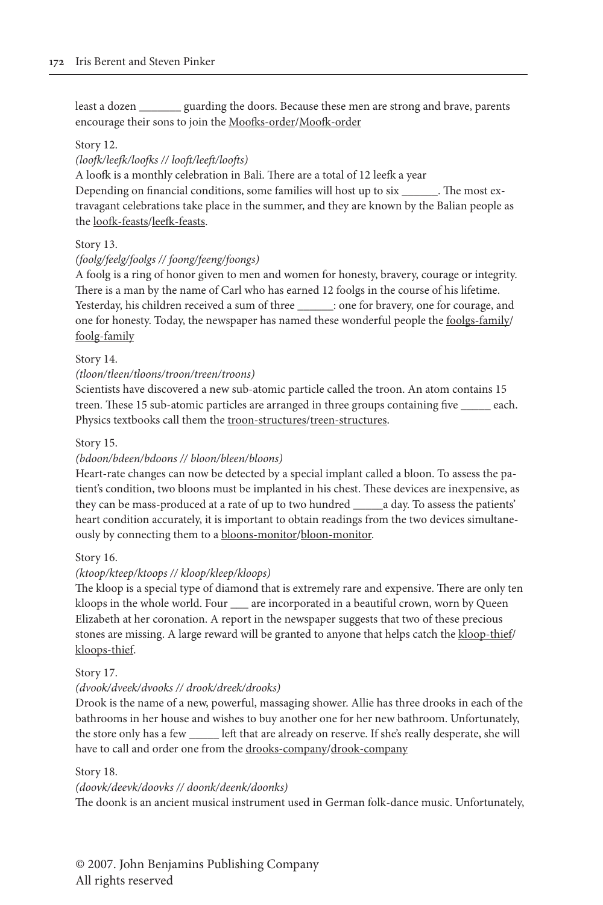least a dozen _______ guarding the doors. Because these men are strong and brave, parents encourage their sons to join the <u>Moofks-order</u>/<u>Moofk-order</u>

Story 12.
*(loofk/leefk/loofks // looft/leeft/loofts)*
A loofk is a monthly celebration in Bali. There are a total of 12 leefk a year
Depending on financial conditions, some families will host up to six ______. The most extravagant celebrations take place in the summer, and they are known by the Balian people as the <u>loofk-feasts</u>/<u>leefk-feasts</u>.

Story 13.
*(foolg/feelg/foolgs // foong/feeng/foongs)*
A foolg is a ring of honor given to men and women for honesty, bravery, courage or integrity. There is a man by the name of Carl who has earned 12 foolgs in the course of his lifetime. Yesterday, his children received a sum of three ______: one for bravery, one for courage, and one for honesty. Today, the newspaper has named these wonderful people the <u>foolgs-family</u>/<u>foolg-family</u>

Story 14.
*(tloon/tleen/tloons/troon/treen/troons)*
Scientists have discovered a new sub-atomic particle called the troon. An atom contains 15 treen. These 15 sub-atomic particles are arranged in three groups containing five _____ each. Physics textbooks call them the <u>troon-structures</u>/<u>treen-structures</u>.

Story 15.
*(bdoon/bdeen/bdoons // bloon/bleen/bloons)*
Heart-rate changes can now be detected by a special implant called a bloon. To assess the patient's condition, two bloons must be implanted in his chest. These devices are inexpensive, as they can be mass-produced at a rate of up to two hundred _____a day. To assess the patients' heart condition accurately, it is important to obtain readings from the two devices simultaneously by connecting them to a <u>bloons-monitor</u>/<u>bloon-monitor</u>.

Story 16.
*(ktoop/kteep/ktoops // kloop/kleep/kloops)*
The kloop is a special type of diamond that is extremely rare and expensive. There are only ten kloops in the whole world. Four ___ are incorporated in a beautiful crown, worn by Queen Elizabeth at her coronation. A report in the newspaper suggests that two of these precious stones are missing. A large reward will be granted to anyone that helps catch the <u>kloop-thief</u>/<u>kloops-thief</u>.

Story 17.
*(dvook/dveek/dvooks // drook/dreek/drooks)*
Drook is the name of a new, powerful, massaging shower. Allie has three drooks in each of the bathrooms in her house and wishes to buy another one for her new bathroom. Unfortunately, the store only has a few _____ left that are already on reserve. If she's really desperate, she will have to call and order one from the <u>drooks-company</u>/<u>drook-company</u>

Story 18.
*(doovk/deevk/doovks // doonk/deenk/doonks)*
The doonk is an ancient musical instrument used in German folk-dance music. Unfortunately,

© 2007. John Benjamins Publishing Company
All rights reserved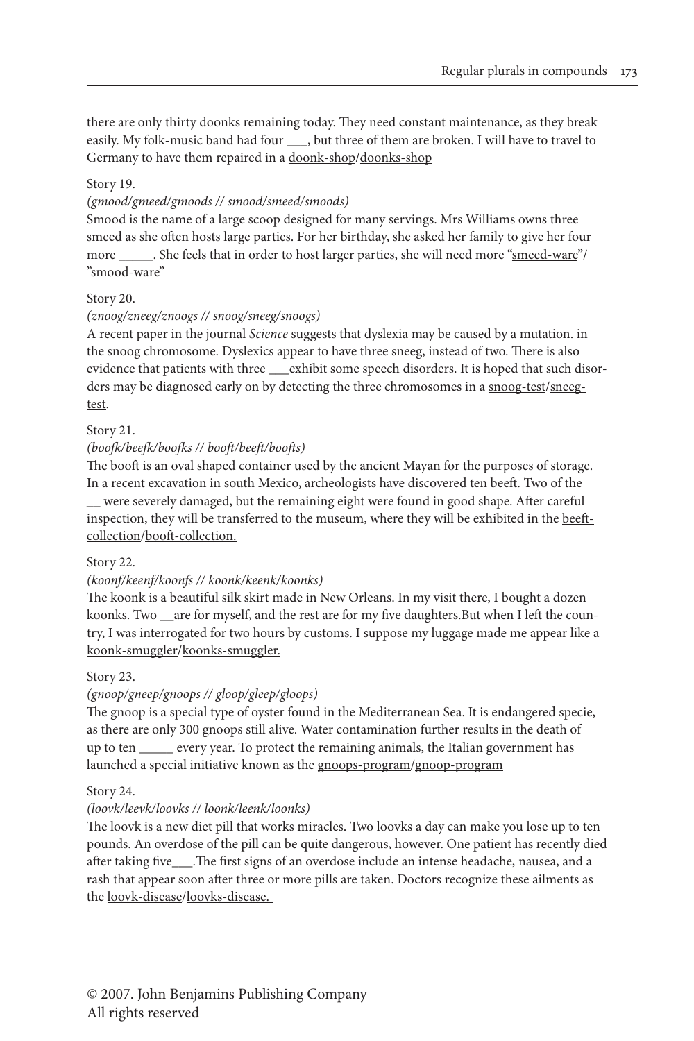there are only thirty doonks remaining today. They need constant maintenance, as they break easily. My folk-music band had four ___, but three of them are broken. I will have to travel to Germany to have them repaired in a <u>doonk-shop</u>/<u>doonks-shop</u>

Story 19.

*(gmood/gmeed/gmoods // smood/smeed/smoods)*

Smood is the name of a large scoop designed for many servings. Mrs Williams owns three smeed as she often hosts large parties. For her birthday, she asked her family to give her four more _____. She feels that in order to host larger parties, she will need more "<u>smeed-ware</u>"/ "<u>smood-ware</u>"

Story 20.

*(znoog/zneeg/znoogs // snoog/sneeg/snoogs)*

A recent paper in the journal *Science* suggests that dyslexia may be caused by a mutation. in the snoog chromosome. Dyslexics appear to have three sneeg, instead of two. There is also evidence that patients with three ___exhibit some speech disorders. It is hoped that such disorders may be diagnosed early on by detecting the three chromosomes in a <u>snoog-test</u>/<u>sneeg-test</u>.

Story 21.

*(boofk/beefk/boofks // booft/beeft/boofts)*

The booft is an oval shaped container used by the ancient Mayan for the purposes of storage. In a recent excavation in south Mexico, archeologists have discovered ten beeft. Two of the __ were severely damaged, but the remaining eight were found in good shape. After careful inspection, they will be transferred to the museum, where they will be exhibited in the <u>beeft-collection</u>/<u>booft-collection.</u>

Story 22.

*(koonf/keenf/koonfs // koonk/keenk/koonks)*

The koonk is a beautiful silk skirt made in New Orleans. In my visit there, I bought a dozen koonks. Two __are for myself, and the rest are for my five daughters.But when I left the country, I was interrogated for two hours by customs. I suppose my luggage made me appear like a <u>koonk-smuggler</u>/<u>koonks-smuggler.</u>

Story 23.

*(gnoop/gneep/gnoops // gloop/gleep/gloops)*

The gnoop is a special type of oyster found in the Mediterranean Sea. It is endangered specie, as there are only 300 gnoops still alive. Water contamination further results in the death of up to ten _____ every year. To protect the remaining animals, the Italian government has launched a special initiative known as the <u>gnoops-program</u>/<u>gnoop-program</u>

Story 24.

*(loovk/leevk/loovks // loonk/leenk/loonks)*

The loovk is a new diet pill that works miracles. Two loovks a day can make you lose up to ten pounds. An overdose of the pill can be quite dangerous, however. One patient has recently died after taking five___.The first signs of an overdose include an intense headache, nausea, and a rash that appear soon after three or more pills are taken. Doctors recognize these ailments as the <u>loovk-disease</u>/<u>loovks-disease.</u>

© 2007. John Benjamins Publishing Company
All rights reserved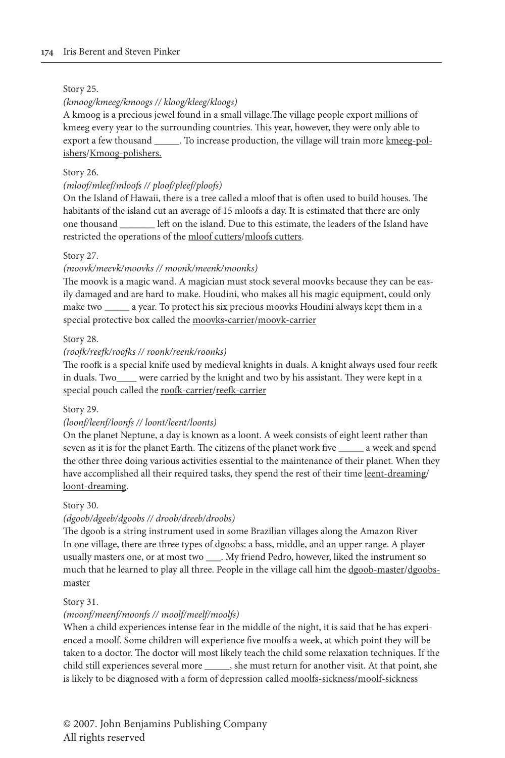Story 25.

*(kmoog/kmeeg/kmoogs // kloog/kleeg/kloogs)*

A kmoog is a precious jewel found in a small village.The village people export millions of kmeeg every year to the surrounding countries. This year, however, they were only able to export a few thousand _____. To increase production, the village will train more <u>kmeeg-polishers</u>/<u>Kmoog-polishers.</u>

Story 26.

*(mloof/mleef/mloofs // ploof/pleef/ploofs)*

On the Island of Hawaii, there is a tree called a mloof that is often used to build houses. The habitants of the island cut an average of 15 mloofs a day. It is estimated that there are only one thousand _______ left on the island. Due to this estimate, the leaders of the Island have restricted the operations of the <u>mloof cutters</u>/<u>mloofs cutters</u>.

Story 27.

*(moovk/meevk/moovks // moonk/meenk/moonks)*

The moovk is a magic wand. A magician must stock several moovks because they can be easily damaged and are hard to make. Houdini, who makes all his magic equipment, could only make two _____ a year. To protect his six precious moovks Houdini always kept them in a special protective box called the <u>moovks-carrier</u>/<u>moovk-carrier</u>

Story 28.

*(roofk/reefk/roofks // roonk/reenk/roonks)*

The roofk is a special knife used by medieval knights in duals. A knight always used four reefk in duals. Two____ were carried by the knight and two by his assistant. They were kept in a special pouch called the <u>roofk-carrier</u>/<u>reefk-carrier</u>

Story 29.

*(loonf/leenf/loonfs // loont/leent/loonts)*

On the planet Neptune, a day is known as a loont. A week consists of eight leent rather than seven as it is for the planet Earth. The citizens of the planet work five _____ a week and spend the other three doing various activities essential to the maintenance of their planet. When they have accomplished all their required tasks, they spend the rest of their time <u>leent-dreaming</u>/<u>loont-dreaming</u>.

Story 30.

*(dgoob/dgeeb/dgoobs // droob/dreeb/droobs)*

The dgoob is a string instrument used in some Brazilian villages along the Amazon River In one village, there are three types of dgoobs: a bass, middle, and an upper range. A player usually masters one, or at most two ___. My friend Pedro, however, liked the instrument so much that he learned to play all three. People in the village call him the <u>dgoob-master</u>/<u>dgoobs-master</u>

Story 31.

*(moonf/meenf/moonfs // moolf/meelf/moolfs)*

When a child experiences intense fear in the middle of the night, it is said that he has experienced a moolf. Some children will experience five moolfs a week, at which point they will be taken to a doctor. The doctor will most likely teach the child some relaxation techniques. If the child still experiences several more _____, she must return for another visit. At that point, she is likely to be diagnosed with a form of depression called <u>moolfs-sickness</u>/<u>moolf-sickness</u>

© 2007. John Benjamins Publishing Company
All rights reserved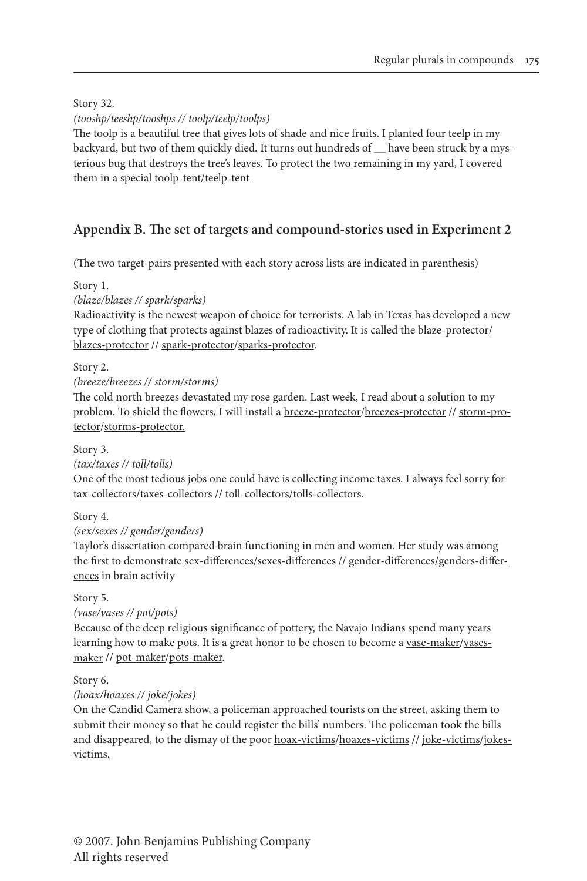Story 32.

*(tooshp/teeshp/tooshps // toolp/teelp/toolps)*

The toolp is a beautiful tree that gives lots of shade and nice fruits. I planted four teelp in my backyard, but two of them quickly died. It turns out hundreds of __ have been struck by a mysterious bug that destroys the tree's leaves. To protect the two remaining in my yard, I covered them in a special <u>toolp-tent</u>/<u>teelp-tent</u>

## Appendix B. The set of targets and compound-stories used in Experiment 2

(The two target-pairs presented with each story across lists are indicated in parenthesis)

Story 1.

*(blaze/blazes // spark/sparks)*

Radioactivity is the newest weapon of choice for terrorists. A lab in Texas has developed a new type of clothing that protects against blazes of radioactivity. It is called the <u>blaze-protector</u>/<u>blazes-protector</u> // <u>spark-protector</u>/<u>sparks-protector</u>.

Story 2.

*(breeze/breezes // storm/storms)*

The cold north breezes devastated my rose garden. Last week, I read about a solution to my problem. To shield the flowers, I will install a <u>breeze-protector</u>/<u>breezes-protector</u> // <u>storm-protector</u>/<u>storms-protector.</u>

Story 3.

*(tax/taxes // toll/tolls)*

One of the most tedious jobs one could have is collecting income taxes. I always feel sorry for <u>tax-collectors</u>/<u>taxes-collectors</u> // <u>toll-collectors</u>/<u>tolls-collectors</u>.

Story 4.

*(sex/sexes // gender/genders)*

Taylor's dissertation compared brain functioning in men and women. Her study was among the first to demonstrate <u>sex-differences</u>/<u>sexes-differences</u> // <u>gender-differences</u>/<u>genders-differences</u> in brain activity

Story 5.

*(vase/vases // pot/pots)*

Because of the deep religious significance of pottery, the Navajo Indians spend many years learning how to make pots. It is a great honor to be chosen to become a <u>vase-maker</u>/<u>vases-maker</u> // <u>pot-maker</u>/<u>pots-maker</u>.

Story 6.

*(hoax/hoaxes // joke/jokes)*

On the Candid Camera show, a policeman approached tourists on the street, asking them to submit their money so that he could register the bills' numbers. The policeman took the bills and disappeared, to the dismay of the poor <u>hoax-victims</u>/<u>hoaxes-victims</u> // <u>joke-victims</u>/<u>jokes-victims.</u>

© 2007. John Benjamins Publishing Company
All rights reserved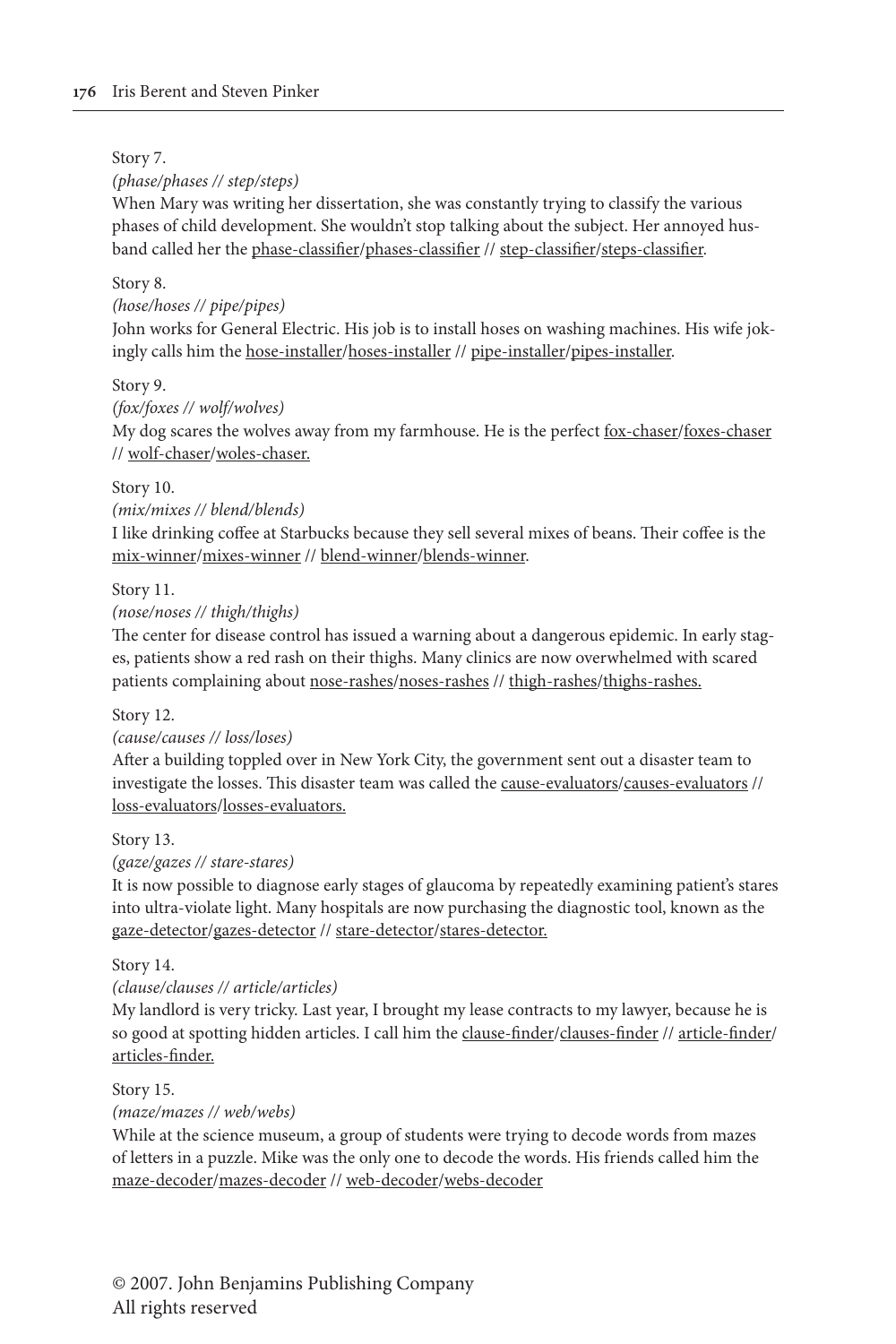Story 7.

*(phase/phases // step/steps)*

When Mary was writing her dissertation, she was constantly trying to classify the various phases of child development. She wouldn't stop talking about the subject. Her annoyed husband called her the <u>phase-classifier</u>/<u>phases-classifier</u> // <u>step-classifier</u>/<u>steps-classifier</u>.

Story 8.

*(hose/hoses // pipe/pipes)*

John works for General Electric. His job is to install hoses on washing machines. His wife jokingly calls him the <u>hose-installer</u>/<u>hoses-installer</u> // <u>pipe-installer</u>/<u>pipes-installer</u>.

Story 9.

*(fox/foxes // wolf/wolves)*

My dog scares the wolves away from my farmhouse. He is the perfect <u>fox-chaser</u>/<u>foxes-chaser</u> // <u>wolf-chaser</u>/<u>woles-chaser.</u>

Story 10.

*(mix/mixes // blend/blends)*

I like drinking coffee at Starbucks because they sell several mixes of beans. Their coffee is the <u>mix-winner</u>/<u>mixes-winner</u> // <u>blend-winner</u>/<u>blends-winner</u>.

Story 11.

*(nose/noses // thigh/thighs)*

The center for disease control has issued a warning about a dangerous epidemic. In early stages, patients show a red rash on their thighs. Many clinics are now overwhelmed with scared patients complaining about <u>nose-rashes</u>/<u>noses-rashes</u> // <u>thigh-rashes</u>/<u>thighs-rashes.</u>

Story 12.

*(cause/causes // loss/loses)*

After a building toppled over in New York City, the government sent out a disaster team to investigate the losses. This disaster team was called the <u>cause-evaluators</u>/<u>causes-evaluators</u> // <u>loss-evaluators</u>/<u>losses-evaluators.</u>

Story 13.

*(gaze/gazes // stare-stares)*

It is now possible to diagnose early stages of glaucoma by repeatedly examining patient's stares into ultra-violate light. Many hospitals are now purchasing the diagnostic tool, known as the <u>gaze-detector</u>/<u>gazes-detector</u> // <u>stare-detector</u>/<u>stares-detector.</u>

Story 14.

*(clause/clauses // article/articles)*

My landlord is very tricky. Last year, I brought my lease contracts to my lawyer, because he is so good at spotting hidden articles. I call him the <u>clause-finder</u>/<u>clauses-finder</u> // <u>article-finder</u>/<u>articles-finder.</u>

Story 15.

*(maze/mazes // web/webs)*

While at the science museum, a group of students were trying to decode words from mazes of letters in a puzzle. Mike was the only one to decode the words. His friends called him the <u>maze-decoder</u>/<u>mazes-decoder</u> // <u>web-decoder</u>/<u>webs-decoder</u>

© 2007. John Benjamins Publishing Company
All rights reserved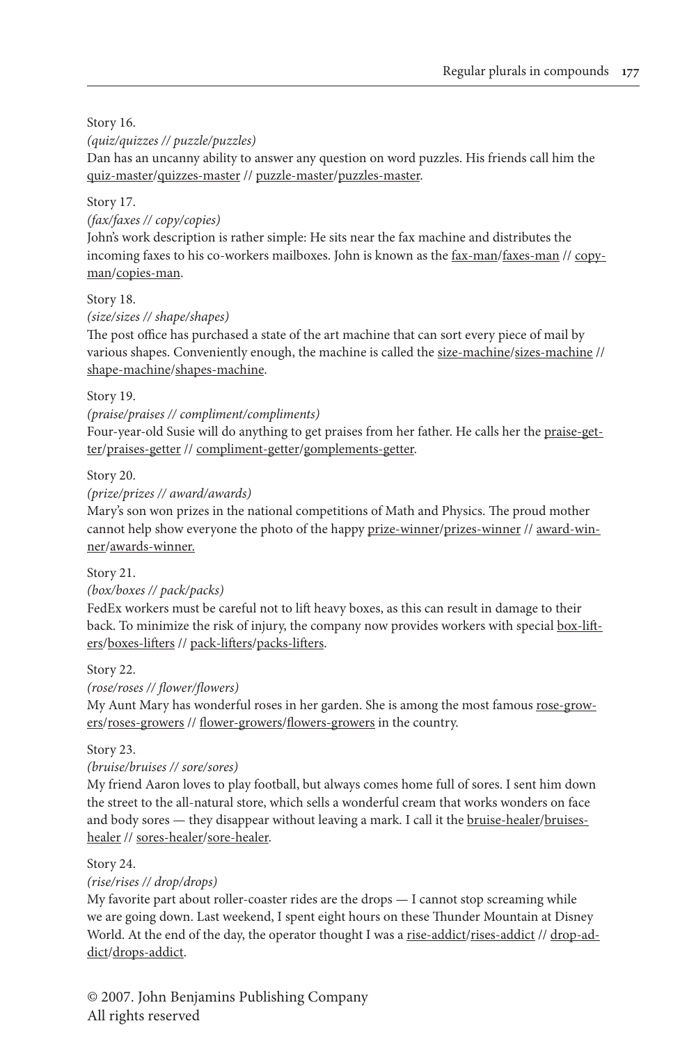Story 16.

*(quiz/quizzes // puzzle/puzzles)*

Dan has an uncanny ability to answer any question on word puzzles. His friends call him the <u>quiz-master</u>/<u>quizzes-master</u> // <u>puzzle-master</u>/<u>puzzles-master</u>.

Story 17.

*(fax/faxes // copy/copies)*

John's work description is rather simple: He sits near the fax machine and distributes the incoming faxes to his co-workers mailboxes. John is known as the <u>fax-man</u>/<u>faxes-man</u> // <u>copy-man</u>/<u>copies-man</u>.

Story 18.

*(size/sizes // shape/shapes)*

The post office has purchased a state of the art machine that can sort every piece of mail by various shapes. Conveniently enough, the machine is called the <u>size-machine</u>/<u>sizes-machine</u> // <u>shape-machine</u>/<u>shapes-machine</u>.

Story 19.

*(praise/praises // compliment/compliments)*

Four-year-old Susie will do anything to get praises from her father. He calls her the <u>praise-getter</u>/<u>praises-getter</u> // <u>compliment-getter</u>/<u>gomplements-getter</u>.

Story 20.

*(prize/prizes // award/awards)*

Mary's son won prizes in the national competitions of Math and Physics. The proud mother cannot help show everyone the photo of the happy <u>prize-winner</u>/<u>prizes-winner</u> // <u>award-winner</u>/<u>awards-winner.</u>

Story 21.

*(box/boxes // pack/packs)*

FedEx workers must be careful not to lift heavy boxes, as this can result in damage to their back. To minimize the risk of injury, the company now provides workers with special <u>box-lifters</u>/<u>boxes-lifters</u> // <u>pack-lifters</u>/<u>packs-lifters</u>.

Story 22.

*(rose/roses // flower/flowers)*

My Aunt Mary has wonderful roses in her garden. She is among the most famous <u>rose-growers</u>/<u>roses-growers</u> // <u>flower-growers</u>/<u>flowers-growers</u> in the country.

Story 23.

*(bruise/bruises // sore/sores)*

My friend Aaron loves to play football, but always comes home full of sores. I sent him down the street to the all-natural store, which sells a wonderful cream that works wonders on face and body sores — they disappear without leaving a mark. I call it the <u>bruise-healer</u>/<u>bruises-healer</u> // <u>sores-healer</u>/<u>sore-healer</u>.

Story 24.

*(rise/rises // drop/drops)*

My favorite part about roller-coaster rides are the drops — I cannot stop screaming while we are going down. Last weekend, I spent eight hours on these Thunder Mountain at Disney World. At the end of the day, the operator thought I was a <u>rise-addict</u>/<u>rises-addict</u> // <u>drop-addict</u>/<u>drops-addict</u>.

© 2007. John Benjamins Publishing Company
All rights reserved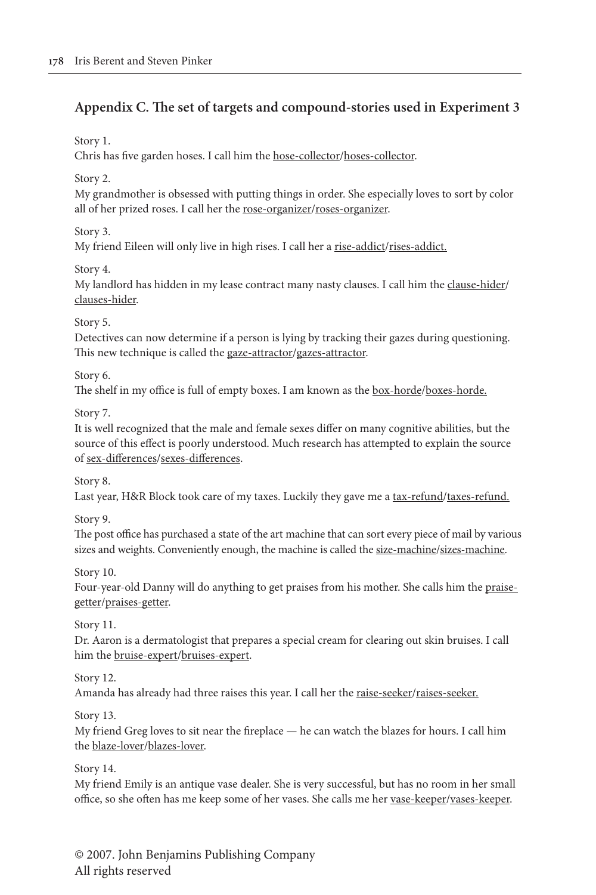## Appendix C. The set of targets and compound-stories used in Experiment 3

Story 1.
Chris has five garden hoses. I call him the hose-collector/hoses-collector.

Story 2.
My grandmother is obsessed with putting things in order. She especially loves to sort by color all of her prized roses. I call her the rose-organizer/roses-organizer.

Story 3.
My friend Eileen will only live in high rises. I call her a rise-addict/rises-addict.

Story 4.
My landlord has hidden in my lease contract many nasty clauses. I call him the clause-hider/clauses-hider.

Story 5.
Detectives can now determine if a person is lying by tracking their gazes during questioning. This new technique is called the gaze-attractor/gazes-attractor.

Story 6.
The shelf in my office is full of empty boxes. I am known as the box-horde/boxes-horde.

Story 7.
It is well recognized that the male and female sexes differ on many cognitive abilities, but the source of this effect is poorly understood. Much research has attempted to explain the source of sex-differences/sexes-differences.

Story 8.
Last year, H&R Block took care of my taxes. Luckily they gave me a tax-refund/taxes-refund.

Story 9.
The post office has purchased a state of the art machine that can sort every piece of mail by various sizes and weights. Conveniently enough, the machine is called the size-machine/sizes-machine.

Story 10.
Four-year-old Danny will do anything to get praises from his mother. She calls him the praise-getter/praises-getter.

Story 11.
Dr. Aaron is a dermatologist that prepares a special cream for clearing out skin bruises. I call him the bruise-expert/bruises-expert.

Story 12.
Amanda has already had three raises this year. I call her the raise-seeker/raises-seeker.

Story 13.
My friend Greg loves to sit near the fireplace — he can watch the blazes for hours. I call him the blaze-lover/blazes-lover.

Story 14.
My friend Emily is an antique vase dealer. She is very successful, but has no room in her small office, so she often has me keep some of her vases. She calls me her vase-keeper/vases-keeper.

© 2007. John Benjamins Publishing Company
All rights reserved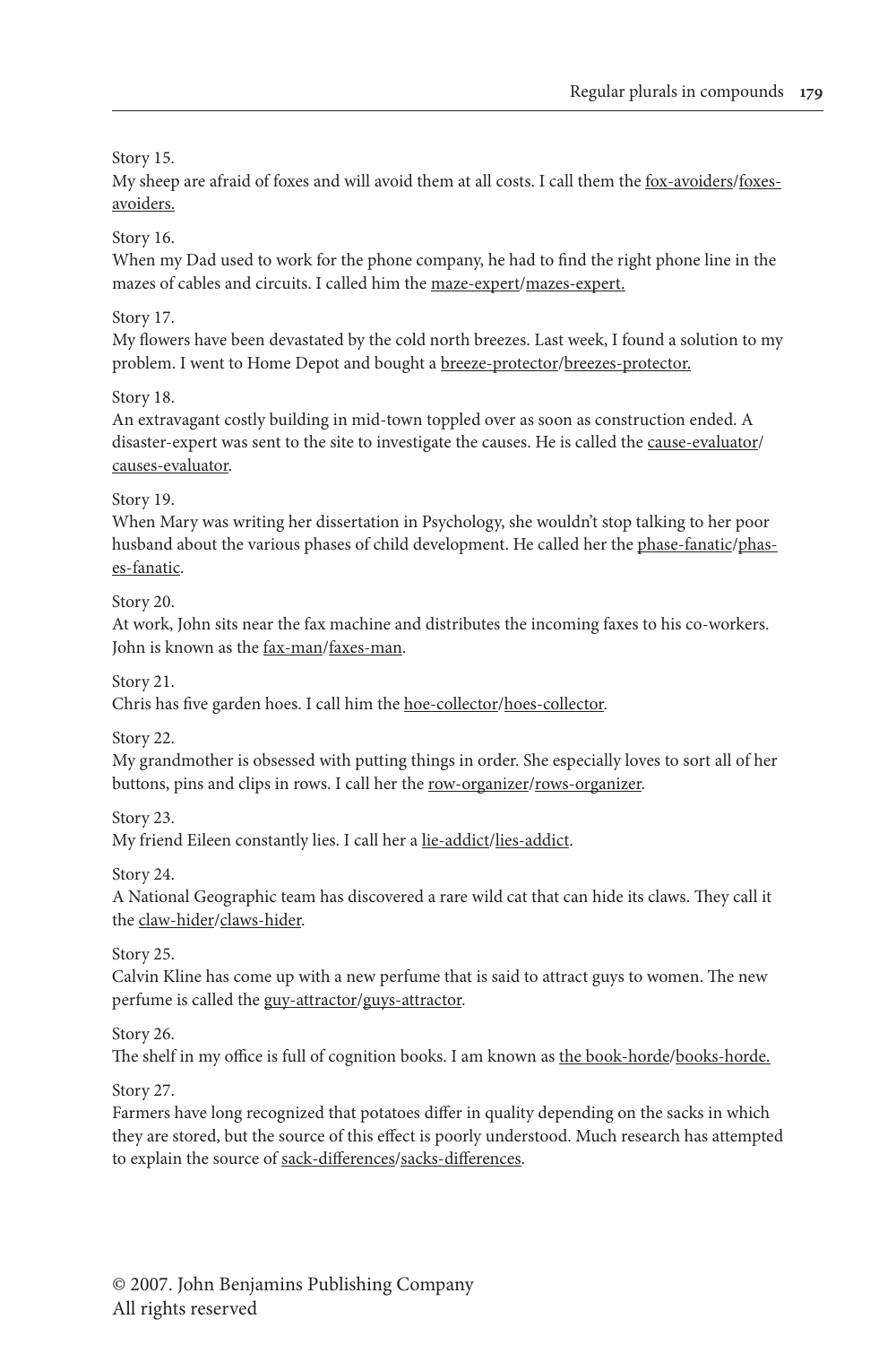Story 15.
My sheep are afraid of foxes and will avoid them at all costs. I call them the <u>fox-avoiders</u>/<u>foxes-avoiders.</u>

Story 16.
When my Dad used to work for the phone company, he had to find the right phone line in the mazes of cables and circuits. I called him the <u>maze-expert</u>/<u>mazes-expert.</u>

Story 17.
My flowers have been devastated by the cold north breezes. Last week, I found a solution to my problem. I went to Home Depot and bought a <u>breeze-protector</u>/<u>breezes-protector.</u>

Story 18.
An extravagant costly building in mid-town toppled over as soon as construction ended. A disaster-expert was sent to the site to investigate the causes. He is called the <u>cause-evaluator</u>/<u>causes-evaluator</u>.

Story 19.
When Mary was writing her dissertation in Psychology, she wouldn't stop talking to her poor husband about the various phases of child development. He called her the <u>phase-fanatic</u>/<u>phases-fanatic</u>.

Story 20.
At work, John sits near the fax machine and distributes the incoming faxes to his co-workers. John is known as the <u>fax-man</u>/<u>faxes-man</u>.

Story 21.
Chris has five garden hoes. I call him the <u>hoe-collector</u>/<u>hoes-collector</u>.

Story 22.
My grandmother is obsessed with putting things in order. She especially loves to sort all of her buttons, pins and clips in rows. I call her the <u>row-organizer</u>/<u>rows-organizer</u>.

Story 23.
My friend Eileen constantly lies. I call her a <u>lie-addict</u>/<u>lies-addict</u>.

Story 24.
A National Geographic team has discovered a rare wild cat that can hide its claws. They call it the <u>claw-hider</u>/<u>claws-hider</u>.

Story 25.
Calvin Kline has come up with a new perfume that is said to attract guys to women. The new perfume is called the <u>guy-attractor</u>/<u>guys-attractor</u>.

Story 26.
The shelf in my office is full of cognition books. I am known as <u>the book-horde</u>/<u>books-horde.</u>

Story 27.
Farmers have long recognized that potatoes differ in quality depending on the sacks in which they are stored, but the source of this effect is poorly understood. Much research has attempted to explain the source of <u>sack-differences</u>/<u>sacks-differences</u>.

© 2007. John Benjamins Publishing Company
All rights reserved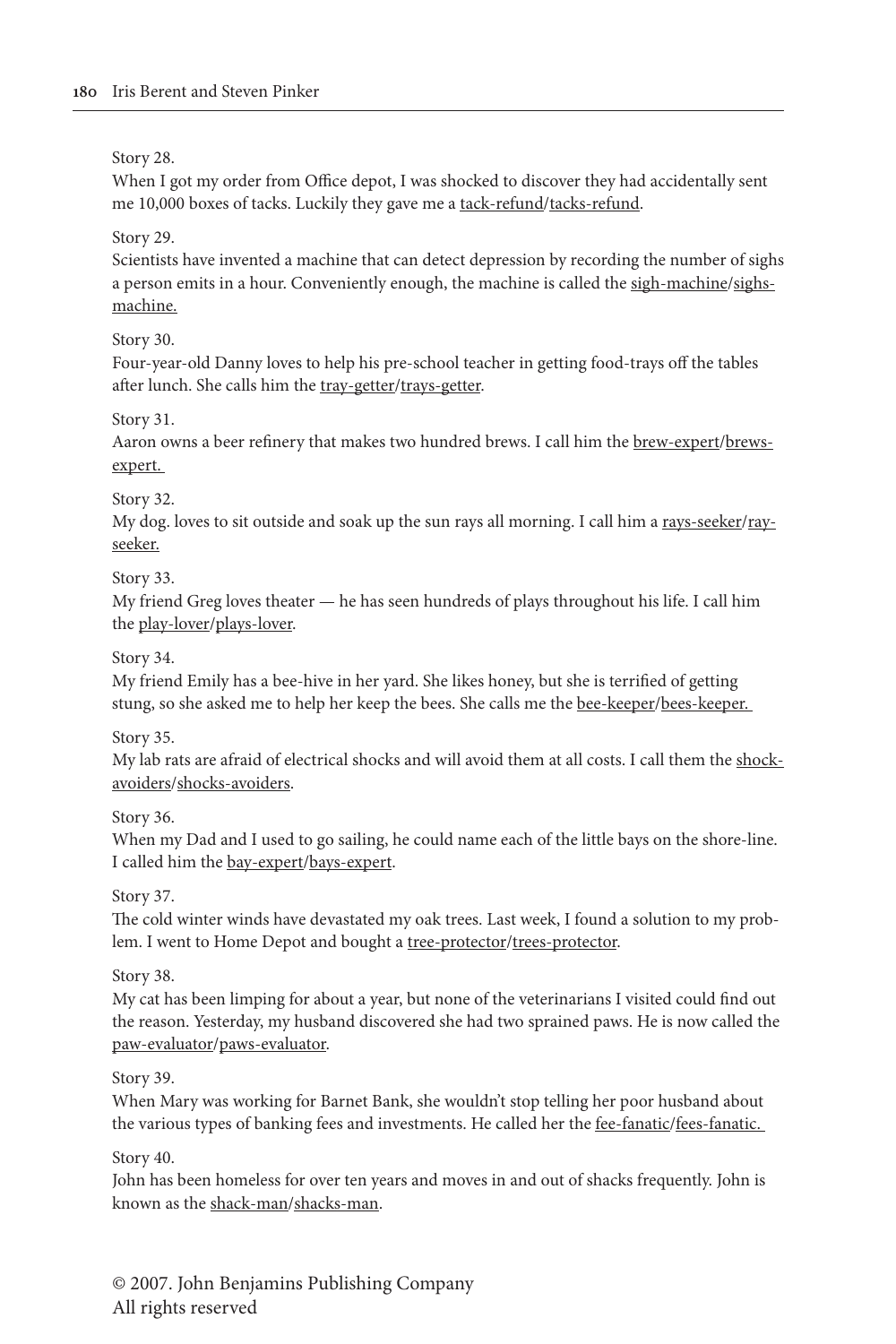Story 28.
When I got my order from Office depot, I was shocked to discover they had accidentally sent me 10,000 boxes of tacks. Luckily they gave me a <u>tack-refund</u>/<u>tacks-refund</u>.

Story 29.
Scientists have invented a machine that can detect depression by recording the number of sighs a person emits in a hour. Conveniently enough, the machine is called the <u>sigh-machine</u>/<u>sighs-machine.</u>

Story 30.
Four-year-old Danny loves to help his pre-school teacher in getting food-trays off the tables after lunch. She calls him the <u>tray-getter</u>/<u>trays-getter</u>.

Story 31.
Aaron owns a beer refinery that makes two hundred brews. I call him the <u>brew-expert</u>/<u>brews-expert.</u>

Story 32.
My dog. loves to sit outside and soak up the sun rays all morning. I call him a <u>rays-seeker</u>/<u>ray-seeker.</u>

Story 33.
My friend Greg loves theater — he has seen hundreds of plays throughout his life. I call him the <u>play-lover</u>/<u>plays-lover</u>.

Story 34.
My friend Emily has a bee-hive in her yard. She likes honey, but she is terrified of getting stung, so she asked me to help her keep the bees. She calls me the <u>bee-keeper</u>/<u>bees-keeper.</u>

Story 35.
My lab rats are afraid of electrical shocks and will avoid them at all costs. I call them the <u>shock-avoiders</u>/<u>shocks-avoiders</u>.

Story 36.
When my Dad and I used to go sailing, he could name each of the little bays on the shore-line. I called him the <u>bay-expert</u>/<u>bays-expert</u>.

Story 37.
The cold winter winds have devastated my oak trees. Last week, I found a solution to my problem. I went to Home Depot and bought a <u>tree-protector</u>/<u>trees-protector</u>.

Story 38.
My cat has been limping for about a year, but none of the veterinarians I visited could find out the reason. Yesterday, my husband discovered she had two sprained paws. He is now called the <u>paw-evaluator</u>/<u>paws-evaluator</u>.

Story 39.
When Mary was working for Barnet Bank, she wouldn't stop telling her poor husband about the various types of banking fees and investments. He called her the <u>fee-fanatic</u>/<u>fees-fanatic.</u>

Story 40.
John has been homeless for over ten years and moves in and out of shacks frequently. John is known as the <u>shack-man</u>/<u>shacks-man</u>.

© 2007. John Benjamins Publishing Company
All rights reserved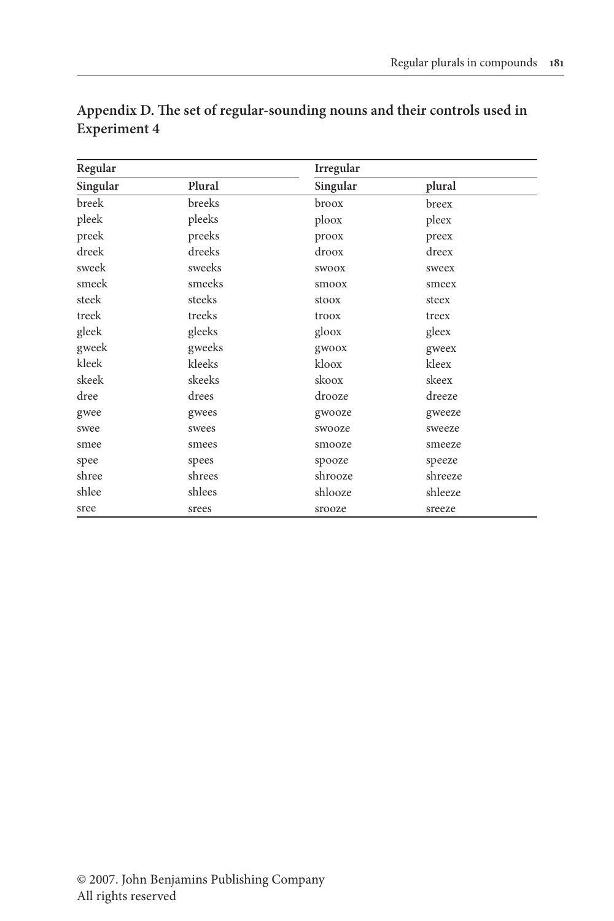## Appendix D. The set of regular-sounding nouns and their controls used in Experiment 4

| Regular | | Irregular | |
|---|---|---|---|
| Singular | Plural | Singular | plural |
| breek | breeks | broox | breex |
| pleek | pleeks | ploox | pleex |
| preek | preeks | proox | preex |
| dreek | dreeks | droox | dreex |
| sweek | sweeks | swoox | sweex |
| smeek | smeeks | smoox | smeex |
| steek | steeks | stoox | steex |
| treek | treeks | troox | treex |
| gleek | gleeks | gloox | gleex |
| gweek | gweeks | gwoox | gweex |
| kleek | kleeks | kloox | kleex |
| skeek | skeeks | skoox | skeex |
| dree | drees | drooze | dreeze |
| gwee | gwees | gwooze | gweeze |
| swee | swees | swooze | sweeze |
| smee | smees | smooze | smeeze |
| spee | spees | spooze | speeze |
| shree | shrees | shrooze | shreeze |
| shlee | shlees | shlooze | shleeze |
| sree | srees | srooze | sreeze |

© 2007. John Benjamins Publishing Company
All rights reserved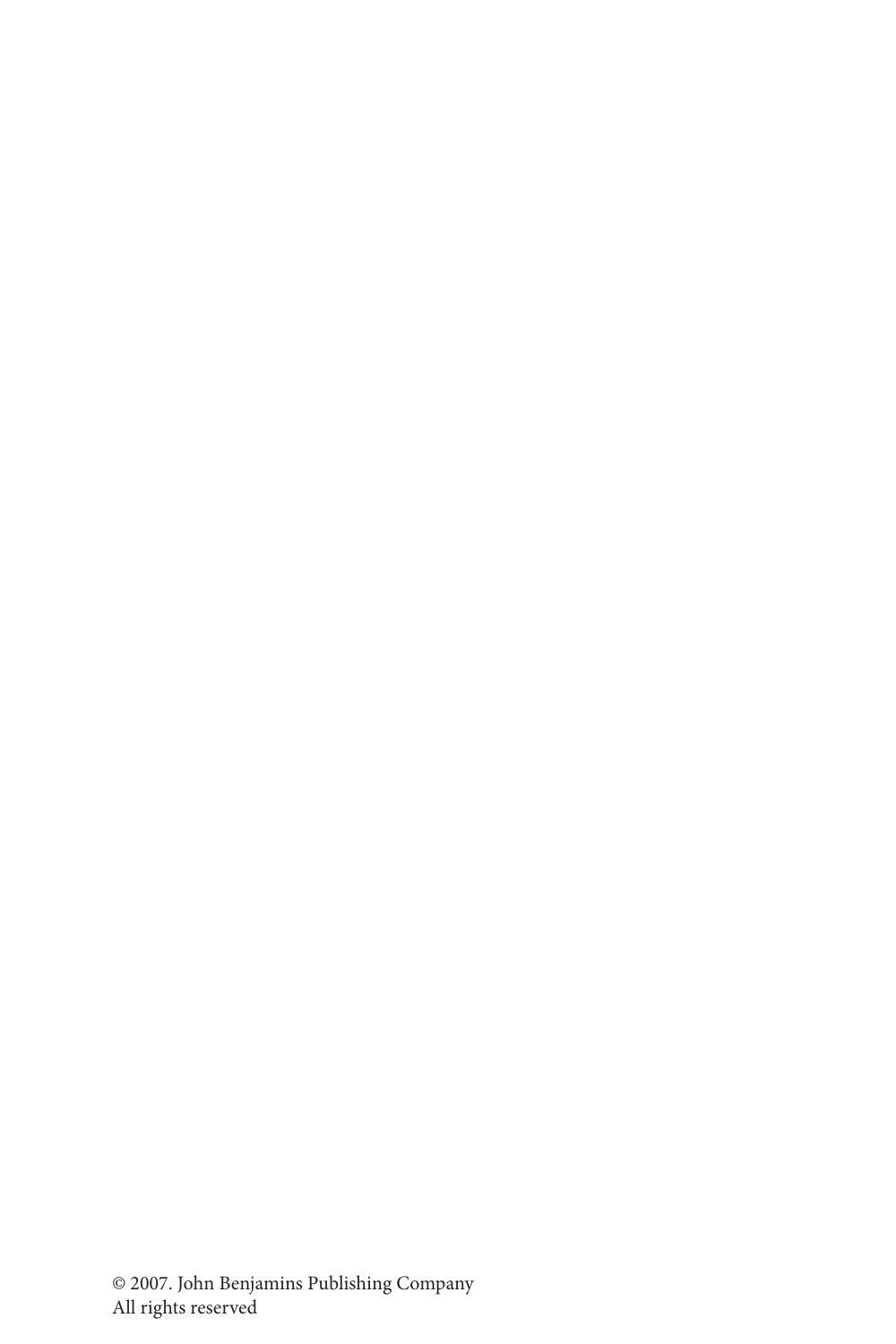© 2007. John Benjamins Publishing Company
All rights reserved